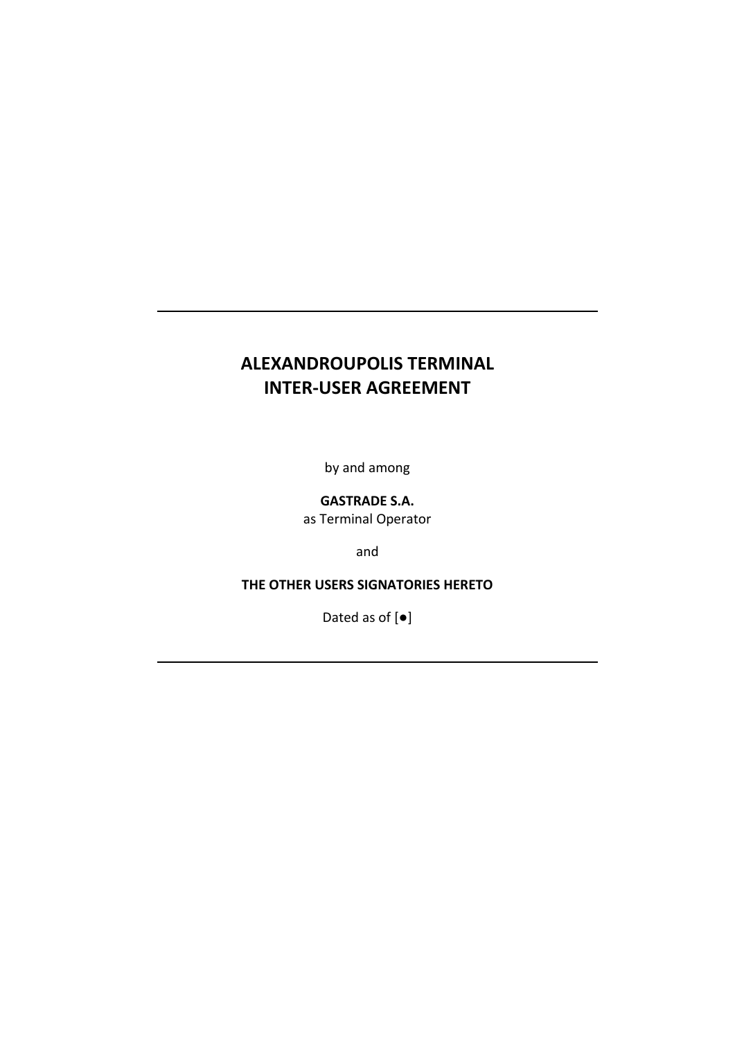---

# ALEXANDROUPOLIS TERMINAL INTER-USER AGREEMENT

by and among

**GASTRADE S.A.**
as Terminal Operator

and

**THE OTHER USERS SIGNATORIES HERETO**

Dated as of [●]

---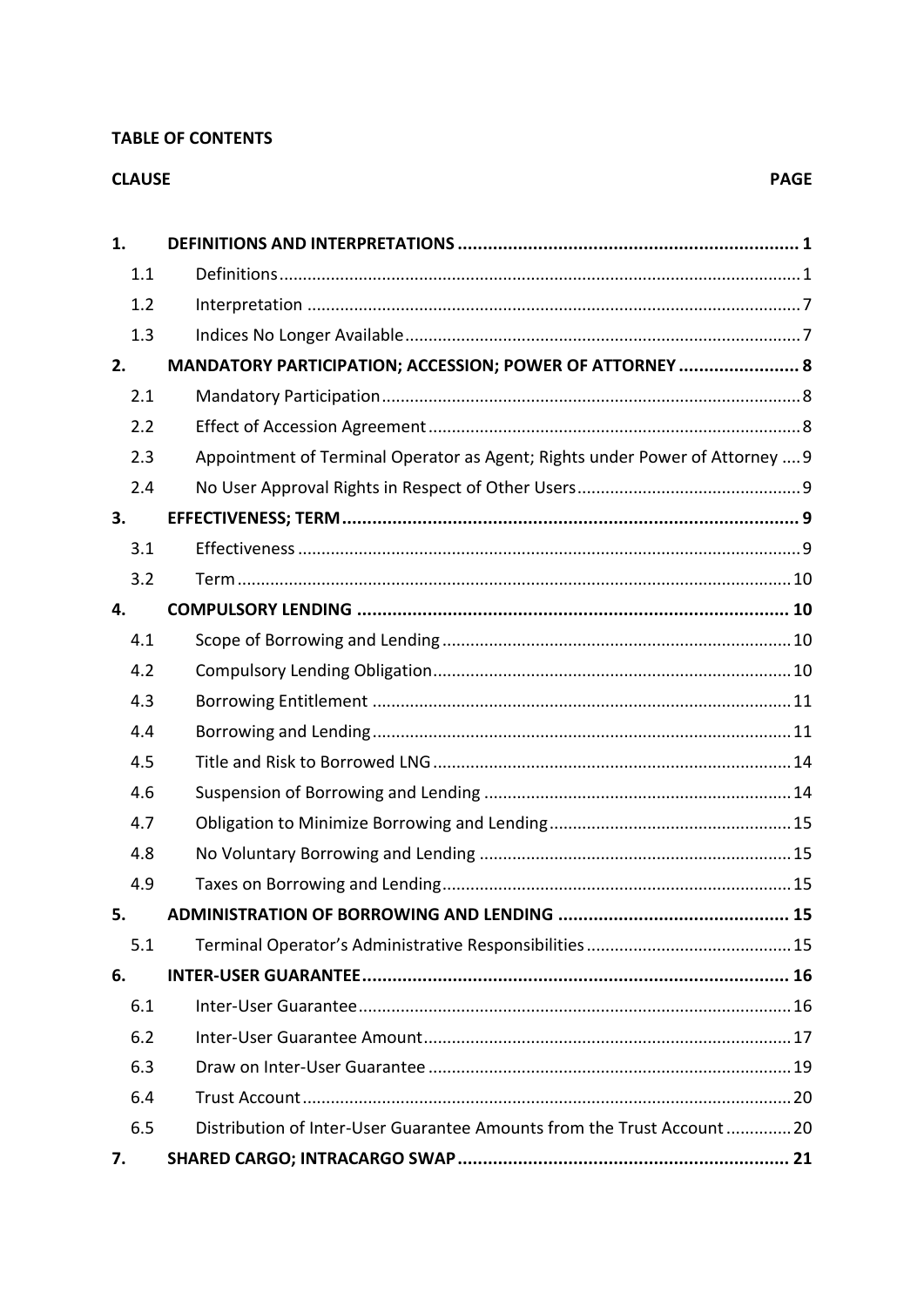**TABLE OF CONTENTS**

| CLAUSE | | PAGE |
|---|---|---|
| **1.** | **DEFINITIONS AND INTERPRETATIONS** | **1** |
| 1.1 | Definitions | 1 |
| 1.2 | Interpretation | 7 |
| 1.3 | Indices No Longer Available | 7 |
| **2.** | **MANDATORY PARTICIPATION; ACCESSION; POWER OF ATTORNEY** | **8** |
| 2.1 | Mandatory Participation | 8 |
| 2.2 | Effect of Accession Agreement | 8 |
| 2.3 | Appointment of Terminal Operator as Agent; Rights under Power of Attorney | 9 |
| 2.4 | No User Approval Rights in Respect of Other Users | 9 |
| **3.** | **EFFECTIVENESS; TERM** | **9** |
| 3.1 | Effectiveness | 9 |
| 3.2 | Term | 10 |
| **4.** | **COMPULSORY LENDING** | **10** |
| 4.1 | Scope of Borrowing and Lending | 10 |
| 4.2 | Compulsory Lending Obligation | 10 |
| 4.3 | Borrowing Entitlement | 11 |
| 4.4 | Borrowing and Lending | 11 |
| 4.5 | Title and Risk to Borrowed LNG | 14 |
| 4.6 | Suspension of Borrowing and Lending | 14 |
| 4.7 | Obligation to Minimize Borrowing and Lending | 15 |
| 4.8 | No Voluntary Borrowing and Lending | 15 |
| 4.9 | Taxes on Borrowing and Lending | 15 |
| **5.** | **ADMINISTRATION OF BORROWING AND LENDING** | **15** |
| 5.1 | Terminal Operator's Administrative Responsibilities | 15 |
| **6.** | **INTER-USER GUARANTEE** | **16** |
| 6.1 | Inter-User Guarantee | 16 |
| 6.2 | Inter-User Guarantee Amount | 17 |
| 6.3 | Draw on Inter-User Guarantee | 19 |
| 6.4 | Trust Account | 20 |
| 6.5 | Distribution of Inter-User Guarantee Amounts from the Trust Account | 20 |
| **7.** | **SHARED CARGO; INTRACARGO SWAP** | **21** |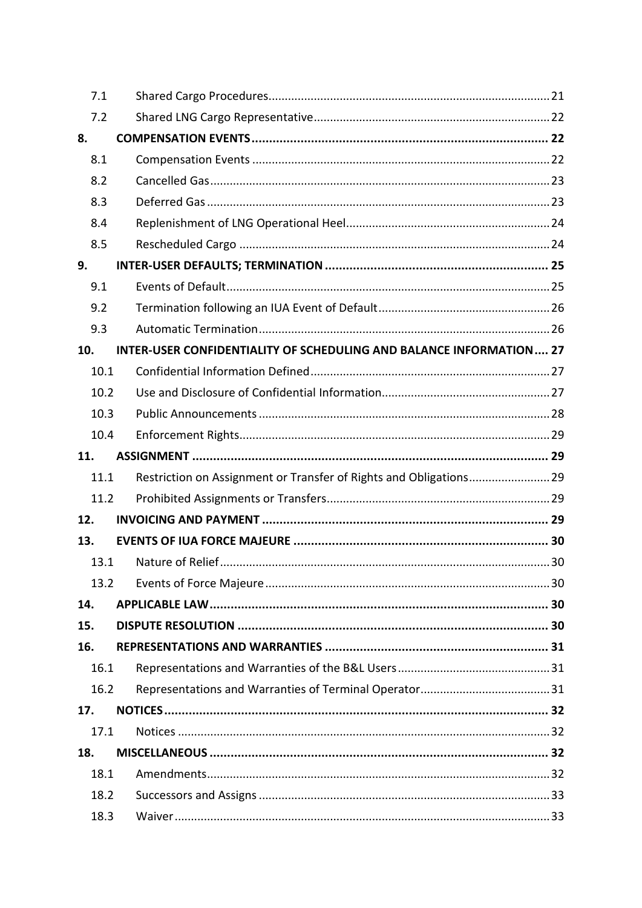| | | |
|---|---|---|
| 7.1 | Shared Cargo Procedures | 21 |
| 7.2 | Shared LNG Cargo Representative | 22 |
| **8.** | **COMPENSATION EVENTS** | **22** |
| 8.1 | Compensation Events | 22 |
| 8.2 | Cancelled Gas | 23 |
| 8.3 | Deferred Gas | 23 |
| 8.4 | Replenishment of LNG Operational Heel | 24 |
| 8.5 | Rescheduled Cargo | 24 |
| **9.** | **INTER-USER DEFAULTS; TERMINATION** | **25** |
| 9.1 | Events of Default | 25 |
| 9.2 | Termination following an IUA Event of Default | 26 |
| 9.3 | Automatic Termination | 26 |
| **10.** | **INTER-USER CONFIDENTIALITY OF SCHEDULING AND BALANCE INFORMATION** | **27** |
| 10.1 | Confidential Information Defined | 27 |
| 10.2 | Use and Disclosure of Confidential Information | 27 |
| 10.3 | Public Announcements | 28 |
| 10.4 | Enforcement Rights | 29 |
| **11.** | **ASSIGNMENT** | **29** |
| 11.1 | Restriction on Assignment or Transfer of Rights and Obligations | 29 |
| 11.2 | Prohibited Assignments or Transfers | 29 |
| **12.** | **INVOICING AND PAYMENT** | **29** |
| **13.** | **EVENTS OF IUA FORCE MAJEURE** | **30** |
| 13.1 | Nature of Relief | 30 |
| 13.2 | Events of Force Majeure | 30 |
| **14.** | **APPLICABLE LAW** | **30** |
| **15.** | **DISPUTE RESOLUTION** | **30** |
| **16.** | **REPRESENTATIONS AND WARRANTIES** | **31** |
| 16.1 | Representations and Warranties of the B&L Users | 31 |
| 16.2 | Representations and Warranties of Terminal Operator | 31 |
| **17.** | **NOTICES** | **32** |
| 17.1 | Notices | 32 |
| **18.** | **MISCELLANEOUS** | **32** |
| 18.1 | Amendments | 32 |
| 18.2 | Successors and Assigns | 33 |
| 18.3 | Waiver | 33 |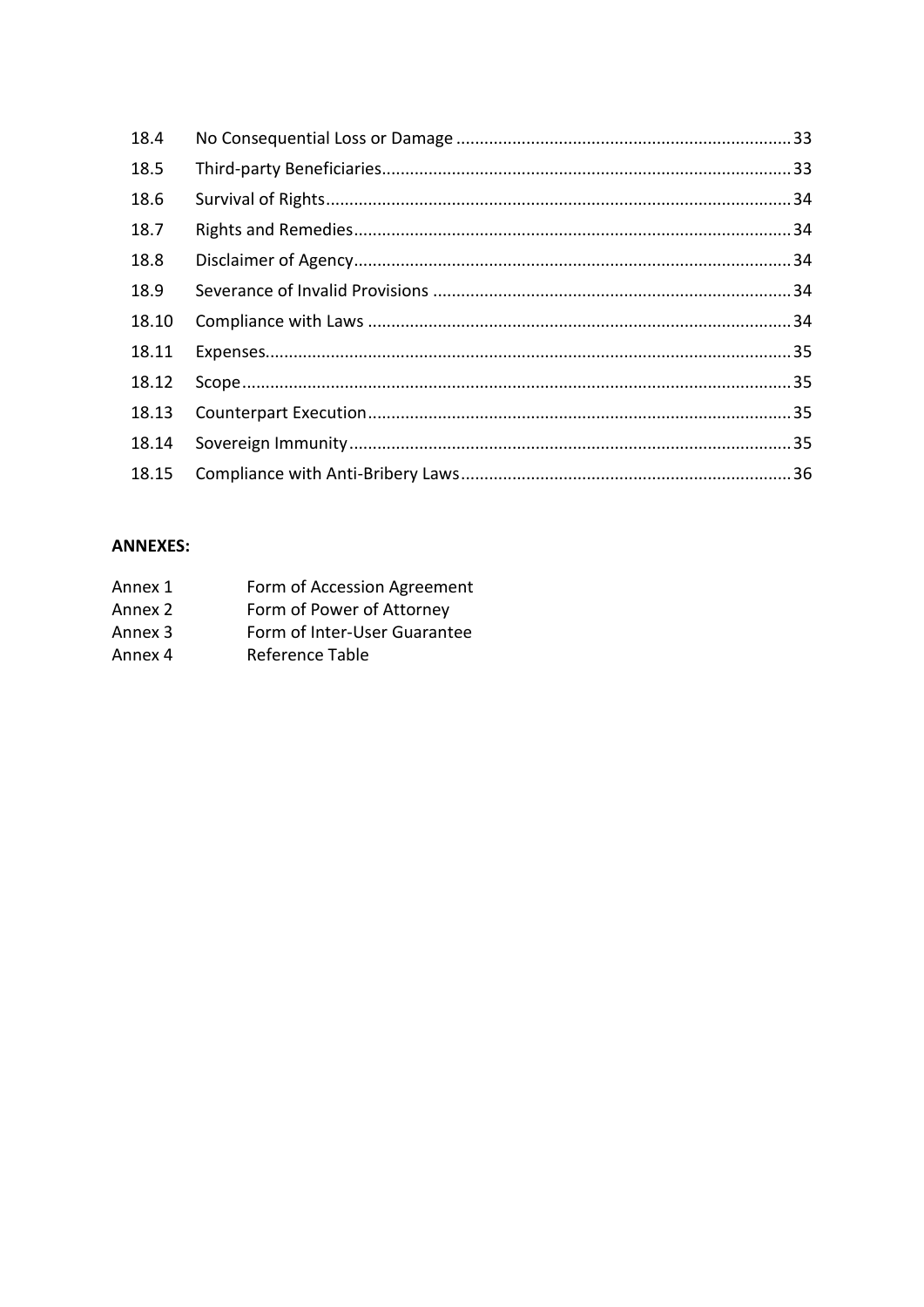| | | |
|---|---|---|
| 18.4 | No Consequential Loss or Damage | 33 |
| 18.5 | Third-party Beneficiaries | 33 |
| 18.6 | Survival of Rights | 34 |
| 18.7 | Rights and Remedies | 34 |
| 18.8 | Disclaimer of Agency | 34 |
| 18.9 | Severance of Invalid Provisions | 34 |
| 18.10 | Compliance with Laws | 34 |
| 18.11 | Expenses | 35 |
| 18.12 | Scope | 35 |
| 18.13 | Counterpart Execution | 35 |
| 18.14 | Sovereign Immunity | 35 |
| 18.15 | Compliance with Anti-Bribery Laws | 36 |

**ANNEXES:**

| | |
|---|---|
| Annex 1 | Form of Accession Agreement |
| Annex 2 | Form of Power of Attorney |
| Annex 3 | Form of Inter-User Guarantee |
| Annex 4 | Reference Table |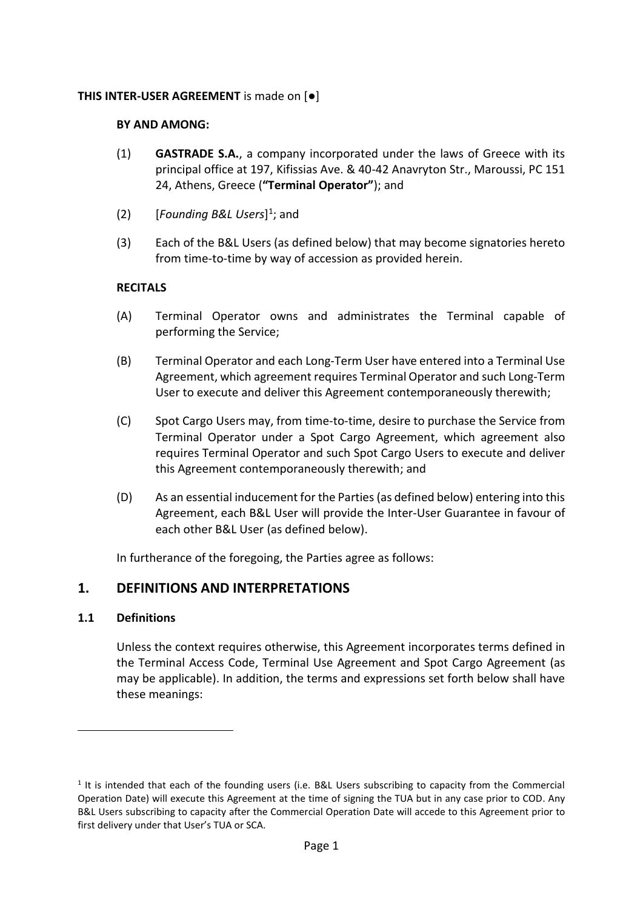**THIS INTER-USER AGREEMENT** is made on [●]

**BY AND AMONG:**

(1) **GASTRADE S.A.**, a company incorporated under the laws of Greece with its principal office at 197, Kifissias Ave. & 40-42 Anavryton Str., Maroussi, PC 151 24, Athens, Greece (**"Terminal Operator"**); and

(2) [*Founding B&L Users*][1]; and

(3) Each of the B&L Users (as defined below) that may become signatories hereto from time-to-time by way of accession as provided herein.

**RECITALS**

(A) Terminal Operator owns and administrates the Terminal capable of performing the Service;

(B) Terminal Operator and each Long-Term User have entered into a Terminal Use Agreement, which agreement requires Terminal Operator and such Long-Term User to execute and deliver this Agreement contemporaneously therewith;

(C) Spot Cargo Users may, from time-to-time, desire to purchase the Service from Terminal Operator under a Spot Cargo Agreement, which agreement also requires Terminal Operator and such Spot Cargo Users to execute and deliver this Agreement contemporaneously therewith; and

(D) As an essential inducement for the Parties (as defined below) entering into this Agreement, each B&L User will provide the Inter-User Guarantee in favour of each other B&L User (as defined below).

In furtherance of the foregoing, the Parties agree as follows:

## 1. DEFINITIONS AND INTERPRETATIONS

### 1.1 Definitions

Unless the context requires otherwise, this Agreement incorporates terms defined in the Terminal Access Code, Terminal Use Agreement and Spot Cargo Agreement (as may be applicable). In addition, the terms and expressions set forth below shall have these meanings:

---

[1] It is intended that each of the founding users (i.e. B&L Users subscribing to capacity from the Commercial Operation Date) will execute this Agreement at the time of signing the TUA but in any case prior to COD. Any B&L Users subscribing to capacity after the Commercial Operation Date will accede to this Agreement prior to first delivery under that User's TUA or SCA.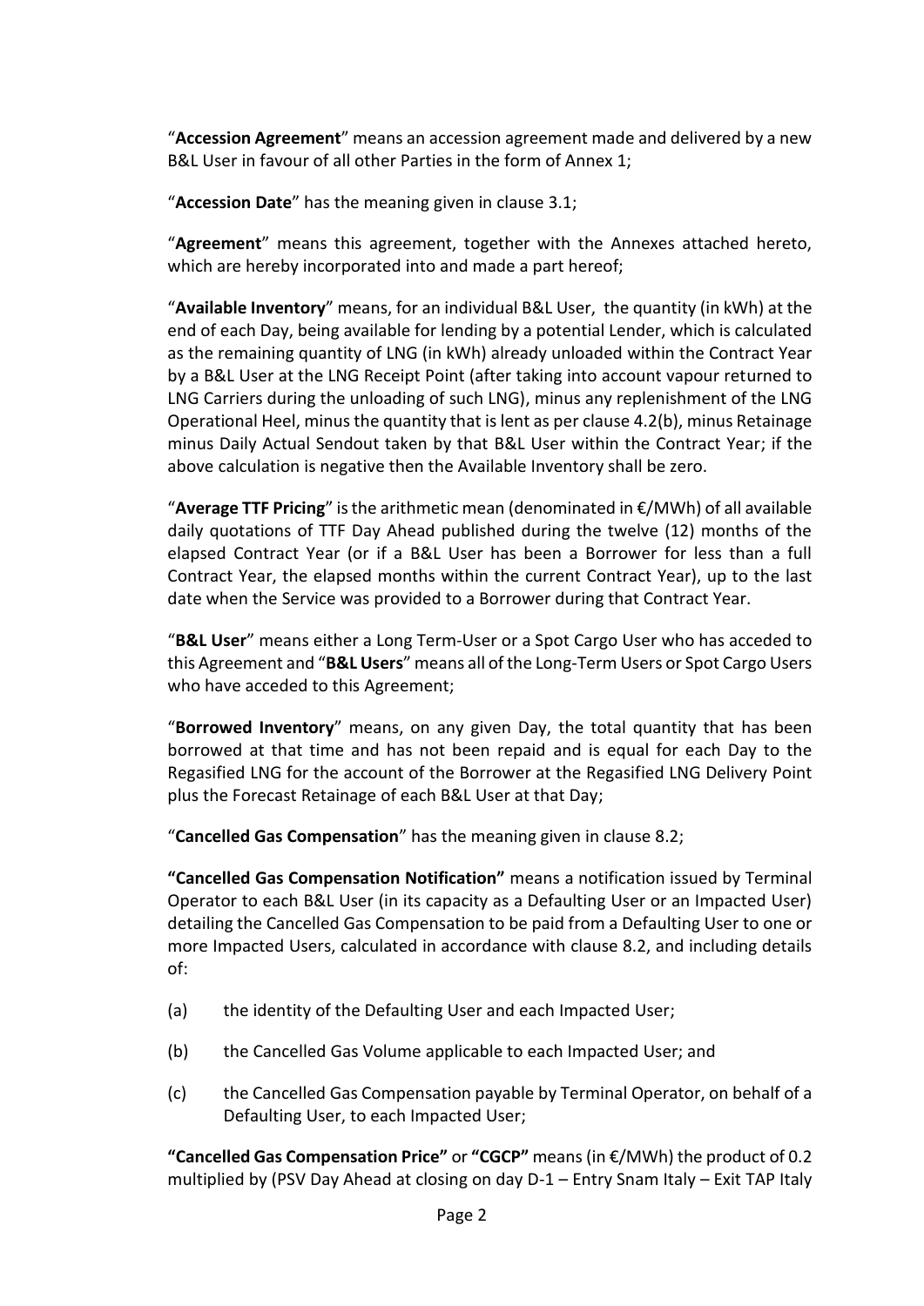"**Accession Agreement**" means an accession agreement made and delivered by a new B&L User in favour of all other Parties in the form of Annex 1;

"**Accession Date**" has the meaning given in clause 3.1;

"**Agreement**" means this agreement, together with the Annexes attached hereto, which are hereby incorporated into and made a part hereof;

"**Available Inventory**" means, for an individual B&L User, the quantity (in kWh) at the end of each Day, being available for lending by a potential Lender, which is calculated as the remaining quantity of LNG (in kWh) already unloaded within the Contract Year by a B&L User at the LNG Receipt Point (after taking into account vapour returned to LNG Carriers during the unloading of such LNG), minus any replenishment of the LNG Operational Heel, minus the quantity that is lent as per clause 4.2(b), minus Retainage minus Daily Actual Sendout taken by that B&L User within the Contract Year; if the above calculation is negative then the Available Inventory shall be zero.

"**Average TTF Pricing**" is the arithmetic mean (denominated in €/MWh) of all available daily quotations of TTF Day Ahead published during the twelve (12) months of the elapsed Contract Year (or if a B&L User has been a Borrower for less than a full Contract Year, the elapsed months within the current Contract Year), up to the last date when the Service was provided to a Borrower during that Contract Year.

"**B&L User**" means either a Long Term-User or a Spot Cargo User who has acceded to this Agreement and "**B&L Users**" means all of the Long-Term Users or Spot Cargo Users who have acceded to this Agreement;

"**Borrowed Inventory**" means, on any given Day, the total quantity that has been borrowed at that time and has not been repaid and is equal for each Day to the Regasified LNG for the account of the Borrower at the Regasified LNG Delivery Point plus the Forecast Retainage of each B&L User at that Day;

"**Cancelled Gas Compensation**" has the meaning given in clause 8.2;

**"Cancelled Gas Compensation Notification"** means a notification issued by Terminal Operator to each B&L User (in its capacity as a Defaulting User or an Impacted User) detailing the Cancelled Gas Compensation to be paid from a Defaulting User to one or more Impacted Users, calculated in accordance with clause 8.2, and including details of:

(a) the identity of the Defaulting User and each Impacted User;

(b) the Cancelled Gas Volume applicable to each Impacted User; and

(c) the Cancelled Gas Compensation payable by Terminal Operator, on behalf of a Defaulting User, to each Impacted User;

**"Cancelled Gas Compensation Price"** or **"CGCP"** means (in €/MWh) the product of 0.2 multiplied by (PSV Day Ahead at closing on day D-1 – Entry Snam Italy – Exit TAP Italy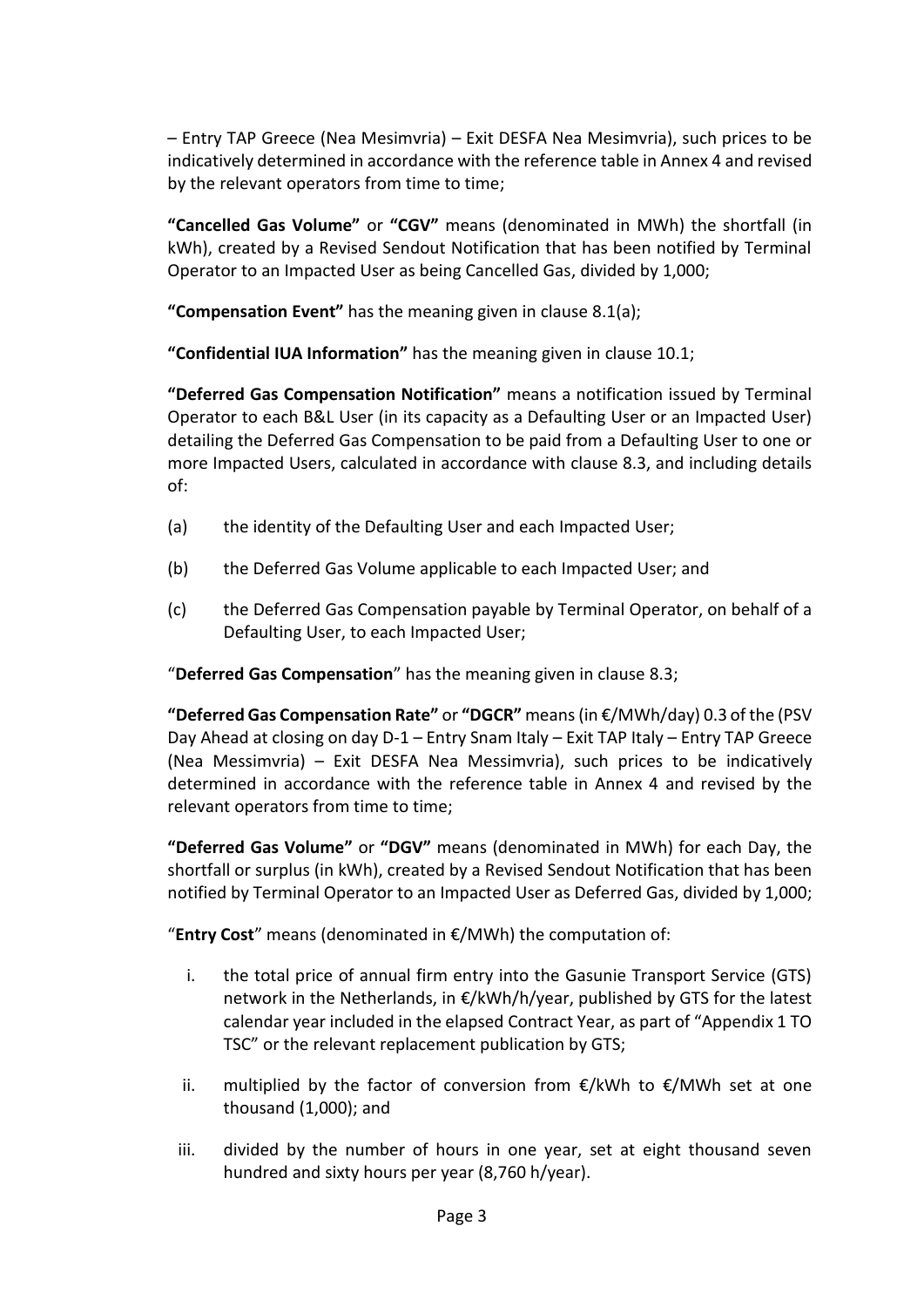– Entry TAP Greece (Nea Mesimvria) – Exit DESFA Nea Mesimvria), such prices to be indicatively determined in accordance with the reference table in Annex 4 and revised by the relevant operators from time to time;

**"Cancelled Gas Volume"** or **"CGV"** means (denominated in MWh) the shortfall (in kWh), created by a Revised Sendout Notification that has been notified by Terminal Operator to an Impacted User as being Cancelled Gas, divided by 1,000;

**"Compensation Event"** has the meaning given in clause 8.1(a);

**"Confidential IUA Information"** has the meaning given in clause 10.1;

**"Deferred Gas Compensation Notification"** means a notification issued by Terminal Operator to each B&L User (in its capacity as a Defaulting User or an Impacted User) detailing the Deferred Gas Compensation to be paid from a Defaulting User to one or more Impacted Users, calculated in accordance with clause 8.3, and including details of:

(a) the identity of the Defaulting User and each Impacted User;

(b) the Deferred Gas Volume applicable to each Impacted User; and

(c) the Deferred Gas Compensation payable by Terminal Operator, on behalf of a Defaulting User, to each Impacted User;

"**Deferred Gas Compensation**" has the meaning given in clause 8.3;

**"Deferred Gas Compensation Rate"** or **"DGCR"** means (in €/MWh/day) 0.3 of the (PSV Day Ahead at closing on day D-1 – Entry Snam Italy – Exit TAP Italy – Entry TAP Greece (Nea Messimvria) – Exit DESFA Nea Messimvria), such prices to be indicatively determined in accordance with the reference table in Annex 4 and revised by the relevant operators from time to time;

**"Deferred Gas Volume"** or **"DGV"** means (denominated in MWh) for each Day, the shortfall or surplus (in kWh), created by a Revised Sendout Notification that has been notified by Terminal Operator to an Impacted User as Deferred Gas, divided by 1,000;

"**Entry Cost**" means (denominated in €/MWh) the computation of:

i. the total price of annual firm entry into the Gasunie Transport Service (GTS) network in the Netherlands, in €/kWh/h/year, published by GTS for the latest calendar year included in the elapsed Contract Year, as part of "Appendix 1 TO TSC" or the relevant replacement publication by GTS;

ii. multiplied by the factor of conversion from €/kWh to €/MWh set at one thousand (1,000); and

iii. divided by the number of hours in one year, set at eight thousand seven hundred and sixty hours per year (8,760 h/year).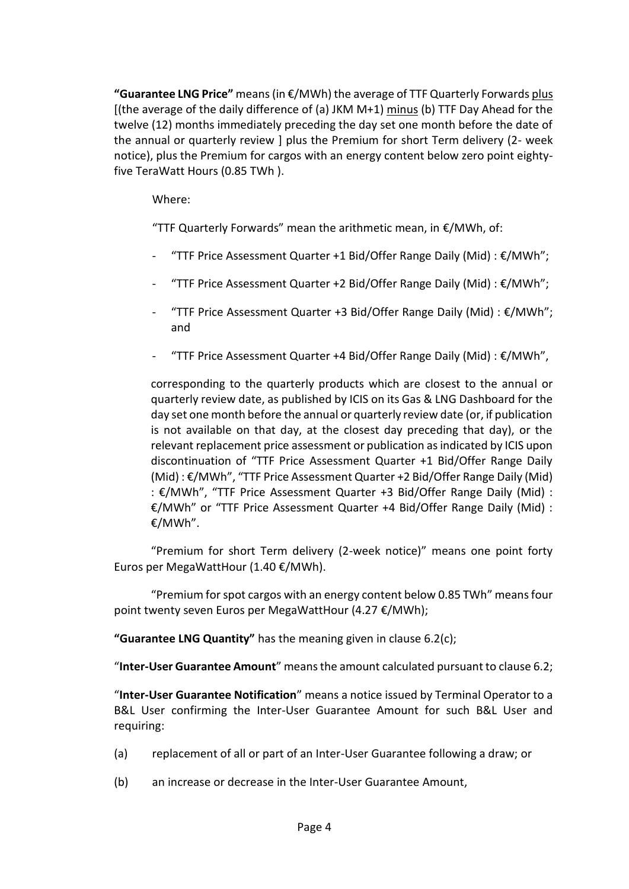**"Guarantee LNG Price"** means (in €/MWh) the average of TTF Quarterly Forwards plus [(the average of the daily difference of (a) JKM M+1) minus (b) TTF Day Ahead for the twelve (12) months immediately preceding the day set one month before the date of the annual or quarterly review ] plus the Premium for short Term delivery (2- week notice), plus the Premium for cargos with an energy content below zero point eighty-five TeraWatt Hours (0.85 TWh ).

Where:

"TTF Quarterly Forwards" mean the arithmetic mean, in €/MWh, of:

- "TTF Price Assessment Quarter +1 Bid/Offer Range Daily (Mid) : €/MWh";
- "TTF Price Assessment Quarter +2 Bid/Offer Range Daily (Mid) : €/MWh";
- "TTF Price Assessment Quarter +3 Bid/Offer Range Daily (Mid) : €/MWh"; and
- "TTF Price Assessment Quarter +4 Bid/Offer Range Daily (Mid) : €/MWh",

corresponding to the quarterly products which are closest to the annual or quarterly review date, as published by ICIS on its Gas & LNG Dashboard for the day set one month before the annual or quarterly review date (or, if publication is not available on that day, at the closest day preceding that day), or the relevant replacement price assessment or publication as indicated by ICIS upon discontinuation of "TTF Price Assessment Quarter +1 Bid/Offer Range Daily (Mid) : €/MWh", "TTF Price Assessment Quarter +2 Bid/Offer Range Daily (Mid) : €/MWh", "TTF Price Assessment Quarter +3 Bid/Offer Range Daily (Mid) : €/MWh" or "TTF Price Assessment Quarter +4 Bid/Offer Range Daily (Mid) : €/MWh".

"Premium for short Term delivery (2-week notice)" means one point forty Euros per MegaWattHour (1.40 €/MWh).

"Premium for spot cargos with an energy content below 0.85 TWh" means four point twenty seven Euros per MegaWattHour (4.27 €/MWh);

**"Guarantee LNG Quantity"** has the meaning given in clause 6.2(c);

"**Inter-User Guarantee Amount**" means the amount calculated pursuant to clause 6.2;

"**Inter-User Guarantee Notification**" means a notice issued by Terminal Operator to a B&L User confirming the Inter-User Guarantee Amount for such B&L User and requiring:

(a) replacement of all or part of an Inter-User Guarantee following a draw; or

(b) an increase or decrease in the Inter-User Guarantee Amount,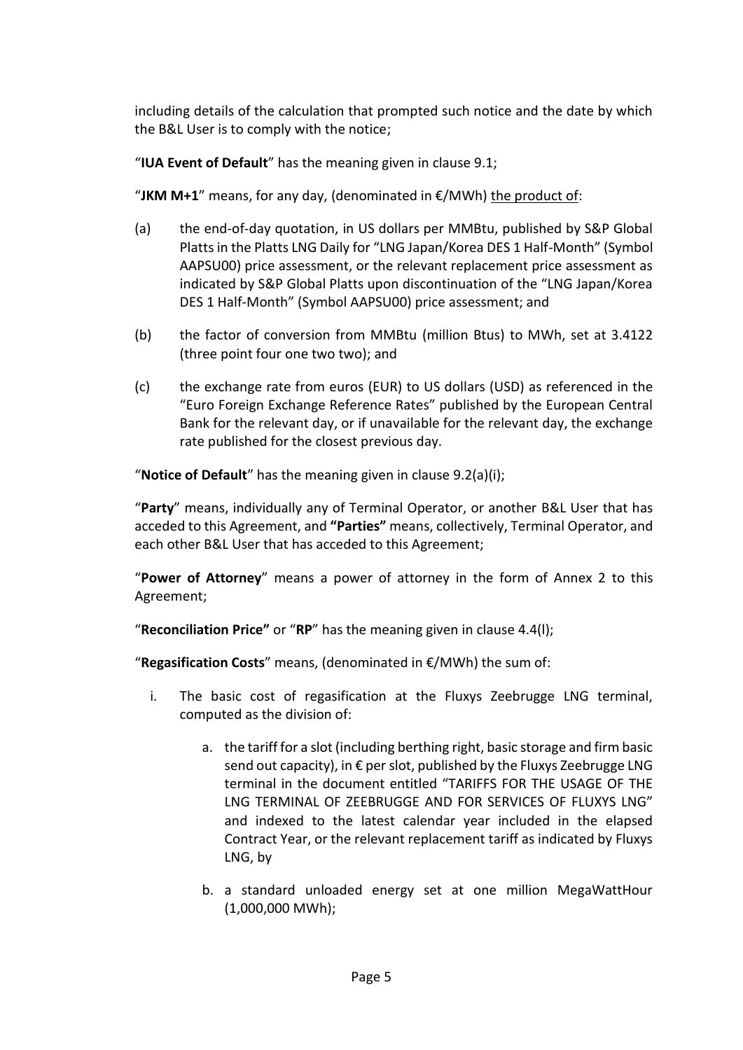including details of the calculation that prompted such notice and the date by which the B&L User is to comply with the notice;

"**IUA Event of Default**" has the meaning given in clause 9.1;

"**JKM M+1**" means, for any day, (denominated in €/MWh) <u>the product of</u>:

(a) the end-of-day quotation, in US dollars per MMBtu, published by S&P Global Platts in the Platts LNG Daily for "LNG Japan/Korea DES 1 Half-Month" (Symbol AAPSU00) price assessment, or the relevant replacement price assessment as indicated by S&P Global Platts upon discontinuation of the "LNG Japan/Korea DES 1 Half-Month" (Symbol AAPSU00) price assessment; and

(b) the factor of conversion from MMBtu (million Btus) to MWh, set at 3.4122 (three point four one two two); and

(c) the exchange rate from euros (EUR) to US dollars (USD) as referenced in the "Euro Foreign Exchange Reference Rates" published by the European Central Bank for the relevant day, or if unavailable for the relevant day, the exchange rate published for the closest previous day.

"**Notice of Default**" has the meaning given in clause 9.2(a)(i);

"**Party**" means, individually any of Terminal Operator, or another B&L User that has acceded to this Agreement, and **"Parties"** means, collectively, Terminal Operator, and each other B&L User that has acceded to this Agreement;

"**Power of Attorney**" means a power of attorney in the form of Annex 2 to this Agreement;

"**Reconciliation Price"** or "**RP**" has the meaning given in clause 4.4(l);

"**Regasification Costs**" means, (denominated in €/MWh) the sum of:

i. The basic cost of regasification at the Fluxys Zeebrugge LNG terminal, computed as the division of:

   a. the tariff for a slot (including berthing right, basic storage and firm basic send out capacity), in € per slot, published by the Fluxys Zeebrugge LNG terminal in the document entitled "TARIFFS FOR THE USAGE OF THE LNG TERMINAL OF ZEEBRUGGE AND FOR SERVICES OF FLUXYS LNG" and indexed to the latest calendar year included in the elapsed Contract Year, or the relevant replacement tariff as indicated by Fluxys LNG, by

   b. a standard unloaded energy set at one million MegaWattHour (1,000,000 MWh);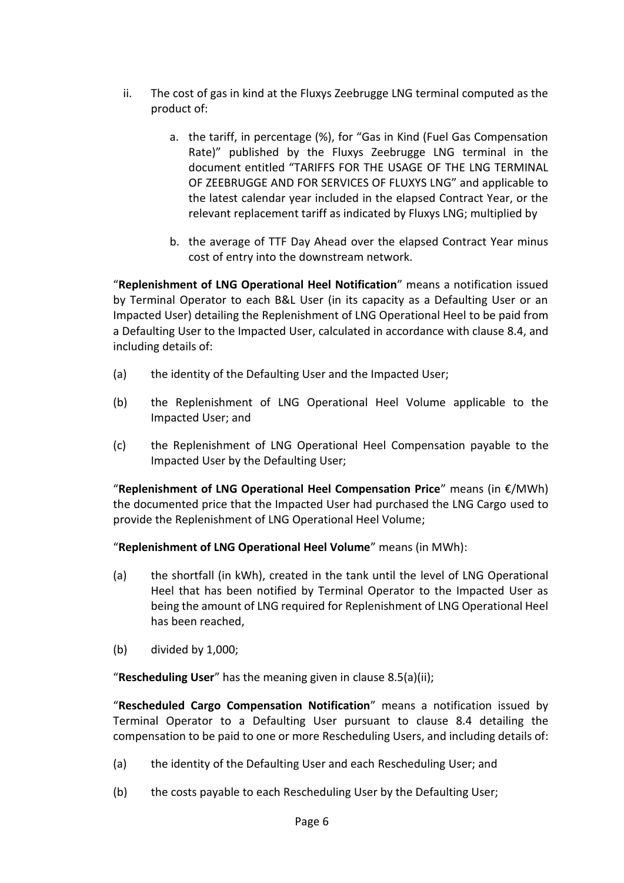ii. The cost of gas in kind at the Fluxys Zeebrugge LNG terminal computed as the product of:

   a. the tariff, in percentage (%), for "Gas in Kind (Fuel Gas Compensation Rate)" published by the Fluxys Zeebrugge LNG terminal in the document entitled "TARIFFS FOR THE USAGE OF THE LNG TERMINAL OF ZEEBRUGGE AND FOR SERVICES OF FLUXYS LNG" and applicable to the latest calendar year included in the elapsed Contract Year, or the relevant replacement tariff as indicated by Fluxys LNG; multiplied by

   b. the average of TTF Day Ahead over the elapsed Contract Year minus cost of entry into the downstream network.

"**Replenishment of LNG Operational Heel Notification**" means a notification issued by Terminal Operator to each B&L User (in its capacity as a Defaulting User or an Impacted User) detailing the Replenishment of LNG Operational Heel to be paid from a Defaulting User to the Impacted User, calculated in accordance with clause 8.4, and including details of:

(a) the identity of the Defaulting User and the Impacted User;

(b) the Replenishment of LNG Operational Heel Volume applicable to the Impacted User; and

(c) the Replenishment of LNG Operational Heel Compensation payable to the Impacted User by the Defaulting User;

"**Replenishment of LNG Operational Heel Compensation Price**" means (in €/MWh) the documented price that the Impacted User had purchased the LNG Cargo used to provide the Replenishment of LNG Operational Heel Volume;

"**Replenishment of LNG Operational Heel Volume**" means (in MWh):

(a) the shortfall (in kWh), created in the tank until the level of LNG Operational Heel that has been notified by Terminal Operator to the Impacted User as being the amount of LNG required for Replenishment of LNG Operational Heel has been reached,

(b) divided by 1,000;

"**Rescheduling User**" has the meaning given in clause 8.5(a)(ii);

"**Rescheduled Cargo Compensation Notification**" means a notification issued by Terminal Operator to a Defaulting User pursuant to clause 8.4 detailing the compensation to be paid to one or more Rescheduling Users, and including details of:

(a) the identity of the Defaulting User and each Rescheduling User; and

(b) the costs payable to each Rescheduling User by the Defaulting User;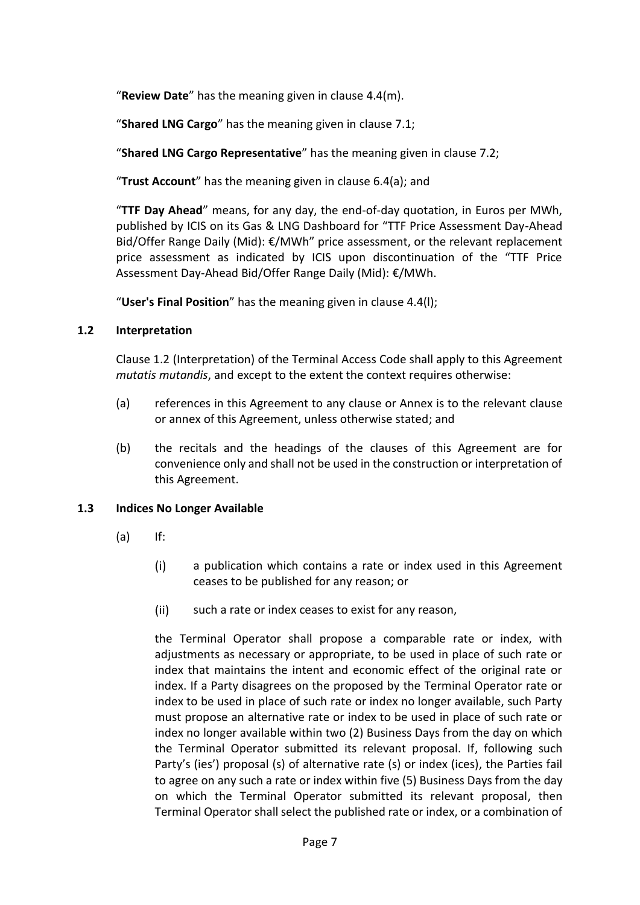"**Review Date**" has the meaning given in clause 4.4(m).

"**Shared LNG Cargo**" has the meaning given in clause 7.1;

"**Shared LNG Cargo Representative**" has the meaning given in clause 7.2;

"**Trust Account**" has the meaning given in clause 6.4(a); and

"**TTF Day Ahead**" means, for any day, the end-of-day quotation, in Euros per MWh, published by ICIS on its Gas & LNG Dashboard for "TTF Price Assessment Day-Ahead Bid/Offer Range Daily (Mid): €/MWh" price assessment, or the relevant replacement price assessment as indicated by ICIS upon discontinuation of the "TTF Price Assessment Day-Ahead Bid/Offer Range Daily (Mid): €/MWh.

"**User's Final Position**" has the meaning given in clause 4.4(l);

### 1.2 Interpretation

Clause 1.2 (Interpretation) of the Terminal Access Code shall apply to this Agreement *mutatis mutandis*, and except to the extent the context requires otherwise:

(a) references in this Agreement to any clause or Annex is to the relevant clause or annex of this Agreement, unless otherwise stated; and

(b) the recitals and the headings of the clauses of this Agreement are for convenience only and shall not be used in the construction or interpretation of this Agreement.

### 1.3 Indices No Longer Available

(a) If:

(i) a publication which contains a rate or index used in this Agreement ceases to be published for any reason; or

(ii) such a rate or index ceases to exist for any reason,

the Terminal Operator shall propose a comparable rate or index, with adjustments as necessary or appropriate, to be used in place of such rate or index that maintains the intent and economic effect of the original rate or index. If a Party disagrees on the proposed by the Terminal Operator rate or index to be used in place of such rate or index no longer available, such Party must propose an alternative rate or index to be used in place of such rate or index no longer available within two (2) Business Days from the day on which the Terminal Operator submitted its relevant proposal. If, following such Party's (ies') proposal (s) of alternative rate (s) or index (ices), the Parties fail to agree on any such a rate or index within five (5) Business Days from the day on which the Terminal Operator submitted its relevant proposal, then Terminal Operator shall select the published rate or index, or a combination of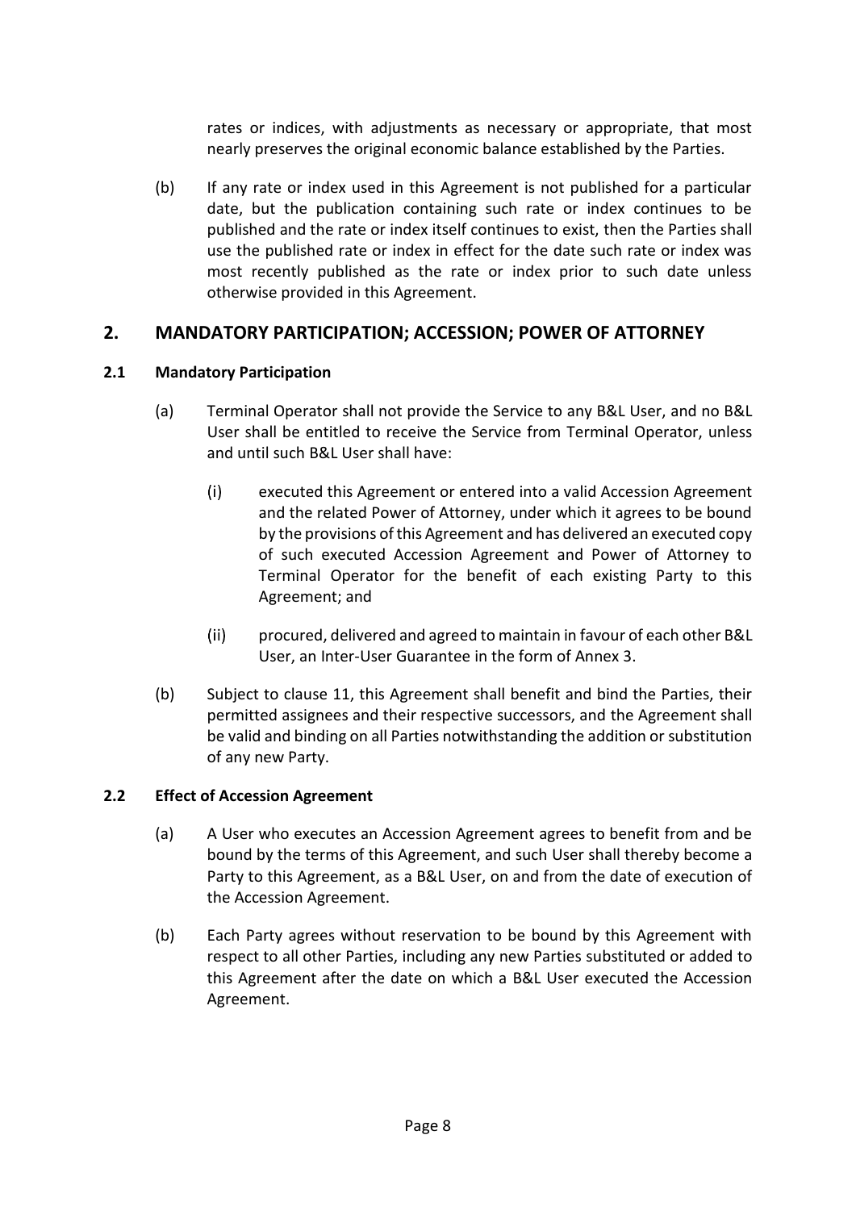rates or indices, with adjustments as necessary or appropriate, that most nearly preserves the original economic balance established by the Parties.

(b) If any rate or index used in this Agreement is not published for a particular date, but the publication containing such rate or index continues to be published and the rate or index itself continues to exist, then the Parties shall use the published rate or index in effect for the date such rate or index was most recently published as the rate or index prior to such date unless otherwise provided in this Agreement.

## 2. MANDATORY PARTICIPATION; ACCESSION; POWER OF ATTORNEY

### 2.1 Mandatory Participation

(a) Terminal Operator shall not provide the Service to any B&L User, and no B&L User shall be entitled to receive the Service from Terminal Operator, unless and until such B&L User shall have:

(i) executed this Agreement or entered into a valid Accession Agreement and the related Power of Attorney, under which it agrees to be bound by the provisions of this Agreement and has delivered an executed copy of such executed Accession Agreement and Power of Attorney to Terminal Operator for the benefit of each existing Party to this Agreement; and

(ii) procured, delivered and agreed to maintain in favour of each other B&L User, an Inter-User Guarantee in the form of Annex 3.

(b) Subject to clause 11, this Agreement shall benefit and bind the Parties, their permitted assignees and their respective successors, and the Agreement shall be valid and binding on all Parties notwithstanding the addition or substitution of any new Party.

### 2.2 Effect of Accession Agreement

(a) A User who executes an Accession Agreement agrees to benefit from and be bound by the terms of this Agreement, and such User shall thereby become a Party to this Agreement, as a B&L User, on and from the date of execution of the Accession Agreement.

(b) Each Party agrees without reservation to be bound by this Agreement with respect to all other Parties, including any new Parties substituted or added to this Agreement after the date on which a B&L User executed the Accession Agreement.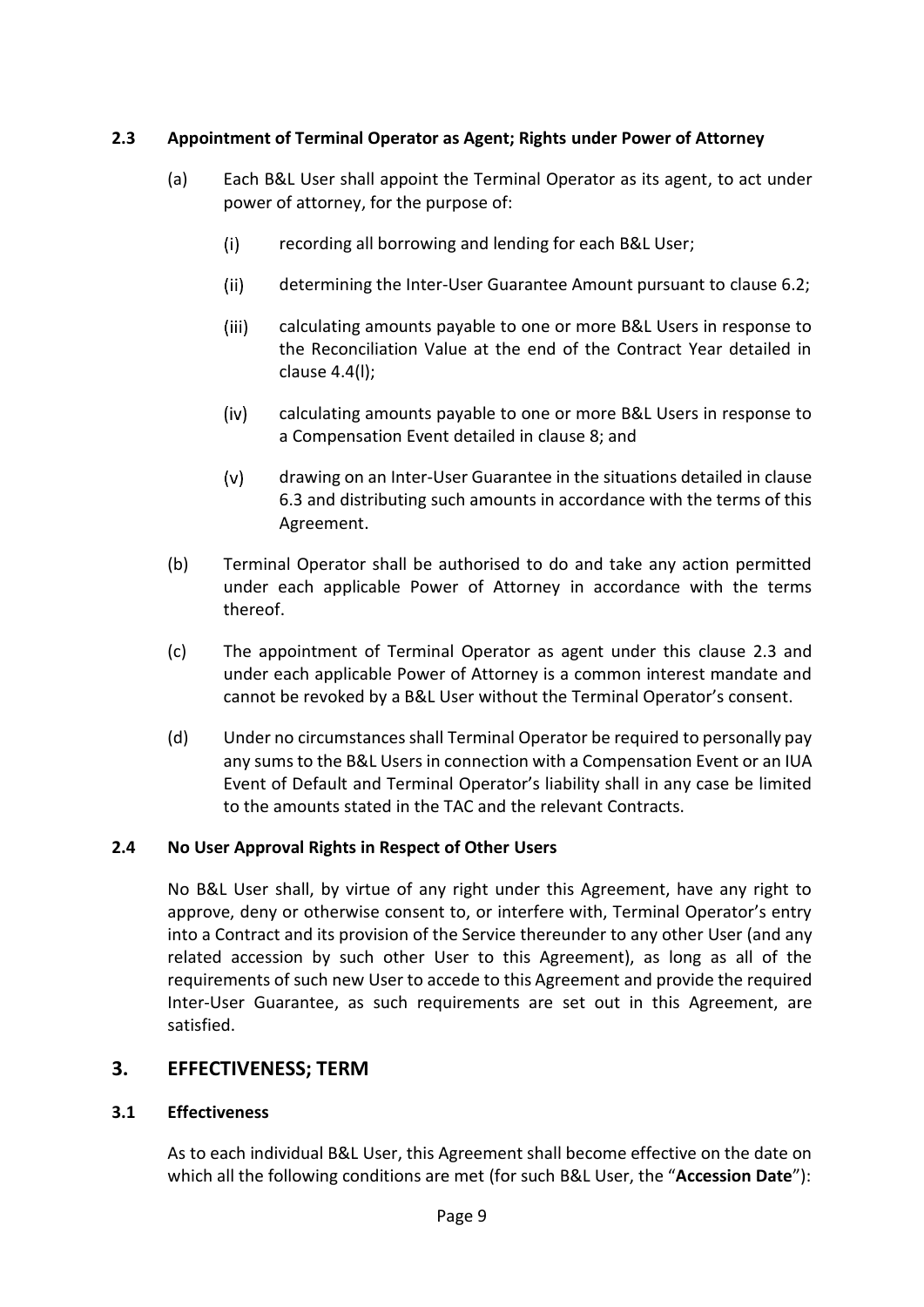### 2.3 Appointment of Terminal Operator as Agent; Rights under Power of Attorney

(a) Each B&L User shall appoint the Terminal Operator as its agent, to act under power of attorney, for the purpose of:

   (i) recording all borrowing and lending for each B&L User;

   (ii) determining the Inter-User Guarantee Amount pursuant to clause 6.2;

   (iii) calculating amounts payable to one or more B&L Users in response to the Reconciliation Value at the end of the Contract Year detailed in clause 4.4(l);

   (iv) calculating amounts payable to one or more B&L Users in response to a Compensation Event detailed in clause 8; and

   (v) drawing on an Inter-User Guarantee in the situations detailed in clause 6.3 and distributing such amounts in accordance with the terms of this Agreement.

(b) Terminal Operator shall be authorised to do and take any action permitted under each applicable Power of Attorney in accordance with the terms thereof.

(c) The appointment of Terminal Operator as agent under this clause 2.3 and under each applicable Power of Attorney is a common interest mandate and cannot be revoked by a B&L User without the Terminal Operator's consent.

(d) Under no circumstances shall Terminal Operator be required to personally pay any sums to the B&L Users in connection with a Compensation Event or an IUA Event of Default and Terminal Operator's liability shall in any case be limited to the amounts stated in the TAC and the relevant Contracts.

### 2.4 No User Approval Rights in Respect of Other Users

No B&L User shall, by virtue of any right under this Agreement, have any right to approve, deny or otherwise consent to, or interfere with, Terminal Operator's entry into a Contract and its provision of the Service thereunder to any other User (and any related accession by such other User to this Agreement), as long as all of the requirements of such new User to accede to this Agreement and provide the required Inter-User Guarantee, as such requirements are set out in this Agreement, are satisfied.

## 3. EFFECTIVENESS; TERM

### 3.1 Effectiveness

As to each individual B&L User, this Agreement shall become effective on the date on which all the following conditions are met (for such B&L User, the "**Accession Date**"):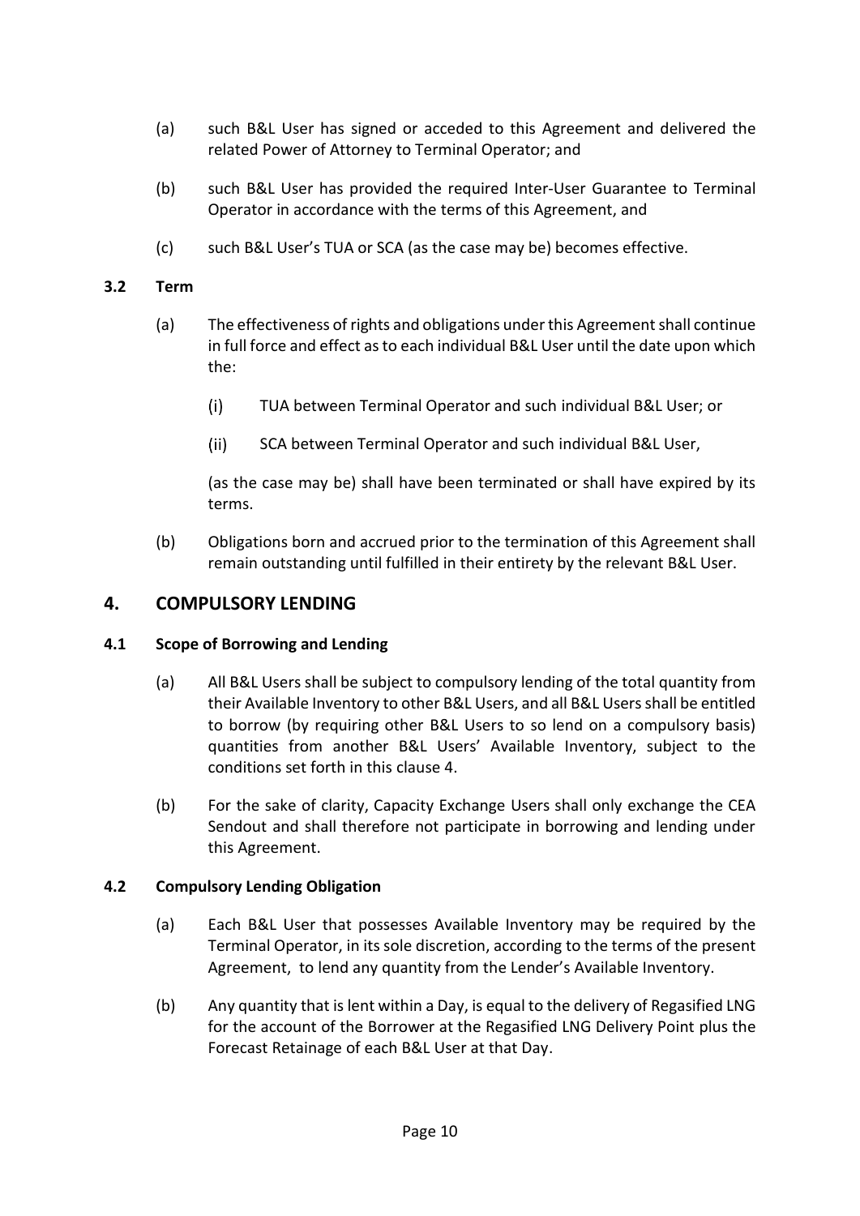(a) such B&L User has signed or acceded to this Agreement and delivered the related Power of Attorney to Terminal Operator; and

(b) such B&L User has provided the required Inter-User Guarantee to Terminal Operator in accordance with the terms of this Agreement, and

(c) such B&L User's TUA or SCA (as the case may be) becomes effective.

**3.2 Term**

(a) The effectiveness of rights and obligations under this Agreement shall continue in full force and effect as to each individual B&L User until the date upon which the:

(i) TUA between Terminal Operator and such individual B&L User; or

(ii) SCA between Terminal Operator and such individual B&L User,

(as the case may be) shall have been terminated or shall have expired by its terms.

(b) Obligations born and accrued prior to the termination of this Agreement shall remain outstanding until fulfilled in their entirety by the relevant B&L User.

## 4. COMPULSORY LENDING

**4.1 Scope of Borrowing and Lending**

(a) All B&L Users shall be subject to compulsory lending of the total quantity from their Available Inventory to other B&L Users, and all B&L Users shall be entitled to borrow (by requiring other B&L Users to so lend on a compulsory basis) quantities from another B&L Users' Available Inventory, subject to the conditions set forth in this clause 4.

(b) For the sake of clarity, Capacity Exchange Users shall only exchange the CEA Sendout and shall therefore not participate in borrowing and lending under this Agreement.

**4.2 Compulsory Lending Obligation**

(a) Each B&L User that possesses Available Inventory may be required by the Terminal Operator, in its sole discretion, according to the terms of the present Agreement, to lend any quantity from the Lender's Available Inventory.

(b) Any quantity that is lent within a Day, is equal to the delivery of Regasified LNG for the account of the Borrower at the Regasified LNG Delivery Point plus the Forecast Retainage of each B&L User at that Day.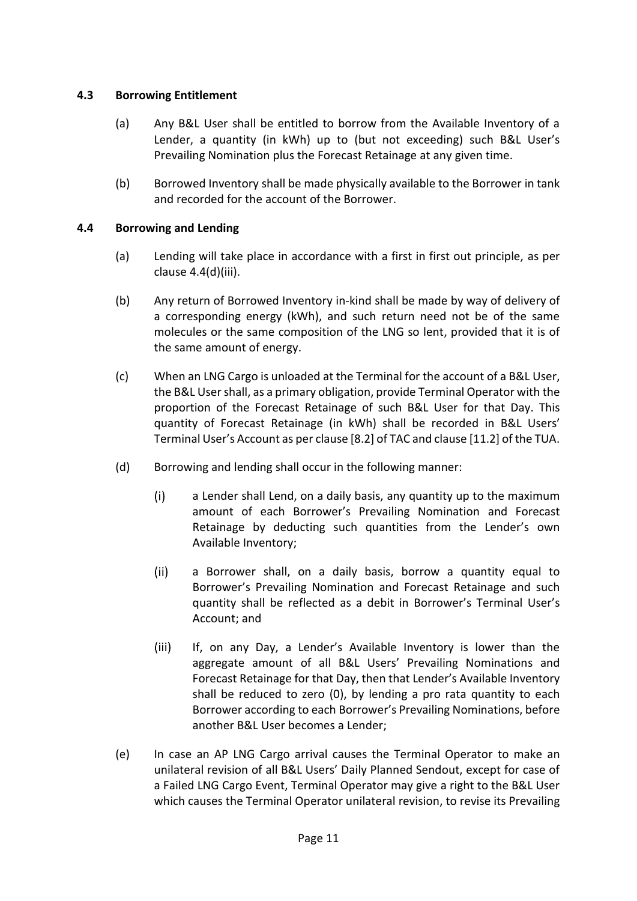### 4.3 Borrowing Entitlement

(a) Any B&L User shall be entitled to borrow from the Available Inventory of a Lender, a quantity (in kWh) up to (but not exceeding) such B&L User's Prevailing Nomination plus the Forecast Retainage at any given time.

(b) Borrowed Inventory shall be made physically available to the Borrower in tank and recorded for the account of the Borrower.

### 4.4 Borrowing and Lending

(a) Lending will take place in accordance with a first in first out principle, as per clause 4.4(d)(iii).

(b) Any return of Borrowed Inventory in-kind shall be made by way of delivery of a corresponding energy (kWh), and such return need not be of the same molecules or the same composition of the LNG so lent, provided that it is of the same amount of energy.

(c) When an LNG Cargo is unloaded at the Terminal for the account of a B&L User, the B&L User shall, as a primary obligation, provide Terminal Operator with the proportion of the Forecast Retainage of such B&L User for that Day. This quantity of Forecast Retainage (in kWh) shall be recorded in B&L Users' Terminal User's Account as per clause [8.2] of TAC and clause [11.2] of the TUA.

(d) Borrowing and lending shall occur in the following manner:

   (i) a Lender shall Lend, on a daily basis, any quantity up to the maximum amount of each Borrower's Prevailing Nomination and Forecast Retainage by deducting such quantities from the Lender's own Available Inventory;

   (ii) a Borrower shall, on a daily basis, borrow a quantity equal to Borrower's Prevailing Nomination and Forecast Retainage and such quantity shall be reflected as a debit in Borrower's Terminal User's Account; and

   (iii) If, on any Day, a Lender's Available Inventory is lower than the aggregate amount of all B&L Users' Prevailing Nominations and Forecast Retainage for that Day, then that Lender's Available Inventory shall be reduced to zero (0), by lending a pro rata quantity to each Borrower according to each Borrower's Prevailing Nominations, before another B&L User becomes a Lender;

(e) In case an AP LNG Cargo arrival causes the Terminal Operator to make an unilateral revision of all B&L Users' Daily Planned Sendout, except for case of a Failed LNG Cargo Event, Terminal Operator may give a right to the B&L User which causes the Terminal Operator unilateral revision, to revise its Prevailing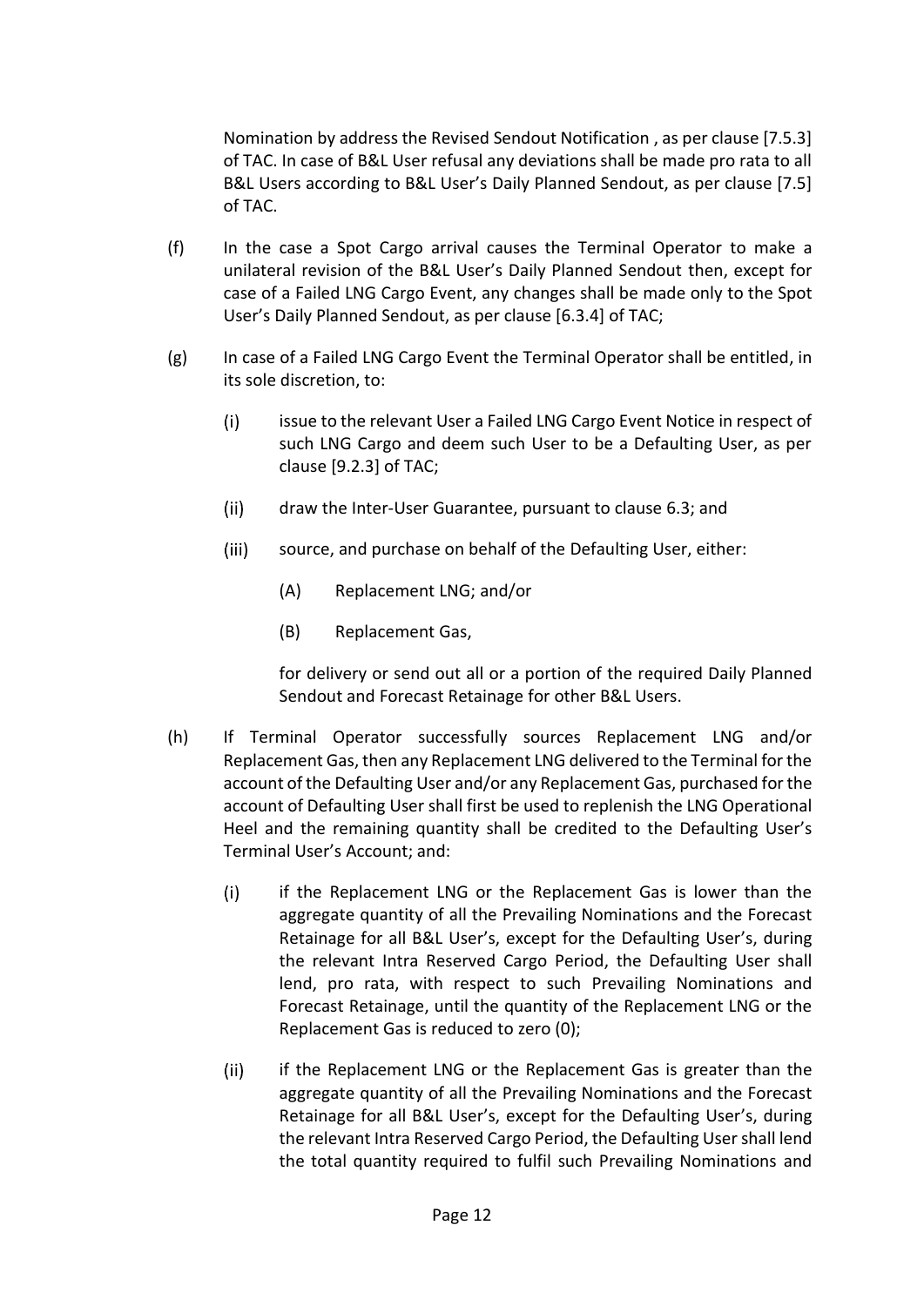Nomination by address the Revised Sendout Notification , as per clause [7.5.3] of TAC. In case of B&L User refusal any deviations shall be made pro rata to all B&L Users according to B&L User's Daily Planned Sendout, as per clause [7.5] of TAC.

(f) In the case a Spot Cargo arrival causes the Terminal Operator to make a unilateral revision of the B&L User's Daily Planned Sendout then, except for case of a Failed LNG Cargo Event, any changes shall be made only to the Spot User's Daily Planned Sendout, as per clause [6.3.4] of TAC;

(g) In case of a Failed LNG Cargo Event the Terminal Operator shall be entitled, in its sole discretion, to:

   (i) issue to the relevant User a Failed LNG Cargo Event Notice in respect of such LNG Cargo and deem such User to be a Defaulting User, as per clause [9.2.3] of TAC;

   (ii) draw the Inter-User Guarantee, pursuant to clause 6.3; and

   (iii) source, and purchase on behalf of the Defaulting User, either:

      (A) Replacement LNG; and/or

      (B) Replacement Gas,

   for delivery or send out all or a portion of the required Daily Planned Sendout and Forecast Retainage for other B&L Users.

(h) If Terminal Operator successfully sources Replacement LNG and/or Replacement Gas, then any Replacement LNG delivered to the Terminal for the account of the Defaulting User and/or any Replacement Gas, purchased for the account of Defaulting User shall first be used to replenish the LNG Operational Heel and the remaining quantity shall be credited to the Defaulting User's Terminal User's Account; and:

   (i) if the Replacement LNG or the Replacement Gas is lower than the aggregate quantity of all the Prevailing Nominations and the Forecast Retainage for all B&L User's, except for the Defaulting User's, during the relevant Intra Reserved Cargo Period, the Defaulting User shall lend, pro rata, with respect to such Prevailing Nominations and Forecast Retainage, until the quantity of the Replacement LNG or the Replacement Gas is reduced to zero (0);

   (ii) if the Replacement LNG or the Replacement Gas is greater than the aggregate quantity of all the Prevailing Nominations and the Forecast Retainage for all B&L User's, except for the Defaulting User's, during the relevant Intra Reserved Cargo Period, the Defaulting User shall lend the total quantity required to fulfil such Prevailing Nominations and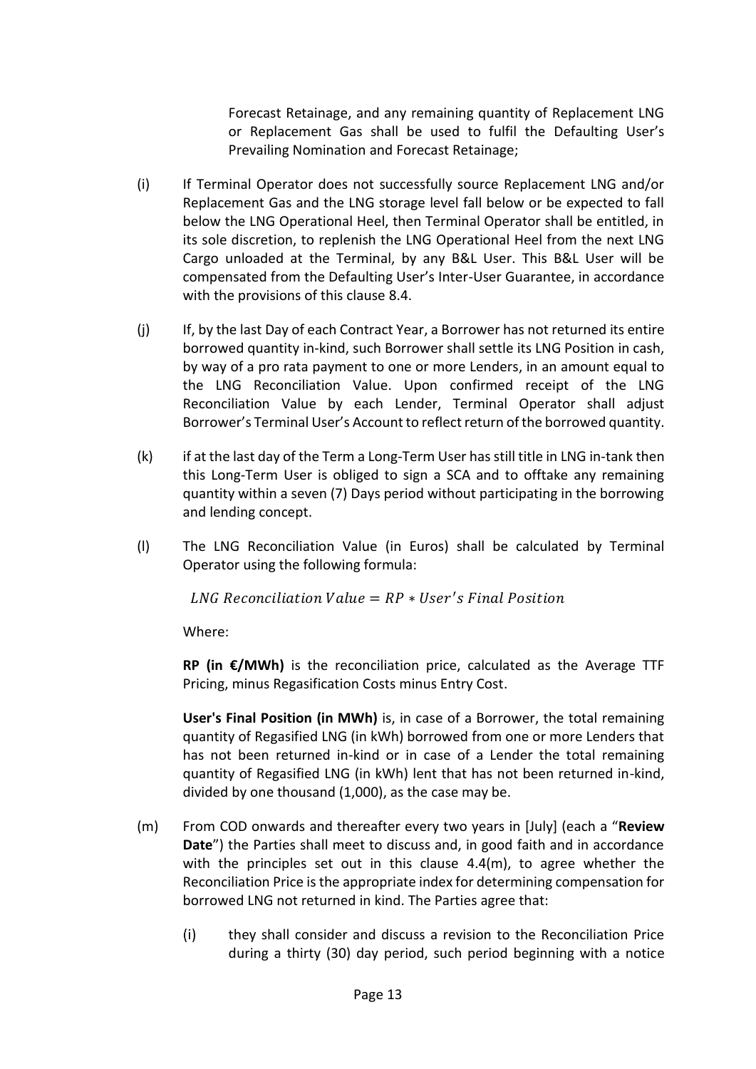Forecast Retainage, and any remaining quantity of Replacement LNG or Replacement Gas shall be used to fulfil the Defaulting User's Prevailing Nomination and Forecast Retainage;

(i) If Terminal Operator does not successfully source Replacement LNG and/or Replacement Gas and the LNG storage level fall below or be expected to fall below the LNG Operational Heel, then Terminal Operator shall be entitled, in its sole discretion, to replenish the LNG Operational Heel from the next LNG Cargo unloaded at the Terminal, by any B&L User. This B&L User will be compensated from the Defaulting User's Inter-User Guarantee, in accordance with the provisions of this clause 8.4.

(j) If, by the last Day of each Contract Year, a Borrower has not returned its entire borrowed quantity in-kind, such Borrower shall settle its LNG Position in cash, by way of a pro rata payment to one or more Lenders, in an amount equal to the LNG Reconciliation Value. Upon confirmed receipt of the LNG Reconciliation Value by each Lender, Terminal Operator shall adjust Borrower's Terminal User's Account to reflect return of the borrowed quantity.

(k) if at the last day of the Term a Long-Term User has still title in LNG in-tank then this Long-Term User is obliged to sign a SCA and to offtake any remaining quantity within a seven (7) Days period without participating in the borrowing and lending concept.

(l) The LNG Reconciliation Value (in Euros) shall be calculated by Terminal Operator using the following formula:

$$LNG\ Reconciliation\ Value = RP * User's\ Final\ Position$$

Where:

**RP (in €/MWh)** is the reconciliation price, calculated as the Average TTF Pricing, minus Regasification Costs minus Entry Cost.

**User's Final Position (in MWh)** is, in case of a Borrower, the total remaining quantity of Regasified LNG (in kWh) borrowed from one or more Lenders that has not been returned in-kind or in case of a Lender the total remaining quantity of Regasified LNG (in kWh) lent that has not been returned in-kind, divided by one thousand (1,000), as the case may be.

(m) From COD onwards and thereafter every two years in [July] (each a "**Review Date**") the Parties shall meet to discuss and, in good faith and in accordance with the principles set out in this clause 4.4(m), to agree whether the Reconciliation Price is the appropriate index for determining compensation for borrowed LNG not returned in kind. The Parties agree that:

(i) they shall consider and discuss a revision to the Reconciliation Price during a thirty (30) day period, such period beginning with a notice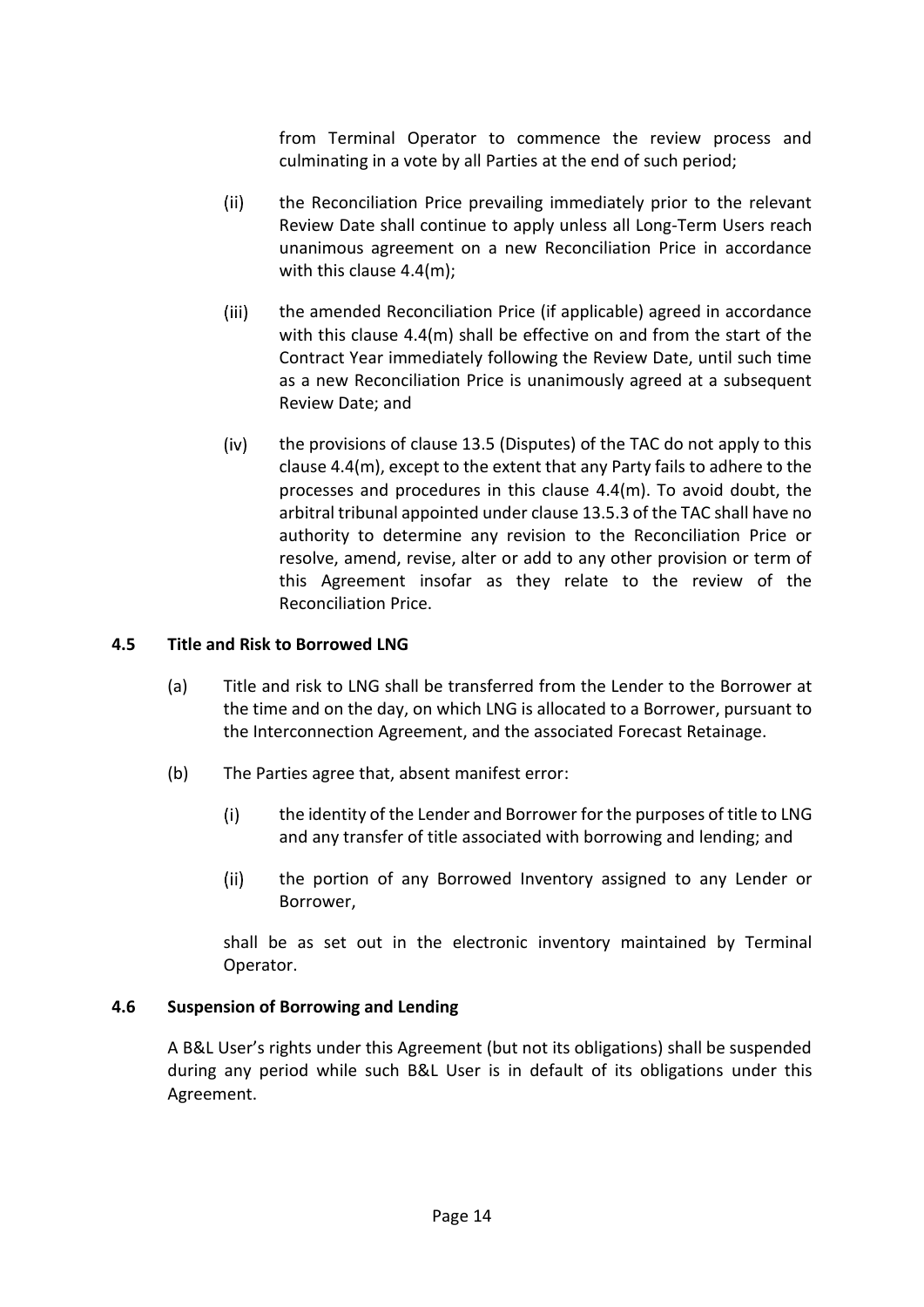from Terminal Operator to commence the review process and culminating in a vote by all Parties at the end of such period;

(ii) the Reconciliation Price prevailing immediately prior to the relevant Review Date shall continue to apply unless all Long-Term Users reach unanimous agreement on a new Reconciliation Price in accordance with this clause 4.4(m);

(iii) the amended Reconciliation Price (if applicable) agreed in accordance with this clause 4.4(m) shall be effective on and from the start of the Contract Year immediately following the Review Date, until such time as a new Reconciliation Price is unanimously agreed at a subsequent Review Date; and

(iv) the provisions of clause 13.5 (Disputes) of the TAC do not apply to this clause 4.4(m), except to the extent that any Party fails to adhere to the processes and procedures in this clause 4.4(m). To avoid doubt, the arbitral tribunal appointed under clause 13.5.3 of the TAC shall have no authority to determine any revision to the Reconciliation Price or resolve, amend, revise, alter or add to any other provision or term of this Agreement insofar as they relate to the review of the Reconciliation Price.

**4.5 Title and Risk to Borrowed LNG**

(a) Title and risk to LNG shall be transferred from the Lender to the Borrower at the time and on the day, on which LNG is allocated to a Borrower, pursuant to the Interconnection Agreement, and the associated Forecast Retainage.

(b) The Parties agree that, absent manifest error:

(i) the identity of the Lender and Borrower for the purposes of title to LNG and any transfer of title associated with borrowing and lending; and

(ii) the portion of any Borrowed Inventory assigned to any Lender or Borrower,

shall be as set out in the electronic inventory maintained by Terminal Operator.

**4.6 Suspension of Borrowing and Lending**

A B&L User's rights under this Agreement (but not its obligations) shall be suspended during any period while such B&L User is in default of its obligations under this Agreement.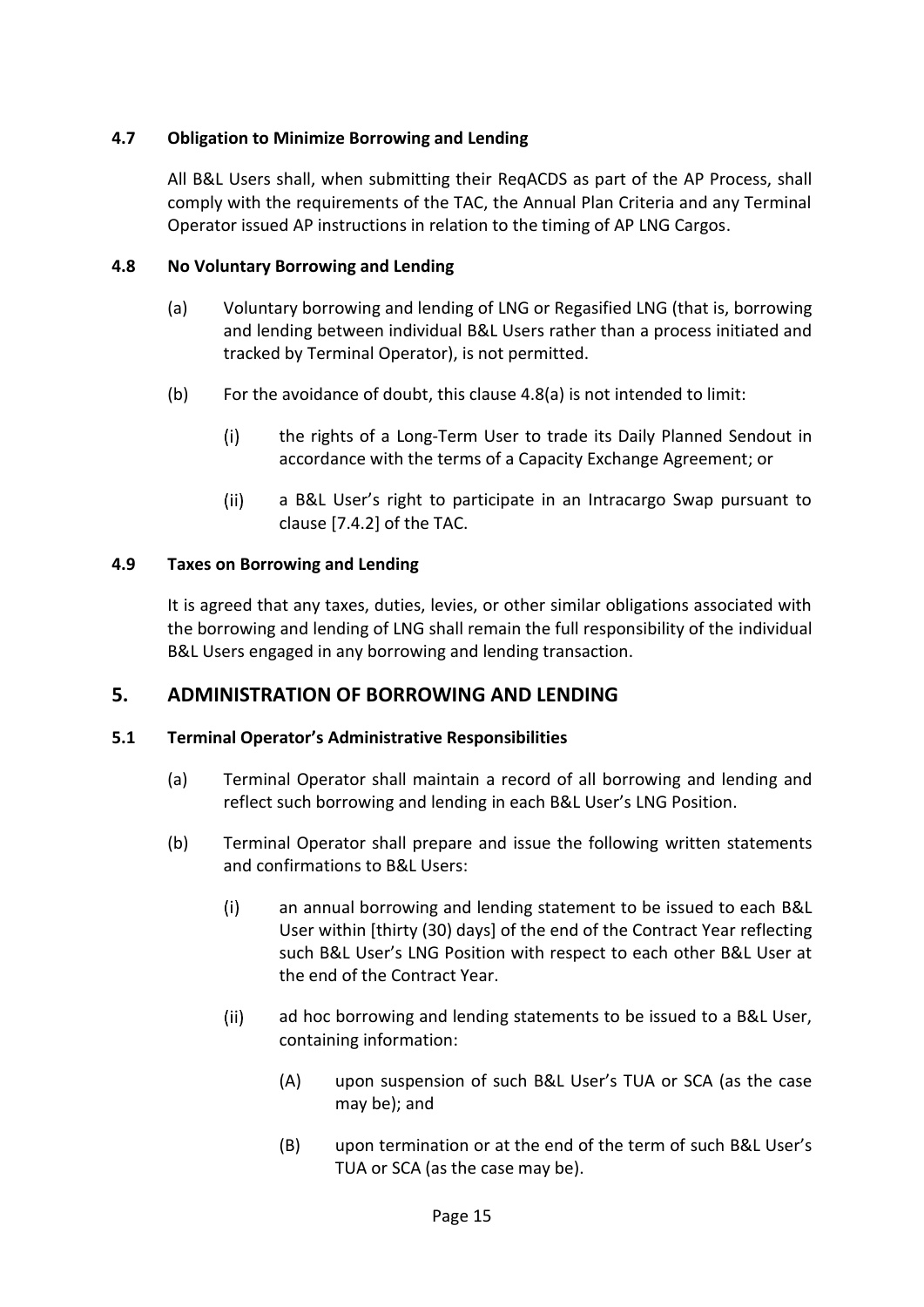### 4.7 Obligation to Minimize Borrowing and Lending

All B&L Users shall, when submitting their ReqACDS as part of the AP Process, shall comply with the requirements of the TAC, the Annual Plan Criteria and any Terminal Operator issued AP instructions in relation to the timing of AP LNG Cargos.

### 4.8 No Voluntary Borrowing and Lending

(a) Voluntary borrowing and lending of LNG or Regasified LNG (that is, borrowing and lending between individual B&L Users rather than a process initiated and tracked by Terminal Operator), is not permitted.

(b) For the avoidance of doubt, this clause 4.8(a) is not intended to limit:

(i) the rights of a Long-Term User to trade its Daily Planned Sendout in accordance with the terms of a Capacity Exchange Agreement; or

(ii) a B&L User's right to participate in an Intracargo Swap pursuant to clause [7.4.2] of the TAC.

### 4.9 Taxes on Borrowing and Lending

It is agreed that any taxes, duties, levies, or other similar obligations associated with the borrowing and lending of LNG shall remain the full responsibility of the individual B&L Users engaged in any borrowing and lending transaction.

## 5. ADMINISTRATION OF BORROWING AND LENDING

### 5.1 Terminal Operator's Administrative Responsibilities

(a) Terminal Operator shall maintain a record of all borrowing and lending and reflect such borrowing and lending in each B&L User's LNG Position.

(b) Terminal Operator shall prepare and issue the following written statements and confirmations to B&L Users:

(i) an annual borrowing and lending statement to be issued to each B&L User within [thirty (30) days] of the end of the Contract Year reflecting such B&L User's LNG Position with respect to each other B&L User at the end of the Contract Year.

(ii) ad hoc borrowing and lending statements to be issued to a B&L User, containing information:

(A) upon suspension of such B&L User's TUA or SCA (as the case may be); and

(B) upon termination or at the end of the term of such B&L User's TUA or SCA (as the case may be).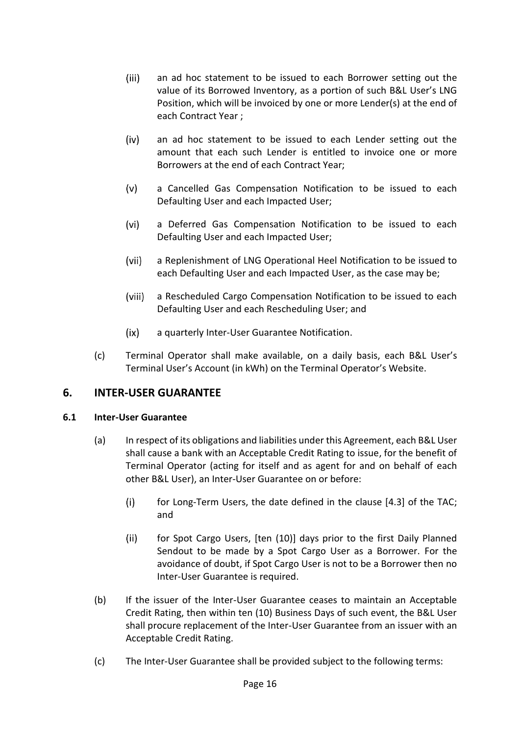(iii) an ad hoc statement to be issued to each Borrower setting out the value of its Borrowed Inventory, as a portion of such B&L User's LNG Position, which will be invoiced by one or more Lender(s) at the end of each Contract Year ;

(iv) an ad hoc statement to be issued to each Lender setting out the amount that each such Lender is entitled to invoice one or more Borrowers at the end of each Contract Year;

(v) a Cancelled Gas Compensation Notification to be issued to each Defaulting User and each Impacted User;

(vi) a Deferred Gas Compensation Notification to be issued to each Defaulting User and each Impacted User;

(vii) a Replenishment of LNG Operational Heel Notification to be issued to each Defaulting User and each Impacted User, as the case may be;

(viii) a Rescheduled Cargo Compensation Notification to be issued to each Defaulting User and each Rescheduling User; and

(ix) a quarterly Inter-User Guarantee Notification.

(c) Terminal Operator shall make available, on a daily basis, each B&L User's Terminal User's Account (in kWh) on the Terminal Operator's Website.

## 6. INTER-USER GUARANTEE

### 6.1 Inter-User Guarantee

(a) In respect of its obligations and liabilities under this Agreement, each B&L User shall cause a bank with an Acceptable Credit Rating to issue, for the benefit of Terminal Operator (acting for itself and as agent for and on behalf of each other B&L User), an Inter-User Guarantee on or before:

(i) for Long-Term Users, the date defined in the clause [4.3] of the TAC; and

(ii) for Spot Cargo Users, [ten (10)] days prior to the first Daily Planned Sendout to be made by a Spot Cargo User as a Borrower. For the avoidance of doubt, if Spot Cargo User is not to be a Borrower then no Inter-User Guarantee is required.

(b) If the issuer of the Inter-User Guarantee ceases to maintain an Acceptable Credit Rating, then within ten (10) Business Days of such event, the B&L User shall procure replacement of the Inter-User Guarantee from an issuer with an Acceptable Credit Rating.

(c) The Inter-User Guarantee shall be provided subject to the following terms: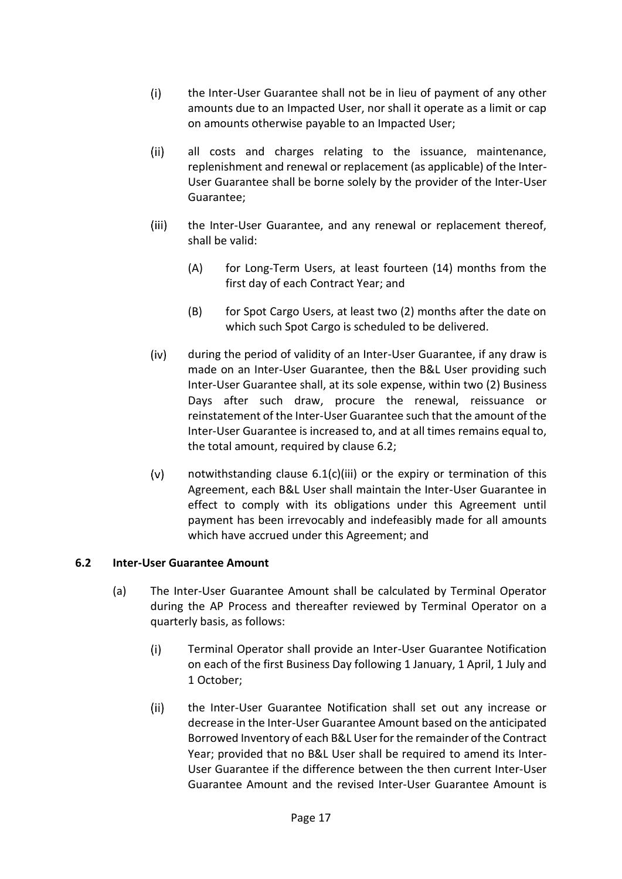(i) the Inter-User Guarantee shall not be in lieu of payment of any other amounts due to an Impacted User, nor shall it operate as a limit or cap on amounts otherwise payable to an Impacted User;

(ii) all costs and charges relating to the issuance, maintenance, replenishment and renewal or replacement (as applicable) of the Inter-User Guarantee shall be borne solely by the provider of the Inter-User Guarantee;

(iii) the Inter-User Guarantee, and any renewal or replacement thereof, shall be valid:

  (A) for Long-Term Users, at least fourteen (14) months from the first day of each Contract Year; and

  (B) for Spot Cargo Users, at least two (2) months after the date on which such Spot Cargo is scheduled to be delivered.

(iv) during the period of validity of an Inter-User Guarantee, if any draw is made on an Inter-User Guarantee, then the B&L User providing such Inter-User Guarantee shall, at its sole expense, within two (2) Business Days after such draw, procure the renewal, reissuance or reinstatement of the Inter-User Guarantee such that the amount of the Inter-User Guarantee is increased to, and at all times remains equal to, the total amount, required by clause 6.2;

(v) notwithstanding clause 6.1(c)(iii) or the expiry or termination of this Agreement, each B&L User shall maintain the Inter-User Guarantee in effect to comply with its obligations under this Agreement until payment has been irrevocably and indefeasibly made for all amounts which have accrued under this Agreement; and

### 6.2 Inter-User Guarantee Amount

(a) The Inter-User Guarantee Amount shall be calculated by Terminal Operator during the AP Process and thereafter reviewed by Terminal Operator on a quarterly basis, as follows:

  (i) Terminal Operator shall provide an Inter-User Guarantee Notification on each of the first Business Day following 1 January, 1 April, 1 July and 1 October;

  (ii) the Inter-User Guarantee Notification shall set out any increase or decrease in the Inter-User Guarantee Amount based on the anticipated Borrowed Inventory of each B&L User for the remainder of the Contract Year; provided that no B&L User shall be required to amend its Inter-User Guarantee if the difference between the then current Inter-User Guarantee Amount and the revised Inter-User Guarantee Amount is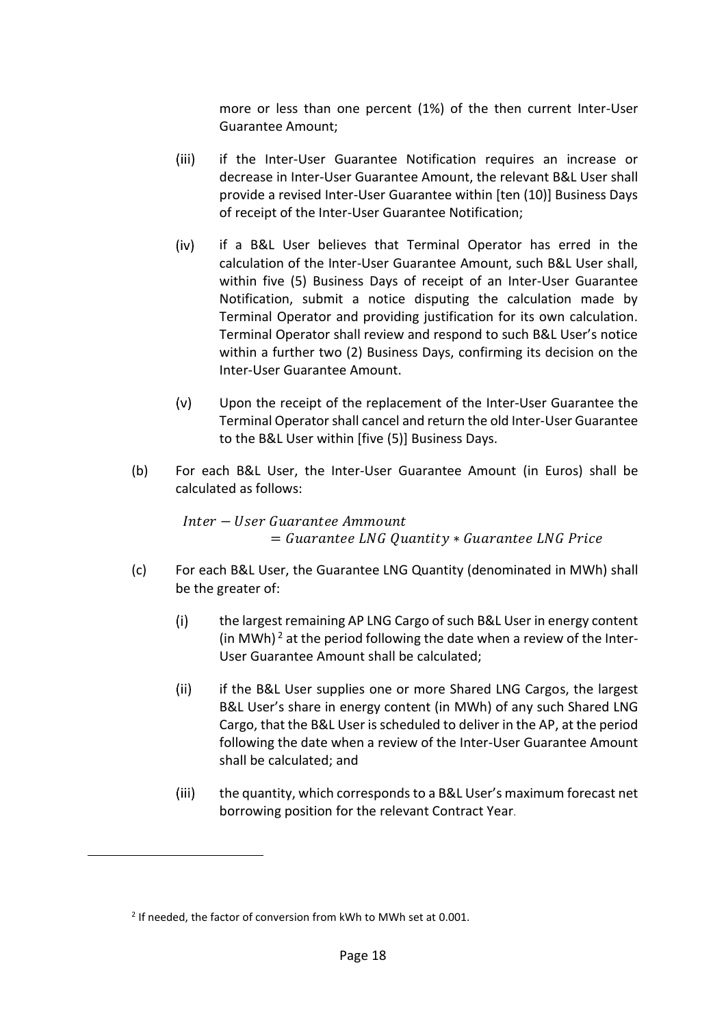more or less than one percent (1%) of the then current Inter-User Guarantee Amount;

(iii) if the Inter-User Guarantee Notification requires an increase or decrease in Inter-User Guarantee Amount, the relevant B&L User shall provide a revised Inter-User Guarantee within [ten (10)] Business Days of receipt of the Inter-User Guarantee Notification;

(iv) if a B&L User believes that Terminal Operator has erred in the calculation of the Inter-User Guarantee Amount, such B&L User shall, within five (5) Business Days of receipt of an Inter-User Guarantee Notification, submit a notice disputing the calculation made by Terminal Operator and providing justification for its own calculation. Terminal Operator shall review and respond to such B&L User's notice within a further two (2) Business Days, confirming its decision on the Inter-User Guarantee Amount.

(v) Upon the receipt of the replacement of the Inter-User Guarantee the Terminal Operator shall cancel and return the old Inter-User Guarantee to the B&L User within [five (5)] Business Days.

(b) For each B&L User, the Inter-User Guarantee Amount (in Euros) shall be calculated as follows:

$$Inter - User\ Guarantee\ Ammount$$
$$= Guarantee\ LNG\ Quantity * Guarantee\ LNG\ Price$$

(c) For each B&L User, the Guarantee LNG Quantity (denominated in MWh) shall be the greater of:

(i) the largest remaining AP LNG Cargo of such B&L User in energy content (in MWh) [2] at the period following the date when a review of the Inter-User Guarantee Amount shall be calculated;

(ii) if the B&L User supplies one or more Shared LNG Cargos, the largest B&L User's share in energy content (in MWh) of any such Shared LNG Cargo, that the B&L User is scheduled to deliver in the AP, at the period following the date when a review of the Inter-User Guarantee Amount shall be calculated; and

(iii) the quantity, which corresponds to a B&L User's maximum forecast net borrowing position for the relevant Contract Year.

---

[2] If needed, the factor of conversion from kWh to MWh set at 0.001.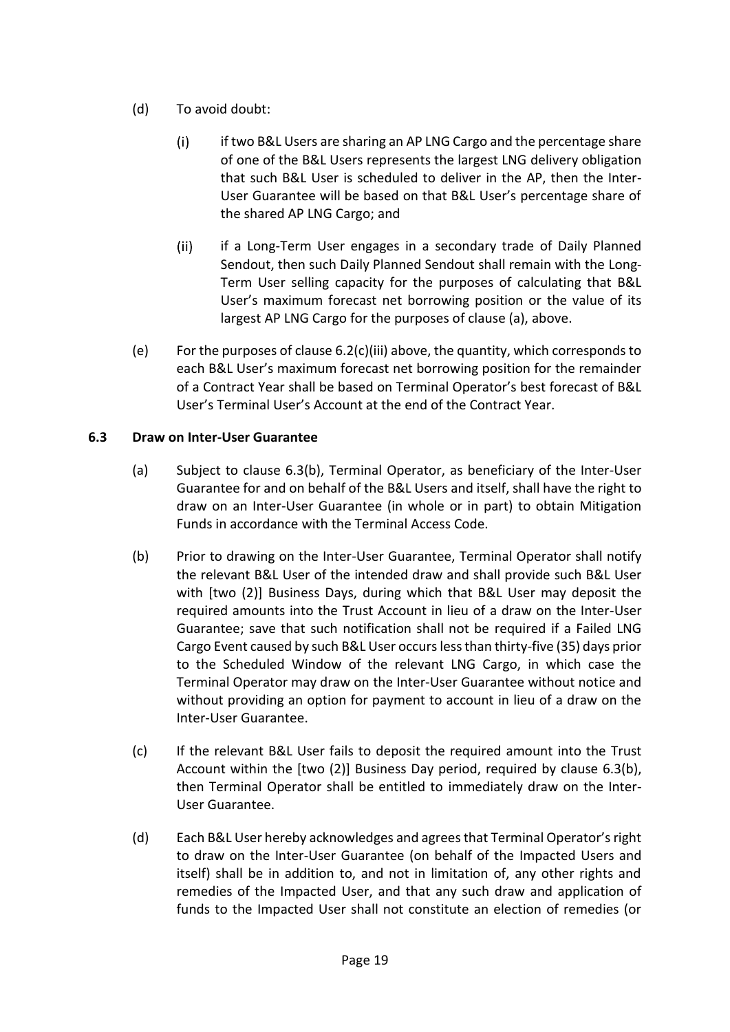(d) To avoid doubt:

(i) if two B&L Users are sharing an AP LNG Cargo and the percentage share of one of the B&L Users represents the largest LNG delivery obligation that such B&L User is scheduled to deliver in the AP, then the Inter-User Guarantee will be based on that B&L User's percentage share of the shared AP LNG Cargo; and

(ii) if a Long-Term User engages in a secondary trade of Daily Planned Sendout, then such Daily Planned Sendout shall remain with the Long-Term User selling capacity for the purposes of calculating that B&L User's maximum forecast net borrowing position or the value of its largest AP LNG Cargo for the purposes of clause (a), above.

(e) For the purposes of clause 6.2(c)(iii) above, the quantity, which corresponds to each B&L User's maximum forecast net borrowing position for the remainder of a Contract Year shall be based on Terminal Operator's best forecast of B&L User's Terminal User's Account at the end of the Contract Year.

**6.3 Draw on Inter-User Guarantee**

(a) Subject to clause 6.3(b), Terminal Operator, as beneficiary of the Inter-User Guarantee for and on behalf of the B&L Users and itself, shall have the right to draw on an Inter-User Guarantee (in whole or in part) to obtain Mitigation Funds in accordance with the Terminal Access Code.

(b) Prior to drawing on the Inter-User Guarantee, Terminal Operator shall notify the relevant B&L User of the intended draw and shall provide such B&L User with [two (2)] Business Days, during which that B&L User may deposit the required amounts into the Trust Account in lieu of a draw on the Inter-User Guarantee; save that such notification shall not be required if a Failed LNG Cargo Event caused by such B&L User occurs less than thirty-five (35) days prior to the Scheduled Window of the relevant LNG Cargo, in which case the Terminal Operator may draw on the Inter-User Guarantee without notice and without providing an option for payment to account in lieu of a draw on the Inter-User Guarantee.

(c) If the relevant B&L User fails to deposit the required amount into the Trust Account within the [two (2)] Business Day period, required by clause 6.3(b), then Terminal Operator shall be entitled to immediately draw on the Inter-User Guarantee.

(d) Each B&L User hereby acknowledges and agrees that Terminal Operator's right to draw on the Inter-User Guarantee (on behalf of the Impacted Users and itself) shall be in addition to, and not in limitation of, any other rights and remedies of the Impacted User, and that any such draw and application of funds to the Impacted User shall not constitute an election of remedies (or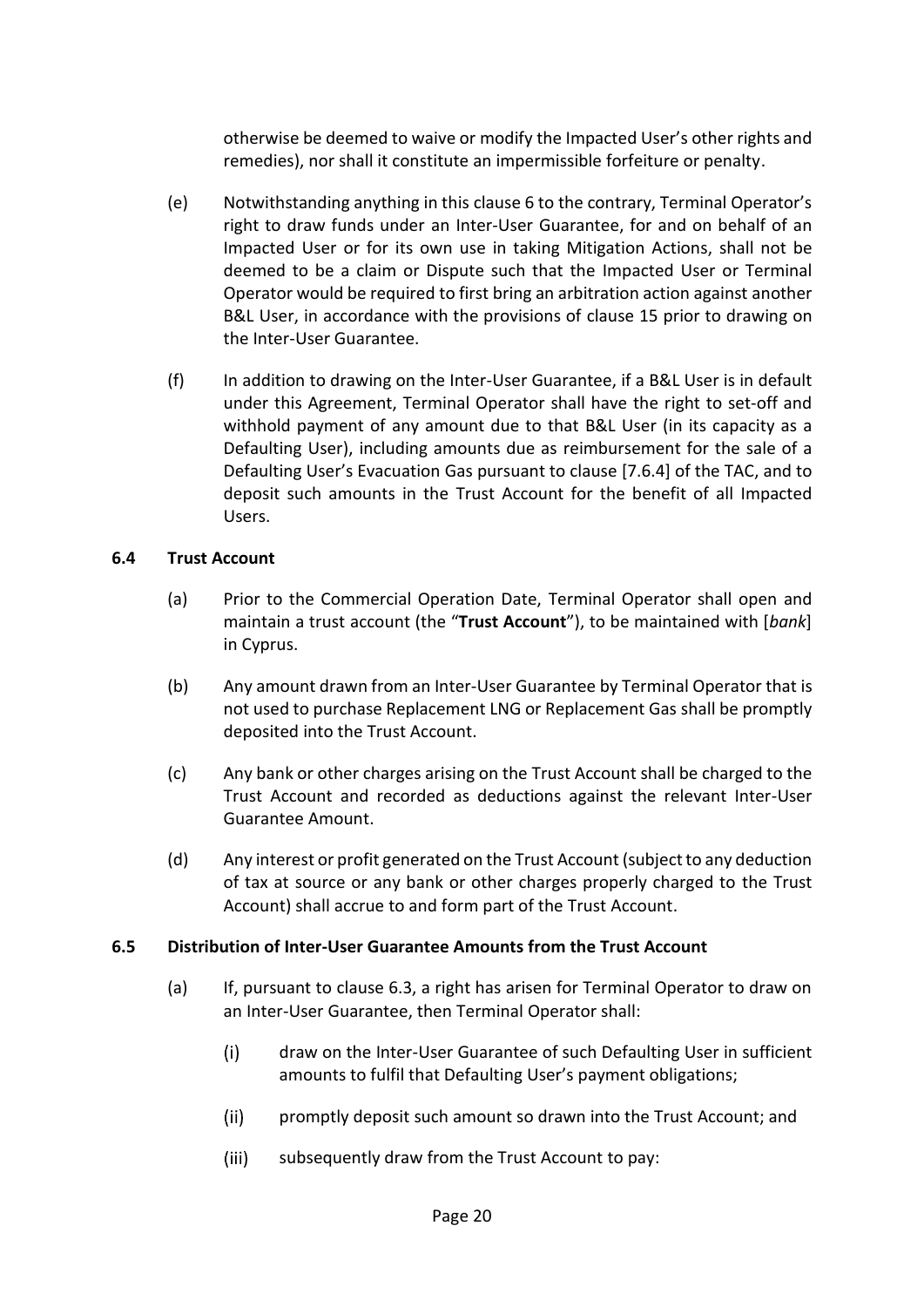otherwise be deemed to waive or modify the Impacted User's other rights and remedies), nor shall it constitute an impermissible forfeiture or penalty.

(e) Notwithstanding anything in this clause 6 to the contrary, Terminal Operator's right to draw funds under an Inter-User Guarantee, for and on behalf of an Impacted User or for its own use in taking Mitigation Actions, shall not be deemed to be a claim or Dispute such that the Impacted User or Terminal Operator would be required to first bring an arbitration action against another B&L User, in accordance with the provisions of clause 15 prior to drawing on the Inter-User Guarantee.

(f) In addition to drawing on the Inter-User Guarantee, if a B&L User is in default under this Agreement, Terminal Operator shall have the right to set-off and withhold payment of any amount due to that B&L User (in its capacity as a Defaulting User), including amounts due as reimbursement for the sale of a Defaulting User's Evacuation Gas pursuant to clause [7.6.4] of the TAC, and to deposit such amounts in the Trust Account for the benefit of all Impacted Users.

### 6.4 Trust Account

(a) Prior to the Commercial Operation Date, Terminal Operator shall open and maintain a trust account (the "**Trust Account**"), to be maintained with [*bank*] in Cyprus.

(b) Any amount drawn from an Inter-User Guarantee by Terminal Operator that is not used to purchase Replacement LNG or Replacement Gas shall be promptly deposited into the Trust Account.

(c) Any bank or other charges arising on the Trust Account shall be charged to the Trust Account and recorded as deductions against the relevant Inter-User Guarantee Amount.

(d) Any interest or profit generated on the Trust Account (subject to any deduction of tax at source or any bank or other charges properly charged to the Trust Account) shall accrue to and form part of the Trust Account.

### 6.5 Distribution of Inter-User Guarantee Amounts from the Trust Account

(a) If, pursuant to clause 6.3, a right has arisen for Terminal Operator to draw on an Inter-User Guarantee, then Terminal Operator shall:

(i) draw on the Inter-User Guarantee of such Defaulting User in sufficient amounts to fulfil that Defaulting User's payment obligations;

(ii) promptly deposit such amount so drawn into the Trust Account; and

(iii) subsequently draw from the Trust Account to pay: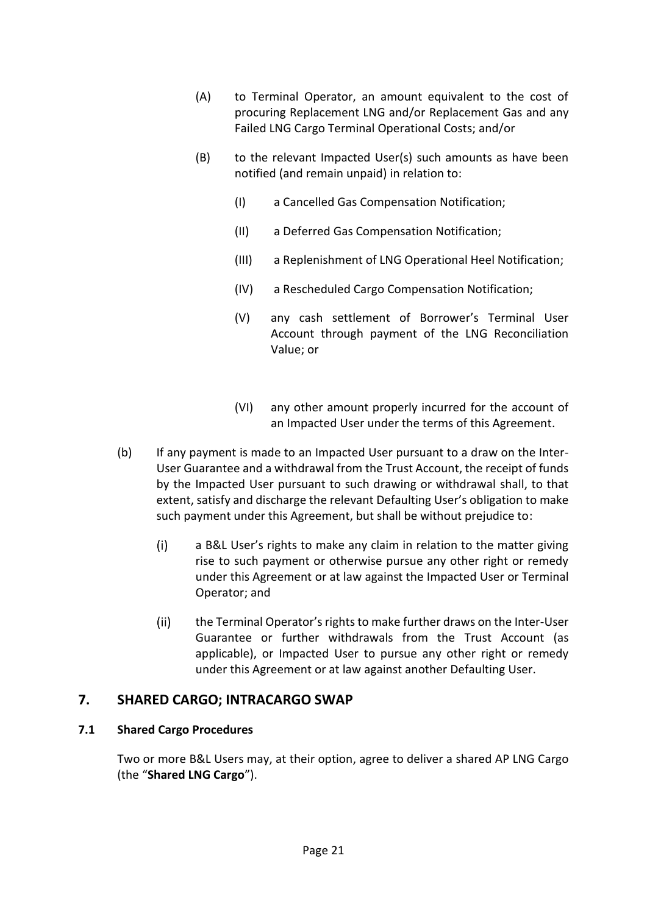(A) to Terminal Operator, an amount equivalent to the cost of procuring Replacement LNG and/or Replacement Gas and any Failed LNG Cargo Terminal Operational Costs; and/or

(B) to the relevant Impacted User(s) such amounts as have been notified (and remain unpaid) in relation to:

(I) a Cancelled Gas Compensation Notification;

(II) a Deferred Gas Compensation Notification;

(III) a Replenishment of LNG Operational Heel Notification;

(IV) a Rescheduled Cargo Compensation Notification;

(V) any cash settlement of Borrower's Terminal User Account through payment of the LNG Reconciliation Value; or

(VI) any other amount properly incurred for the account of an Impacted User under the terms of this Agreement.

(b) If any payment is made to an Impacted User pursuant to a draw on the Inter-User Guarantee and a withdrawal from the Trust Account, the receipt of funds by the Impacted User pursuant to such drawing or withdrawal shall, to that extent, satisfy and discharge the relevant Defaulting User's obligation to make such payment under this Agreement, but shall be without prejudice to:

(i) a B&L User's rights to make any claim in relation to the matter giving rise to such payment or otherwise pursue any other right or remedy under this Agreement or at law against the Impacted User or Terminal Operator; and

(ii) the Terminal Operator's rights to make further draws on the Inter-User Guarantee or further withdrawals from the Trust Account (as applicable), or Impacted User to pursue any other right or remedy under this Agreement or at law against another Defaulting User.

## 7. SHARED CARGO; INTRACARGO SWAP

### 7.1 Shared Cargo Procedures

Two or more B&L Users may, at their option, agree to deliver a shared AP LNG Cargo (the "**Shared LNG Cargo**").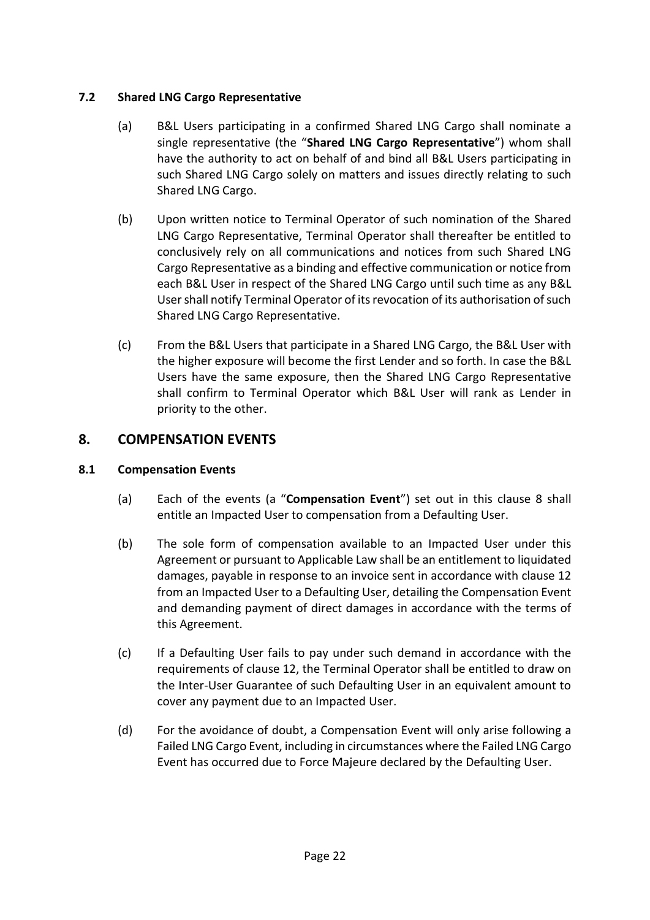### 7.2 Shared LNG Cargo Representative

(a) B&L Users participating in a confirmed Shared LNG Cargo shall nominate a single representative (the "**Shared LNG Cargo Representative**") whom shall have the authority to act on behalf of and bind all B&L Users participating in such Shared LNG Cargo solely on matters and issues directly relating to such Shared LNG Cargo.

(b) Upon written notice to Terminal Operator of such nomination of the Shared LNG Cargo Representative, Terminal Operator shall thereafter be entitled to conclusively rely on all communications and notices from such Shared LNG Cargo Representative as a binding and effective communication or notice from each B&L User in respect of the Shared LNG Cargo until such time as any B&L User shall notify Terminal Operator of its revocation of its authorisation of such Shared LNG Cargo Representative.

(c) From the B&L Users that participate in a Shared LNG Cargo, the B&L User with the higher exposure will become the first Lender and so forth. In case the B&L Users have the same exposure, then the Shared LNG Cargo Representative shall confirm to Terminal Operator which B&L User will rank as Lender in priority to the other.

## 8. COMPENSATION EVENTS

### 8.1 Compensation Events

(a) Each of the events (a "**Compensation Event**") set out in this clause 8 shall entitle an Impacted User to compensation from a Defaulting User.

(b) The sole form of compensation available to an Impacted User under this Agreement or pursuant to Applicable Law shall be an entitlement to liquidated damages, payable in response to an invoice sent in accordance with clause 12 from an Impacted User to a Defaulting User, detailing the Compensation Event and demanding payment of direct damages in accordance with the terms of this Agreement.

(c) If a Defaulting User fails to pay under such demand in accordance with the requirements of clause 12, the Terminal Operator shall be entitled to draw on the Inter-User Guarantee of such Defaulting User in an equivalent amount to cover any payment due to an Impacted User.

(d) For the avoidance of doubt, a Compensation Event will only arise following a Failed LNG Cargo Event, including in circumstances where the Failed LNG Cargo Event has occurred due to Force Majeure declared by the Defaulting User.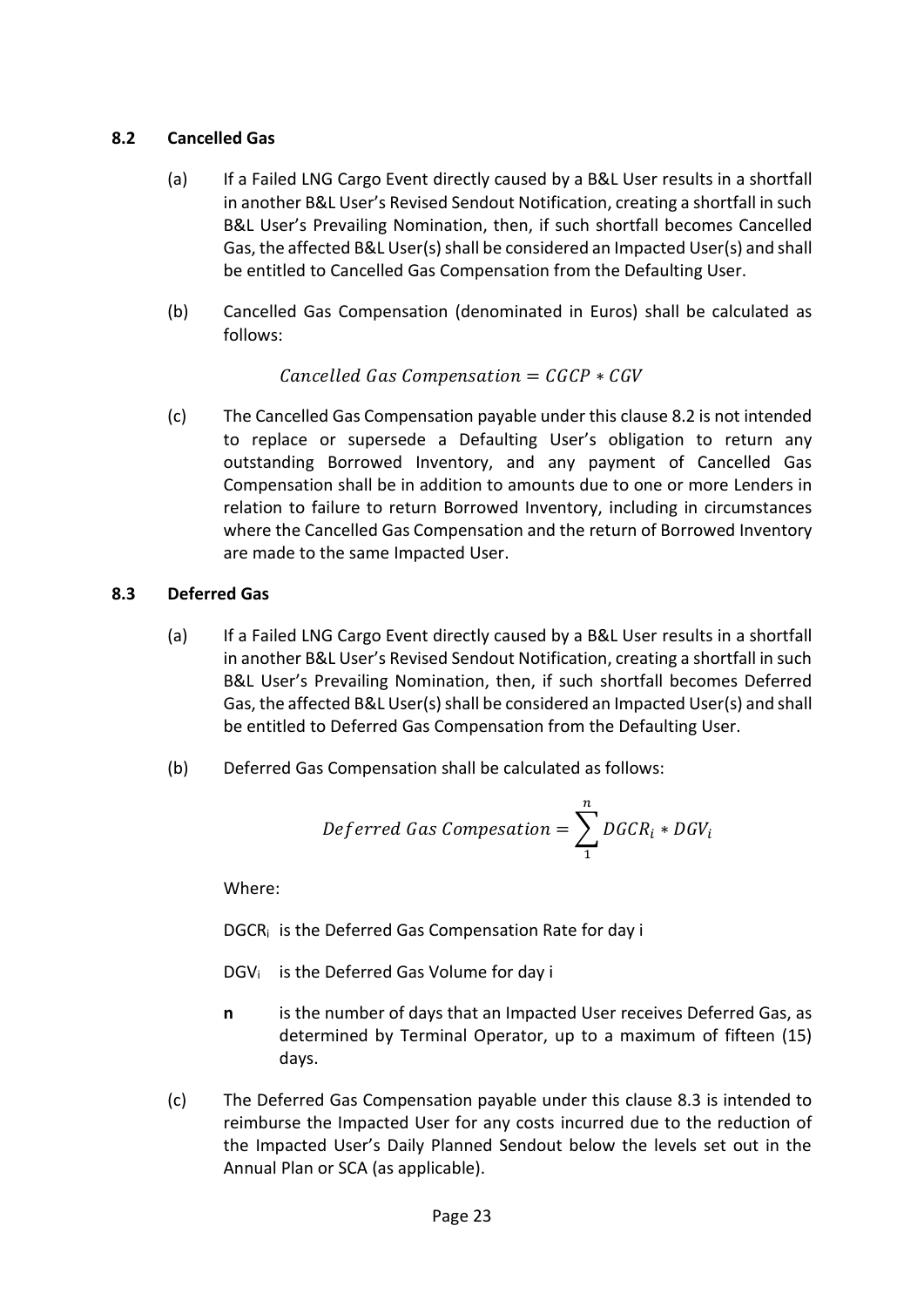### 8.2 Cancelled Gas

(a) If a Failed LNG Cargo Event directly caused by a B&L User results in a shortfall in another B&L User's Revised Sendout Notification, creating a shortfall in such B&L User's Prevailing Nomination, then, if such shortfall becomes Cancelled Gas, the affected B&L User(s) shall be considered an Impacted User(s) and shall be entitled to Cancelled Gas Compensation from the Defaulting User.

(b) Cancelled Gas Compensation (denominated in Euros) shall be calculated as follows:

$$Cancelled\ Gas\ Compensation = CGCP * CGV$$

(c) The Cancelled Gas Compensation payable under this clause 8.2 is not intended to replace or supersede a Defaulting User's obligation to return any outstanding Borrowed Inventory, and any payment of Cancelled Gas Compensation shall be in addition to amounts due to one or more Lenders in relation to failure to return Borrowed Inventory, including in circumstances where the Cancelled Gas Compensation and the return of Borrowed Inventory are made to the same Impacted User.

### 8.3 Deferred Gas

(a) If a Failed LNG Cargo Event directly caused by a B&L User results in a shortfall in another B&L User's Revised Sendout Notification, creating a shortfall in such B&L User's Prevailing Nomination, then, if such shortfall becomes Deferred Gas, the affected B&L User(s) shall be considered an Impacted User(s) and shall be entitled to Deferred Gas Compensation from the Defaulting User.

(b) Deferred Gas Compensation shall be calculated as follows:

$$Deferred\ Gas\ Compesation = \sum_{1}^{n} DGCR_i * DGV_i$$

Where:

$DGCR_i$ is the Deferred Gas Compensation Rate for day i

$DGV_i$ is the Deferred Gas Volume for day i

**n** is the number of days that an Impacted User receives Deferred Gas, as determined by Terminal Operator, up to a maximum of fifteen (15) days.

(c) The Deferred Gas Compensation payable under this clause 8.3 is intended to reimburse the Impacted User for any costs incurred due to the reduction of the Impacted User's Daily Planned Sendout below the levels set out in the Annual Plan or SCA (as applicable).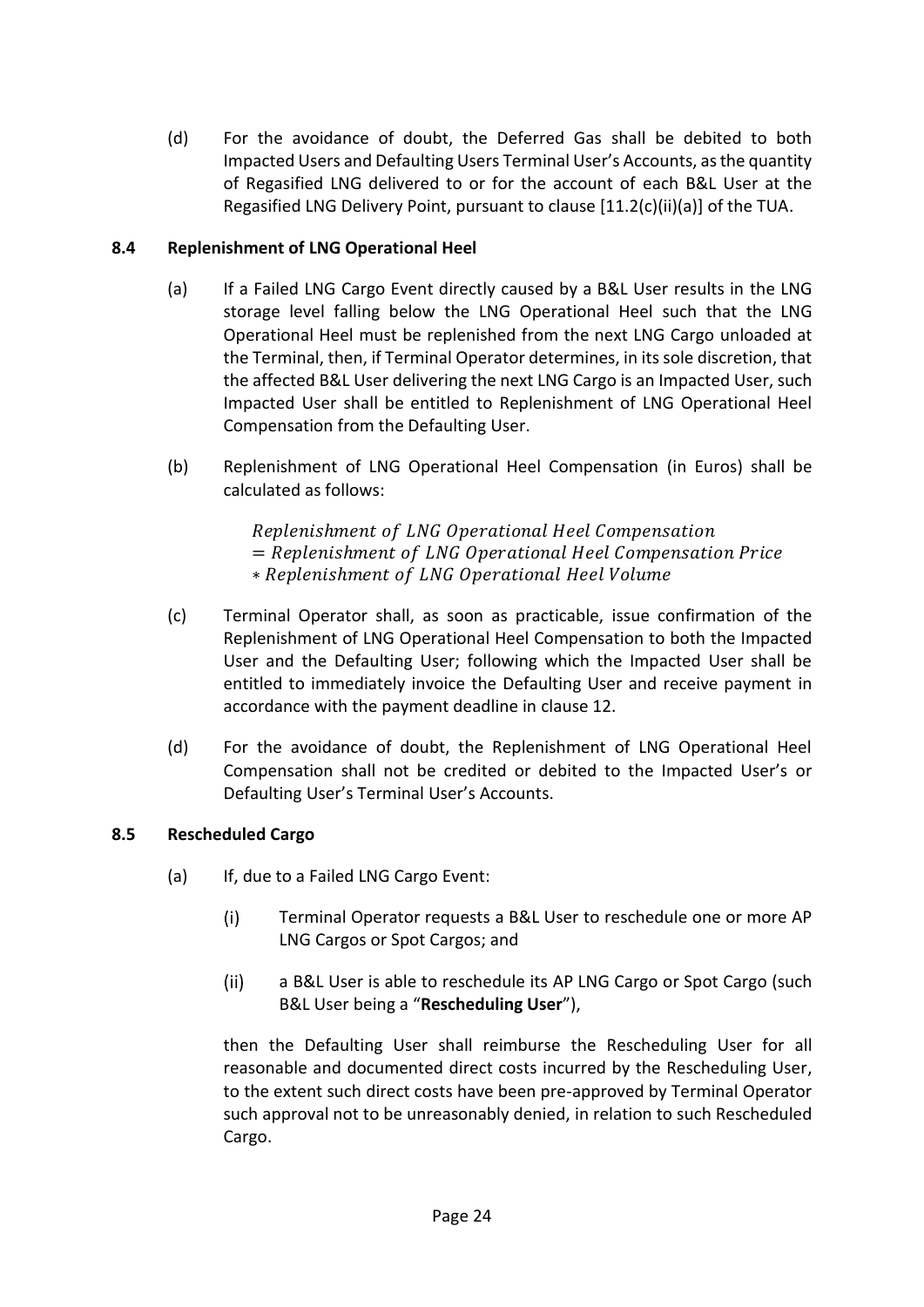(d) For the avoidance of doubt, the Deferred Gas shall be debited to both Impacted Users and Defaulting Users Terminal User's Accounts, as the quantity of Regasified LNG delivered to or for the account of each B&L User at the Regasified LNG Delivery Point, pursuant to clause [11.2(c)(ii)(a)] of the TUA.

### 8.4 Replenishment of LNG Operational Heel

(a) If a Failed LNG Cargo Event directly caused by a B&L User results in the LNG storage level falling below the LNG Operational Heel such that the LNG Operational Heel must be replenished from the next LNG Cargo unloaded at the Terminal, then, if Terminal Operator determines, in its sole discretion, that the affected B&L User delivering the next LNG Cargo is an Impacted User, such Impacted User shall be entitled to Replenishment of LNG Operational Heel Compensation from the Defaulting User.

(b) Replenishment of LNG Operational Heel Compensation (in Euros) shall be calculated as follows:

$$
\begin{aligned}
&\textit{Replenishment of LNG Operational Heel Compensation} \\
&= \textit{Replenishment of LNG Operational Heel Compensation Price} \\
&* \textit{Replenishment of LNG Operational Heel Volume}
\end{aligned}
$$

(c) Terminal Operator shall, as soon as practicable, issue confirmation of the Replenishment of LNG Operational Heel Compensation to both the Impacted User and the Defaulting User; following which the Impacted User shall be entitled to immediately invoice the Defaulting User and receive payment in accordance with the payment deadline in clause 12.

(d) For the avoidance of doubt, the Replenishment of LNG Operational Heel Compensation shall not be credited or debited to the Impacted User's or Defaulting User's Terminal User's Accounts.

### 8.5 Rescheduled Cargo

(a) If, due to a Failed LNG Cargo Event:

 (i) Terminal Operator requests a B&L User to reschedule one or more AP LNG Cargos or Spot Cargos; and

 (ii) a B&L User is able to reschedule its AP LNG Cargo or Spot Cargo (such B&L User being a "**Rescheduling User**"),

 then the Defaulting User shall reimburse the Rescheduling User for all reasonable and documented direct costs incurred by the Rescheduling User, to the extent such direct costs have been pre-approved by Terminal Operator such approval not to be unreasonably denied, in relation to such Rescheduled Cargo.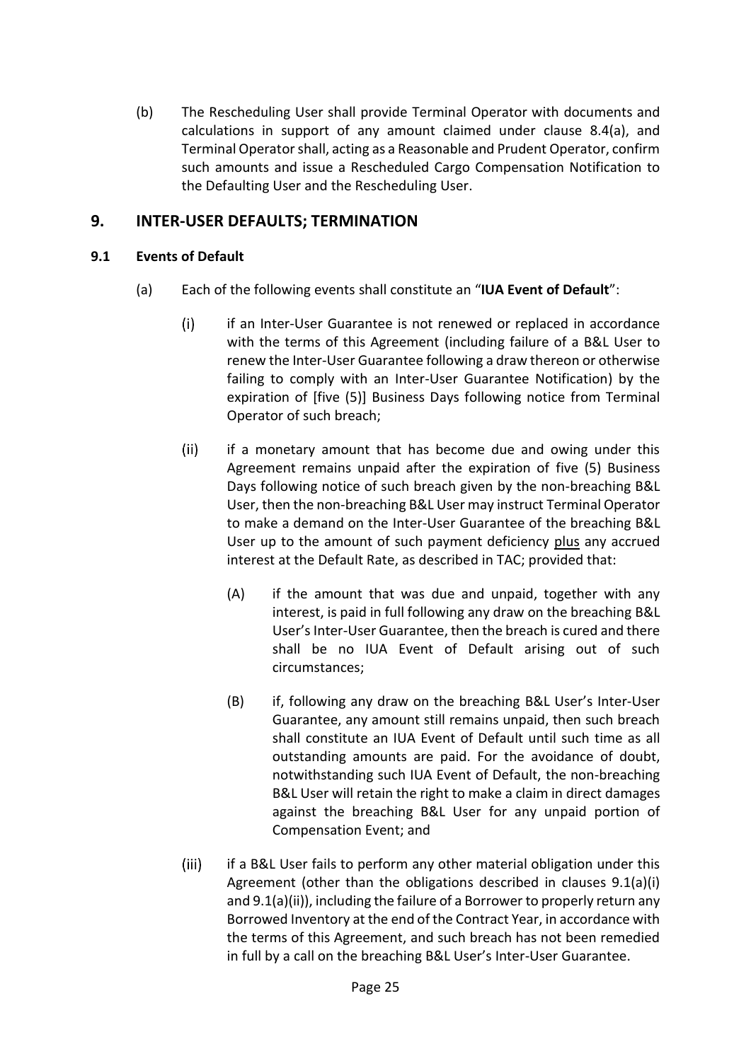(b) The Rescheduling User shall provide Terminal Operator with documents and calculations in support of any amount claimed under clause 8.4(a), and Terminal Operator shall, acting as a Reasonable and Prudent Operator, confirm such amounts and issue a Rescheduled Cargo Compensation Notification to the Defaulting User and the Rescheduling User.

## 9. INTER-USER DEFAULTS; TERMINATION

### 9.1 Events of Default

(a) Each of the following events shall constitute an "**IUA Event of Default**":

(i) if an Inter-User Guarantee is not renewed or replaced in accordance with the terms of this Agreement (including failure of a B&L User to renew the Inter-User Guarantee following a draw thereon or otherwise failing to comply with an Inter-User Guarantee Notification) by the expiration of [five (5)] Business Days following notice from Terminal Operator of such breach;

(ii) if a monetary amount that has become due and owing under this Agreement remains unpaid after the expiration of five (5) Business Days following notice of such breach given by the non-breaching B&L User, then the non-breaching B&L User may instruct Terminal Operator to make a demand on the Inter-User Guarantee of the breaching B&L User up to the amount of such payment deficiency plus any accrued interest at the Default Rate, as described in TAC; provided that:

(A) if the amount that was due and unpaid, together with any interest, is paid in full following any draw on the breaching B&L User's Inter-User Guarantee, then the breach is cured and there shall be no IUA Event of Default arising out of such circumstances;

(B) if, following any draw on the breaching B&L User's Inter-User Guarantee, any amount still remains unpaid, then such breach shall constitute an IUA Event of Default until such time as all outstanding amounts are paid. For the avoidance of doubt, notwithstanding such IUA Event of Default, the non-breaching B&L User will retain the right to make a claim in direct damages against the breaching B&L User for any unpaid portion of Compensation Event; and

(iii) if a B&L User fails to perform any other material obligation under this Agreement (other than the obligations described in clauses 9.1(a)(i) and 9.1(a)(ii)), including the failure of a Borrower to properly return any Borrowed Inventory at the end of the Contract Year, in accordance with the terms of this Agreement, and such breach has not been remedied in full by a call on the breaching B&L User's Inter-User Guarantee.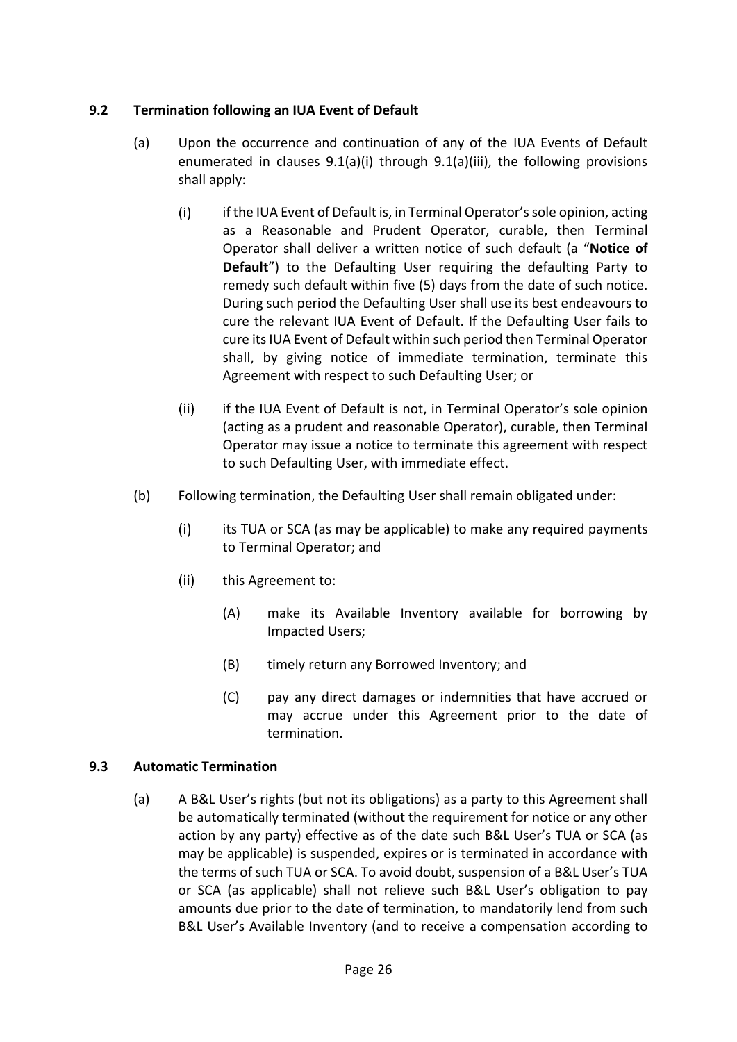### 9.2 Termination following an IUA Event of Default

(a) Upon the occurrence and continuation of any of the IUA Events of Default enumerated in clauses 9.1(a)(i) through 9.1(a)(iii), the following provisions shall apply:

  (i) if the IUA Event of Default is, in Terminal Operator's sole opinion, acting as a Reasonable and Prudent Operator, curable, then Terminal Operator shall deliver a written notice of such default (a "**Notice of Default**") to the Defaulting User requiring the defaulting Party to remedy such default within five (5) days from the date of such notice. During such period the Defaulting User shall use its best endeavours to cure the relevant IUA Event of Default. If the Defaulting User fails to cure its IUA Event of Default within such period then Terminal Operator shall, by giving notice of immediate termination, terminate this Agreement with respect to such Defaulting User; or

  (ii) if the IUA Event of Default is not, in Terminal Operator's sole opinion (acting as a prudent and reasonable Operator), curable, then Terminal Operator may issue a notice to terminate this agreement with respect to such Defaulting User, with immediate effect.

(b) Following termination, the Defaulting User shall remain obligated under:

  (i) its TUA or SCA (as may be applicable) to make any required payments to Terminal Operator; and

  (ii) this Agreement to:

    (A) make its Available Inventory available for borrowing by Impacted Users;

    (B) timely return any Borrowed Inventory; and

    (C) pay any direct damages or indemnities that have accrued or may accrue under this Agreement prior to the date of termination.

### 9.3 Automatic Termination

(a) A B&L User's rights (but not its obligations) as a party to this Agreement shall be automatically terminated (without the requirement for notice or any other action by any party) effective as of the date such B&L User's TUA or SCA (as may be applicable) is suspended, expires or is terminated in accordance with the terms of such TUA or SCA. To avoid doubt, suspension of a B&L User's TUA or SCA (as applicable) shall not relieve such B&L User's obligation to pay amounts due prior to the date of termination, to mandatorily lend from such B&L User's Available Inventory (and to receive a compensation according to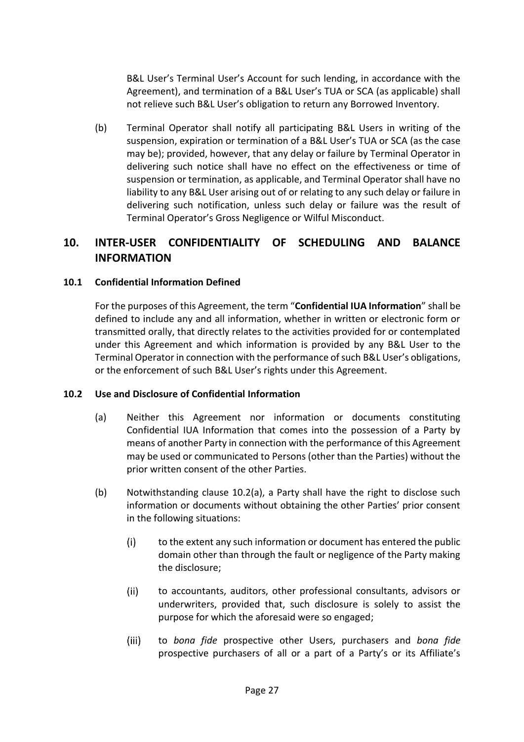B&L User's Terminal User's Account for such lending, in accordance with the Agreement), and termination of a B&L User's TUA or SCA (as applicable) shall not relieve such B&L User's obligation to return any Borrowed Inventory.

(b) Terminal Operator shall notify all participating B&L Users in writing of the suspension, expiration or termination of a B&L User's TUA or SCA (as the case may be); provided, however, that any delay or failure by Terminal Operator in delivering such notice shall have no effect on the effectiveness or time of suspension or termination, as applicable, and Terminal Operator shall have no liability to any B&L User arising out of or relating to any such delay or failure in delivering such notification, unless such delay or failure was the result of Terminal Operator's Gross Negligence or Wilful Misconduct.

## 10. INTER-USER CONFIDENTIALITY OF SCHEDULING AND BALANCE INFORMATION

### 10.1 Confidential Information Defined

For the purposes of this Agreement, the term "**Confidential IUA Information**" shall be defined to include any and all information, whether in written or electronic form or transmitted orally, that directly relates to the activities provided for or contemplated under this Agreement and which information is provided by any B&L User to the Terminal Operator in connection with the performance of such B&L User's obligations, or the enforcement of such B&L User's rights under this Agreement.

### 10.2 Use and Disclosure of Confidential Information

(a) Neither this Agreement nor information or documents constituting Confidential IUA Information that comes into the possession of a Party by means of another Party in connection with the performance of this Agreement may be used or communicated to Persons (other than the Parties) without the prior written consent of the other Parties.

(b) Notwithstanding clause 10.2(a), a Party shall have the right to disclose such information or documents without obtaining the other Parties' prior consent in the following situations:

(i) to the extent any such information or document has entered the public domain other than through the fault or negligence of the Party making the disclosure;

(ii) to accountants, auditors, other professional consultants, advisors or underwriters, provided that, such disclosure is solely to assist the purpose for which the aforesaid were so engaged;

(iii) to *bona fide* prospective other Users, purchasers and *bona fide* prospective purchasers of all or a part of a Party's or its Affiliate's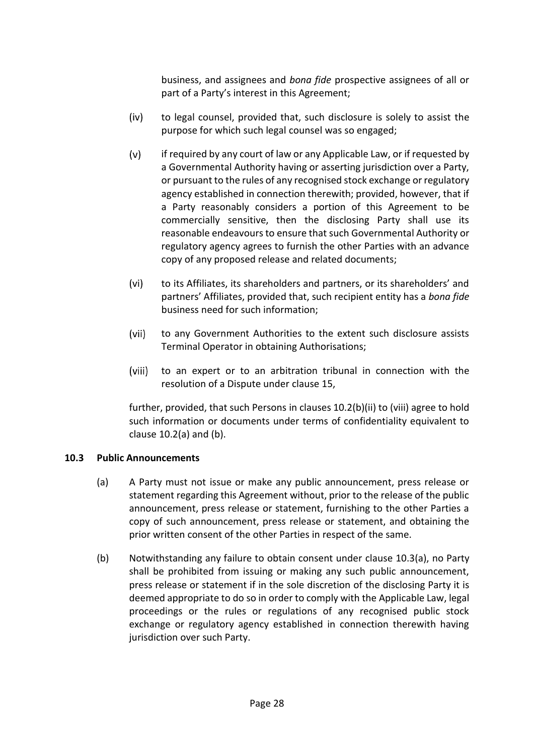business, and assignees and *bona fide* prospective assignees of all or part of a Party's interest in this Agreement;

(iv) to legal counsel, provided that, such disclosure is solely to assist the purpose for which such legal counsel was so engaged;

(v) if required by any court of law or any Applicable Law, or if requested by a Governmental Authority having or asserting jurisdiction over a Party, or pursuant to the rules of any recognised stock exchange or regulatory agency established in connection therewith; provided, however, that if a Party reasonably considers a portion of this Agreement to be commercially sensitive, then the disclosing Party shall use its reasonable endeavours to ensure that such Governmental Authority or regulatory agency agrees to furnish the other Parties with an advance copy of any proposed release and related documents;

(vi) to its Affiliates, its shareholders and partners, or its shareholders' and partners' Affiliates, provided that, such recipient entity has a *bona fide* business need for such information;

(vii) to any Government Authorities to the extent such disclosure assists Terminal Operator in obtaining Authorisations;

(viii) to an expert or to an arbitration tribunal in connection with the resolution of a Dispute under clause 15,

further, provided, that such Persons in clauses 10.2(b)(ii) to (viii) agree to hold such information or documents under terms of confidentiality equivalent to clause 10.2(a) and (b).

### 10.3 Public Announcements

(a) A Party must not issue or make any public announcement, press release or statement regarding this Agreement without, prior to the release of the public announcement, press release or statement, furnishing to the other Parties a copy of such announcement, press release or statement, and obtaining the prior written consent of the other Parties in respect of the same.

(b) Notwithstanding any failure to obtain consent under clause 10.3(a), no Party shall be prohibited from issuing or making any such public announcement, press release or statement if in the sole discretion of the disclosing Party it is deemed appropriate to do so in order to comply with the Applicable Law, legal proceedings or the rules or regulations of any recognised public stock exchange or regulatory agency established in connection therewith having jurisdiction over such Party.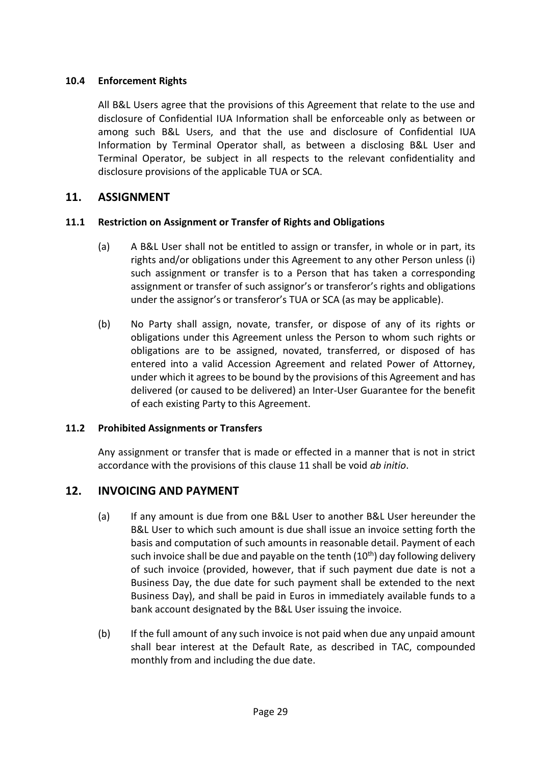**10.4 Enforcement Rights**

All B&L Users agree that the provisions of this Agreement that relate to the use and disclosure of Confidential IUA Information shall be enforceable only as between or among such B&L Users, and that the use and disclosure of Confidential IUA Information by Terminal Operator shall, as between a disclosing B&L User and Terminal Operator, be subject in all respects to the relevant confidentiality and disclosure provisions of the applicable TUA or SCA.

## 11. ASSIGNMENT

**11.1 Restriction on Assignment or Transfer of Rights and Obligations**

(a) A B&L User shall not be entitled to assign or transfer, in whole or in part, its rights and/or obligations under this Agreement to any other Person unless (i) such assignment or transfer is to a Person that has taken a corresponding assignment or transfer of such assignor's or transferor's rights and obligations under the assignor's or transferor's TUA or SCA (as may be applicable).

(b) No Party shall assign, novate, transfer, or dispose of any of its rights or obligations under this Agreement unless the Person to whom such rights or obligations are to be assigned, novated, transferred, or disposed of has entered into a valid Accession Agreement and related Power of Attorney, under which it agrees to be bound by the provisions of this Agreement and has delivered (or caused to be delivered) an Inter-User Guarantee for the benefit of each existing Party to this Agreement.

**11.2 Prohibited Assignments or Transfers**

Any assignment or transfer that is made or effected in a manner that is not in strict accordance with the provisions of this clause 11 shall be void *ab initio*.

## 12. INVOICING AND PAYMENT

(a) If any amount is due from one B&L User to another B&L User hereunder the B&L User to which such amount is due shall issue an invoice setting forth the basis and computation of such amounts in reasonable detail. Payment of each such invoice shall be due and payable on the tenth (10th) day following delivery of such invoice (provided, however, that if such payment due date is not a Business Day, the due date for such payment shall be extended to the next Business Day), and shall be paid in Euros in immediately available funds to a bank account designated by the B&L User issuing the invoice.

(b) If the full amount of any such invoice is not paid when due any unpaid amount shall bear interest at the Default Rate, as described in TAC, compounded monthly from and including the due date.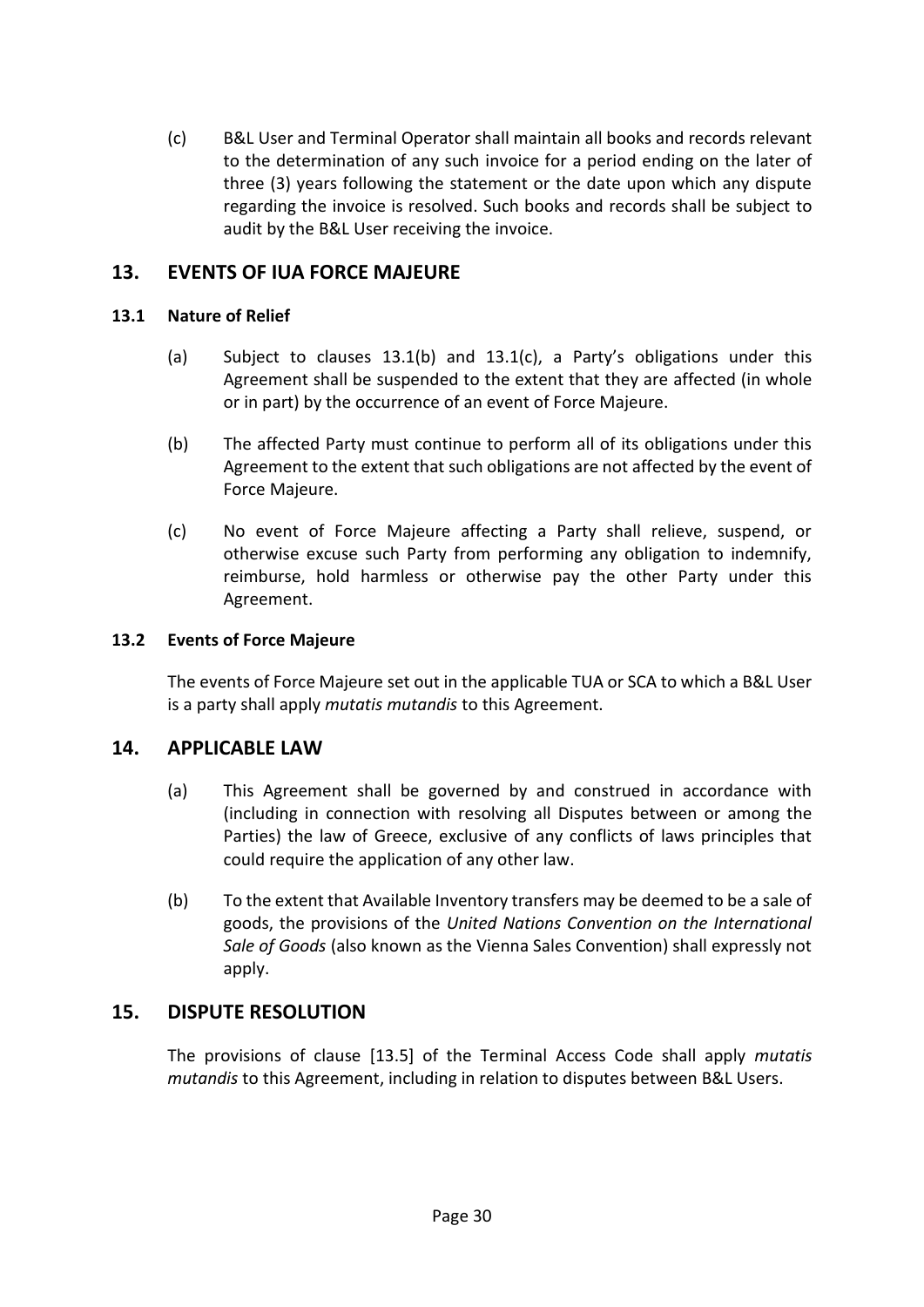(c) B&L User and Terminal Operator shall maintain all books and records relevant to the determination of any such invoice for a period ending on the later of three (3) years following the statement or the date upon which any dispute regarding the invoice is resolved. Such books and records shall be subject to audit by the B&L User receiving the invoice.

## 13. EVENTS OF IUA FORCE MAJEURE

### 13.1 Nature of Relief

(a) Subject to clauses 13.1(b) and 13.1(c), a Party's obligations under this Agreement shall be suspended to the extent that they are affected (in whole or in part) by the occurrence of an event of Force Majeure.

(b) The affected Party must continue to perform all of its obligations under this Agreement to the extent that such obligations are not affected by the event of Force Majeure.

(c) No event of Force Majeure affecting a Party shall relieve, suspend, or otherwise excuse such Party from performing any obligation to indemnify, reimburse, hold harmless or otherwise pay the other Party under this Agreement.

### 13.2 Events of Force Majeure

The events of Force Majeure set out in the applicable TUA or SCA to which a B&L User is a party shall apply *mutatis mutandis* to this Agreement.

## 14. APPLICABLE LAW

(a) This Agreement shall be governed by and construed in accordance with (including in connection with resolving all Disputes between or among the Parties) the law of Greece, exclusive of any conflicts of laws principles that could require the application of any other law.

(b) To the extent that Available Inventory transfers may be deemed to be a sale of goods, the provisions of the *United Nations Convention on the International Sale of Goods* (also known as the Vienna Sales Convention) shall expressly not apply.

## 15. DISPUTE RESOLUTION

The provisions of clause [13.5] of the Terminal Access Code shall apply *mutatis mutandis* to this Agreement, including in relation to disputes between B&L Users.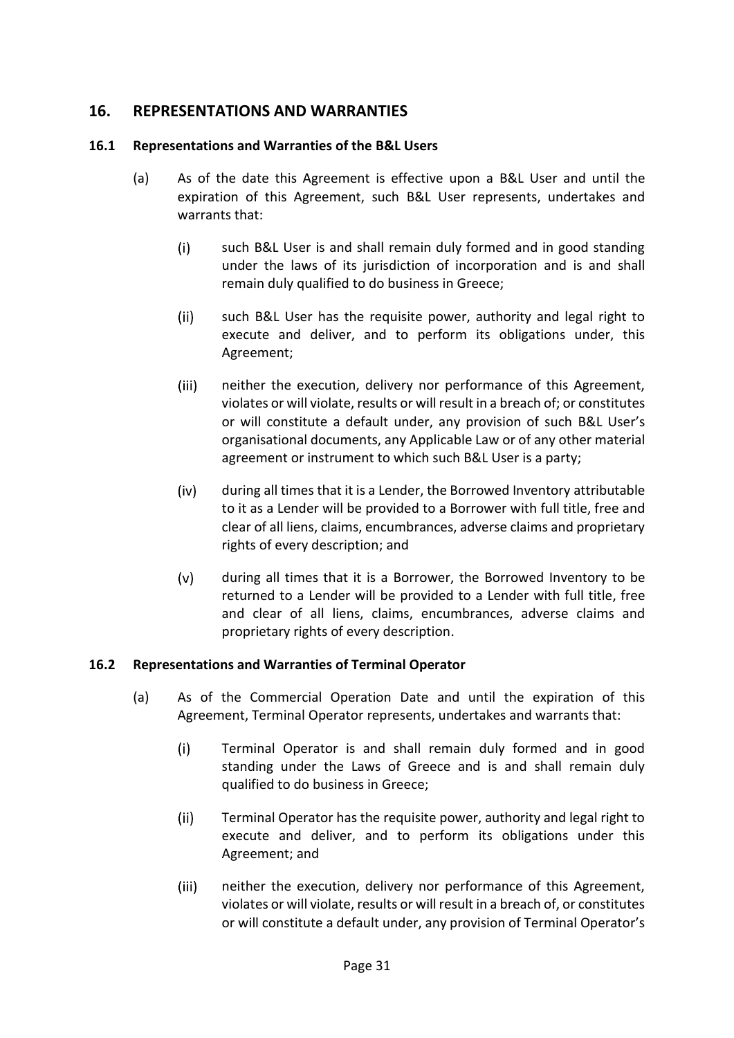## 16. REPRESENTATIONS AND WARRANTIES

### 16.1 Representations and Warranties of the B&L Users

(a) As of the date this Agreement is effective upon a B&L User and until the expiration of this Agreement, such B&L User represents, undertakes and warrants that:

(i) such B&L User is and shall remain duly formed and in good standing under the laws of its jurisdiction of incorporation and is and shall remain duly qualified to do business in Greece;

(ii) such B&L User has the requisite power, authority and legal right to execute and deliver, and to perform its obligations under, this Agreement;

(iii) neither the execution, delivery nor performance of this Agreement, violates or will violate, results or will result in a breach of; or constitutes or will constitute a default under, any provision of such B&L User's organisational documents, any Applicable Law or of any other material agreement or instrument to which such B&L User is a party;

(iv) during all times that it is a Lender, the Borrowed Inventory attributable to it as a Lender will be provided to a Borrower with full title, free and clear of all liens, claims, encumbrances, adverse claims and proprietary rights of every description; and

(v) during all times that it is a Borrower, the Borrowed Inventory to be returned to a Lender will be provided to a Lender with full title, free and clear of all liens, claims, encumbrances, adverse claims and proprietary rights of every description.

### 16.2 Representations and Warranties of Terminal Operator

(a) As of the Commercial Operation Date and until the expiration of this Agreement, Terminal Operator represents, undertakes and warrants that:

(i) Terminal Operator is and shall remain duly formed and in good standing under the Laws of Greece and is and shall remain duly qualified to do business in Greece;

(ii) Terminal Operator has the requisite power, authority and legal right to execute and deliver, and to perform its obligations under this Agreement; and

(iii) neither the execution, delivery nor performance of this Agreement, violates or will violate, results or will result in a breach of, or constitutes or will constitute a default under, any provision of Terminal Operator's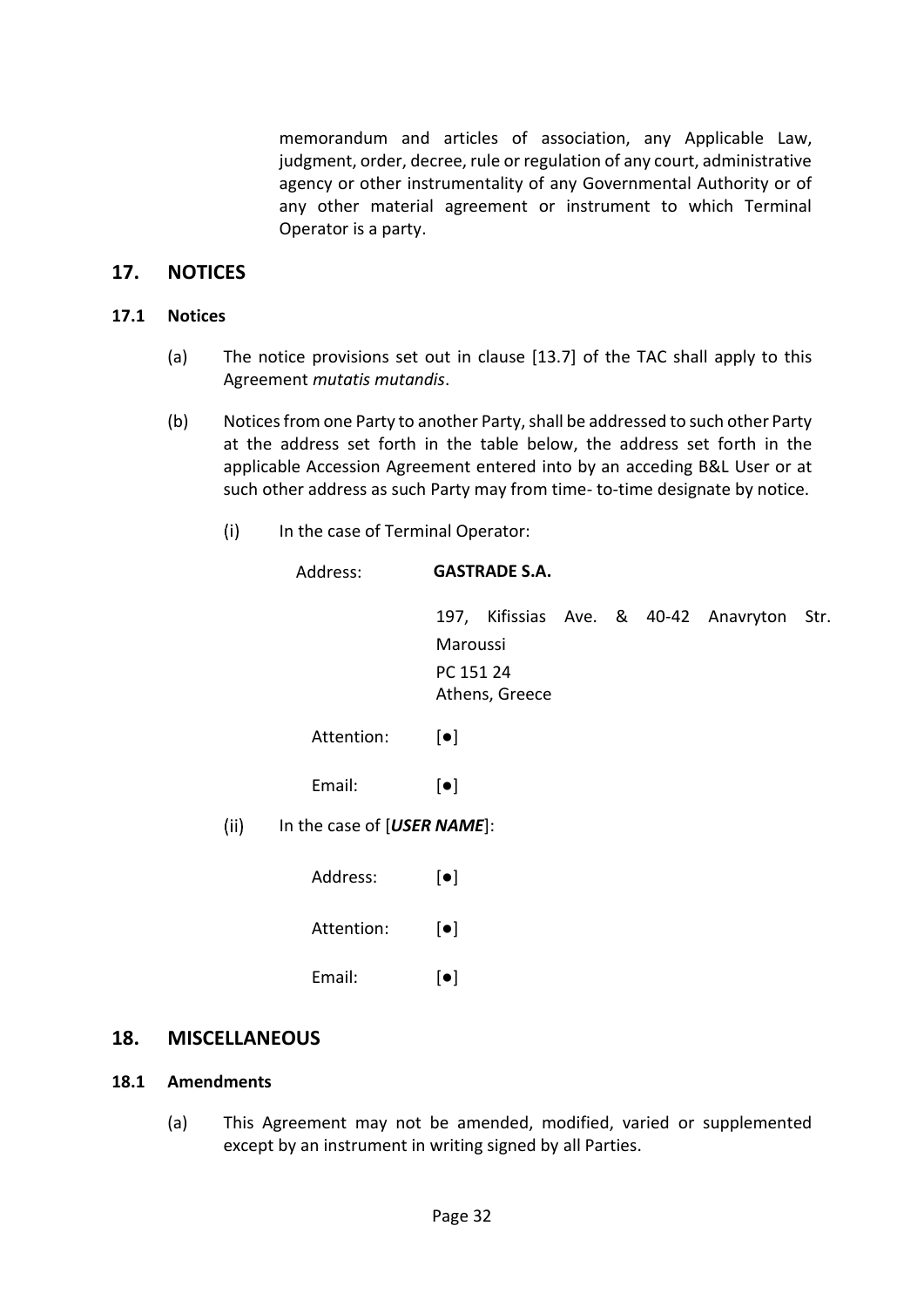memorandum and articles of association, any Applicable Law, judgment, order, decree, rule or regulation of any court, administrative agency or other instrumentality of any Governmental Authority or of any other material agreement or instrument to which Terminal Operator is a party.

## 17. NOTICES

### 17.1 Notices

(a) The notice provisions set out in clause [13.7] of the TAC shall apply to this Agreement *mutatis mutandis*.

(b) Notices from one Party to another Party, shall be addressed to such other Party at the address set forth in the table below, the address set forth in the applicable Accession Agreement entered into by an acceding B&L User or at such other address as such Party may from time- to-time designate by notice.

(i) In the case of Terminal Operator:

Address: **GASTRADE S.A.**

197, Kifissias Ave. & 40-42 Anavryton Str. Maroussi
PC 151 24
Athens, Greece

Attention: [●]

Email: [●]

(ii) In the case of [***USER NAME***]:

Address: [●]

Attention: [●]

Email: [●]

## 18. MISCELLANEOUS

### 18.1 Amendments

(a) This Agreement may not be amended, modified, varied or supplemented except by an instrument in writing signed by all Parties.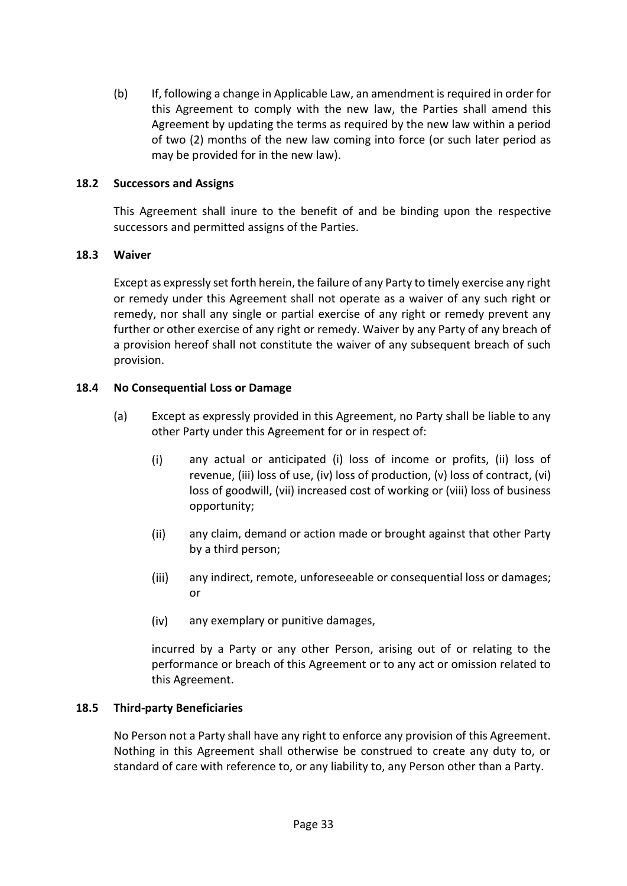(b) If, following a change in Applicable Law, an amendment is required in order for this Agreement to comply with the new law, the Parties shall amend this Agreement by updating the terms as required by the new law within a period of two (2) months of the new law coming into force (or such later period as may be provided for in the new law).

**18.2 Successors and Assigns**

This Agreement shall inure to the benefit of and be binding upon the respective successors and permitted assigns of the Parties.

**18.3 Waiver**

Except as expressly set forth herein, the failure of any Party to timely exercise any right or remedy under this Agreement shall not operate as a waiver of any such right or remedy, nor shall any single or partial exercise of any right or remedy prevent any further or other exercise of any right or remedy. Waiver by any Party of any breach of a provision hereof shall not constitute the waiver of any subsequent breach of such provision.

**18.4 No Consequential Loss or Damage**

(a) Except as expressly provided in this Agreement, no Party shall be liable to any other Party under this Agreement for or in respect of:

(i) any actual or anticipated (i) loss of income or profits, (ii) loss of revenue, (iii) loss of use, (iv) loss of production, (v) loss of contract, (vi) loss of goodwill, (vii) increased cost of working or (viii) loss of business opportunity;

(ii) any claim, demand or action made or brought against that other Party by a third person;

(iii) any indirect, remote, unforeseeable or consequential loss or damages; or

(iv) any exemplary or punitive damages,

incurred by a Party or any other Person, arising out of or relating to the performance or breach of this Agreement or to any act or omission related to this Agreement.

**18.5 Third-party Beneficiaries**

No Person not a Party shall have any right to enforce any provision of this Agreement. Nothing in this Agreement shall otherwise be construed to create any duty to, or standard of care with reference to, or any liability to, any Person other than a Party.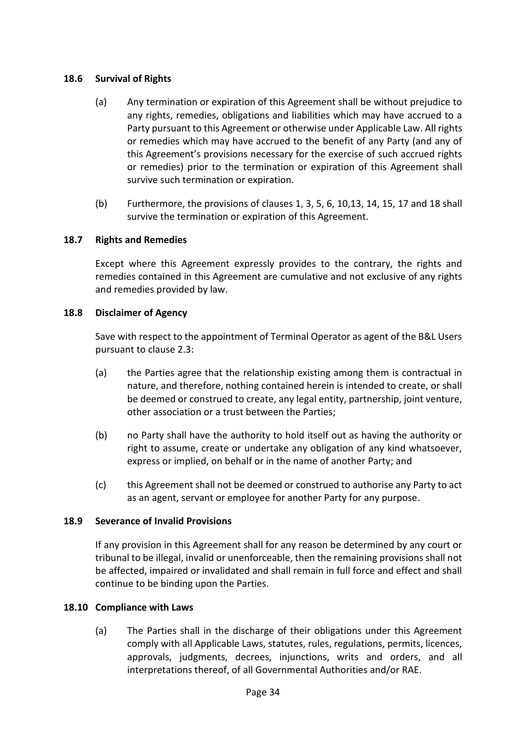### 18.6 Survival of Rights

(a) Any termination or expiration of this Agreement shall be without prejudice to any rights, remedies, obligations and liabilities which may have accrued to a Party pursuant to this Agreement or otherwise under Applicable Law. All rights or remedies which may have accrued to the benefit of any Party (and any of this Agreement's provisions necessary for the exercise of such accrued rights or remedies) prior to the termination or expiration of this Agreement shall survive such termination or expiration.

(b) Furthermore, the provisions of clauses 1, 3, 5, 6, 10,13, 14, 15, 17 and 18 shall survive the termination or expiration of this Agreement.

### 18.7 Rights and Remedies

Except where this Agreement expressly provides to the contrary, the rights and remedies contained in this Agreement are cumulative and not exclusive of any rights and remedies provided by law.

### 18.8 Disclaimer of Agency

Save with respect to the appointment of Terminal Operator as agent of the B&L Users pursuant to clause 2.3:

(a) the Parties agree that the relationship existing among them is contractual in nature, and therefore, nothing contained herein is intended to create, or shall be deemed or construed to create, any legal entity, partnership, joint venture, other association or a trust between the Parties;

(b) no Party shall have the authority to hold itself out as having the authority or right to assume, create or undertake any obligation of any kind whatsoever, express or implied, on behalf or in the name of another Party; and

(c) this Agreement shall not be deemed or construed to authorise any Party to act as an agent, servant or employee for another Party for any purpose.

### 18.9 Severance of Invalid Provisions

If any provision in this Agreement shall for any reason be determined by any court or tribunal to be illegal, invalid or unenforceable, then the remaining provisions shall not be affected, impaired or invalidated and shall remain in full force and effect and shall continue to be binding upon the Parties.

### 18.10 Compliance with Laws

(a) The Parties shall in the discharge of their obligations under this Agreement comply with all Applicable Laws, statutes, rules, regulations, permits, licences, approvals, judgments, decrees, injunctions, writs and orders, and all interpretations thereof, of all Governmental Authorities and/or RAE.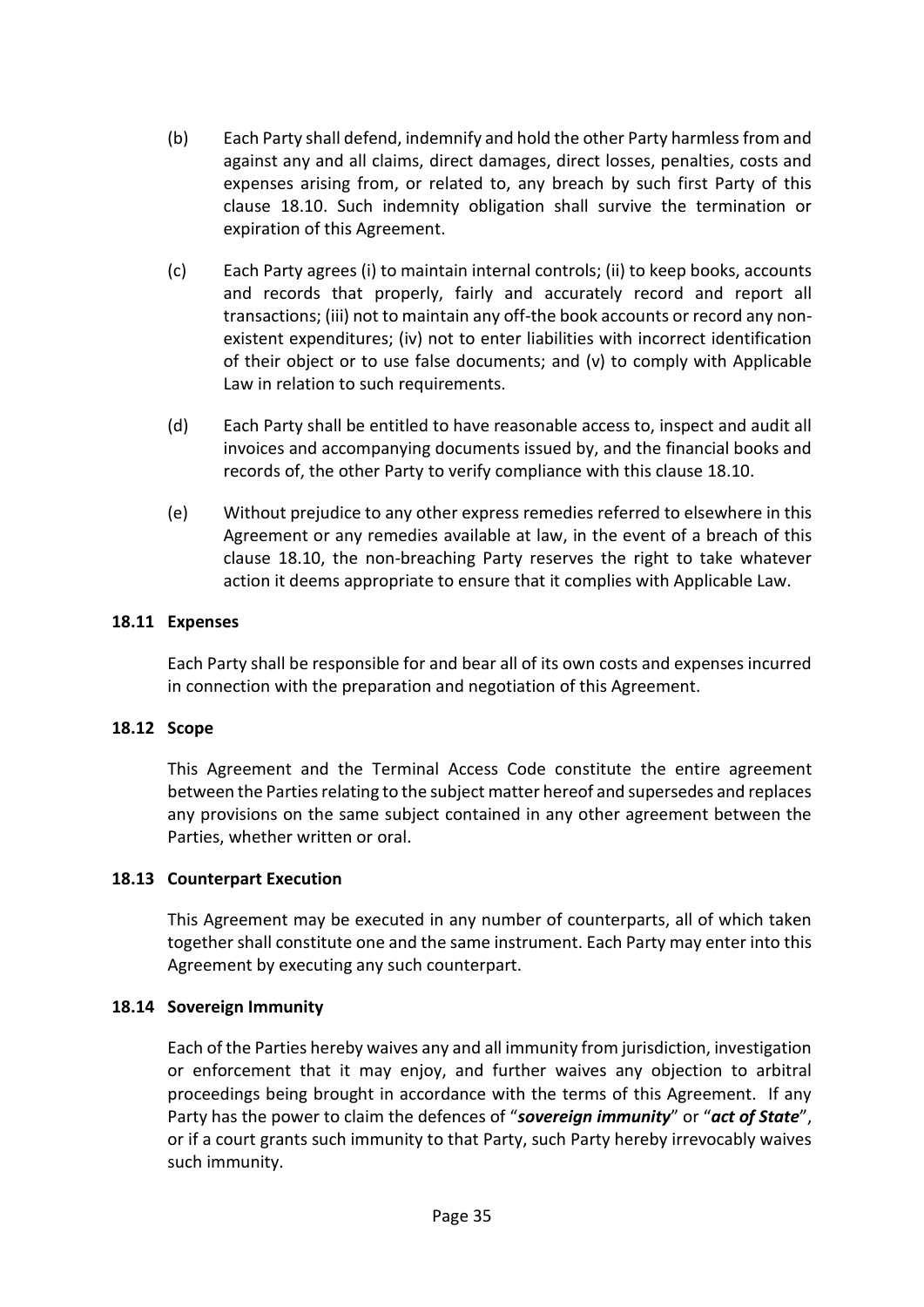(b) Each Party shall defend, indemnify and hold the other Party harmless from and against any and all claims, direct damages, direct losses, penalties, costs and expenses arising from, or related to, any breach by such first Party of this clause 18.10. Such indemnity obligation shall survive the termination or expiration of this Agreement.

(c) Each Party agrees (i) to maintain internal controls; (ii) to keep books, accounts and records that properly, fairly and accurately record and report all transactions; (iii) not to maintain any off-the book accounts or record any non-existent expenditures; (iv) not to enter liabilities with incorrect identification of their object or to use false documents; and (v) to comply with Applicable Law in relation to such requirements.

(d) Each Party shall be entitled to have reasonable access to, inspect and audit all invoices and accompanying documents issued by, and the financial books and records of, the other Party to verify compliance with this clause 18.10.

(e) Without prejudice to any other express remedies referred to elsewhere in this Agreement or any remedies available at law, in the event of a breach of this clause 18.10, the non-breaching Party reserves the right to take whatever action it deems appropriate to ensure that it complies with Applicable Law.

**18.11 Expenses**

Each Party shall be responsible for and bear all of its own costs and expenses incurred in connection with the preparation and negotiation of this Agreement.

**18.12 Scope**

This Agreement and the Terminal Access Code constitute the entire agreement between the Parties relating to the subject matter hereof and supersedes and replaces any provisions on the same subject contained in any other agreement between the Parties, whether written or oral.

**18.13 Counterpart Execution**

This Agreement may be executed in any number of counterparts, all of which taken together shall constitute one and the same instrument. Each Party may enter into this Agreement by executing any such counterpart.

**18.14 Sovereign Immunity**

Each of the Parties hereby waives any and all immunity from jurisdiction, investigation or enforcement that it may enjoy, and further waives any objection to arbitral proceedings being brought in accordance with the terms of this Agreement. If any Party has the power to claim the defences of "***sovereign immunity***" or "***act of State***", or if a court grants such immunity to that Party, such Party hereby irrevocably waives such immunity.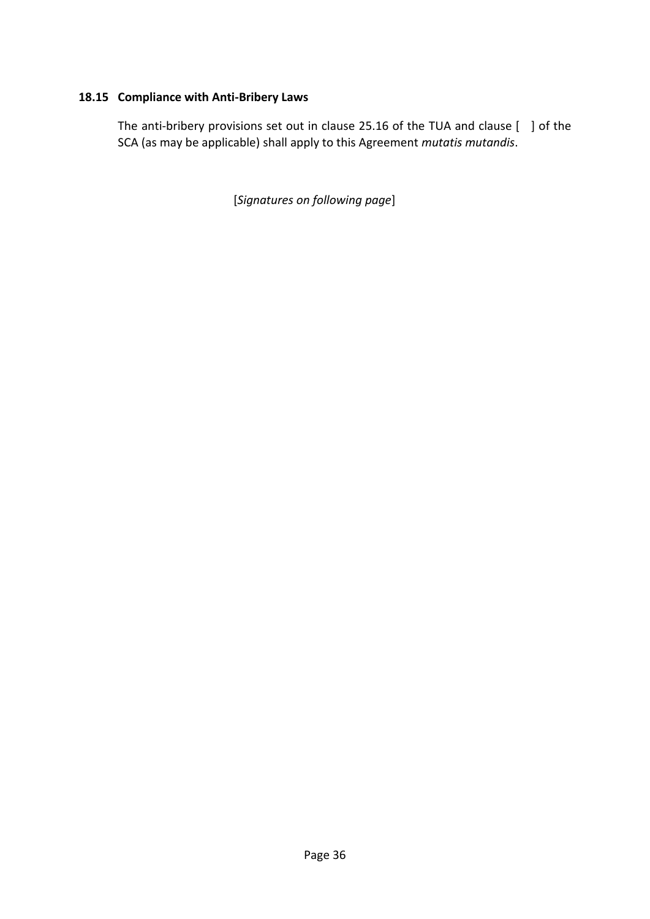### 18.15 Compliance with Anti-Bribery Laws

The anti-bribery provisions set out in clause 25.16 of the TUA and clause [ ] of the SCA (as may be applicable) shall apply to this Agreement *mutatis mutandis*.

[*Signatures on following page*]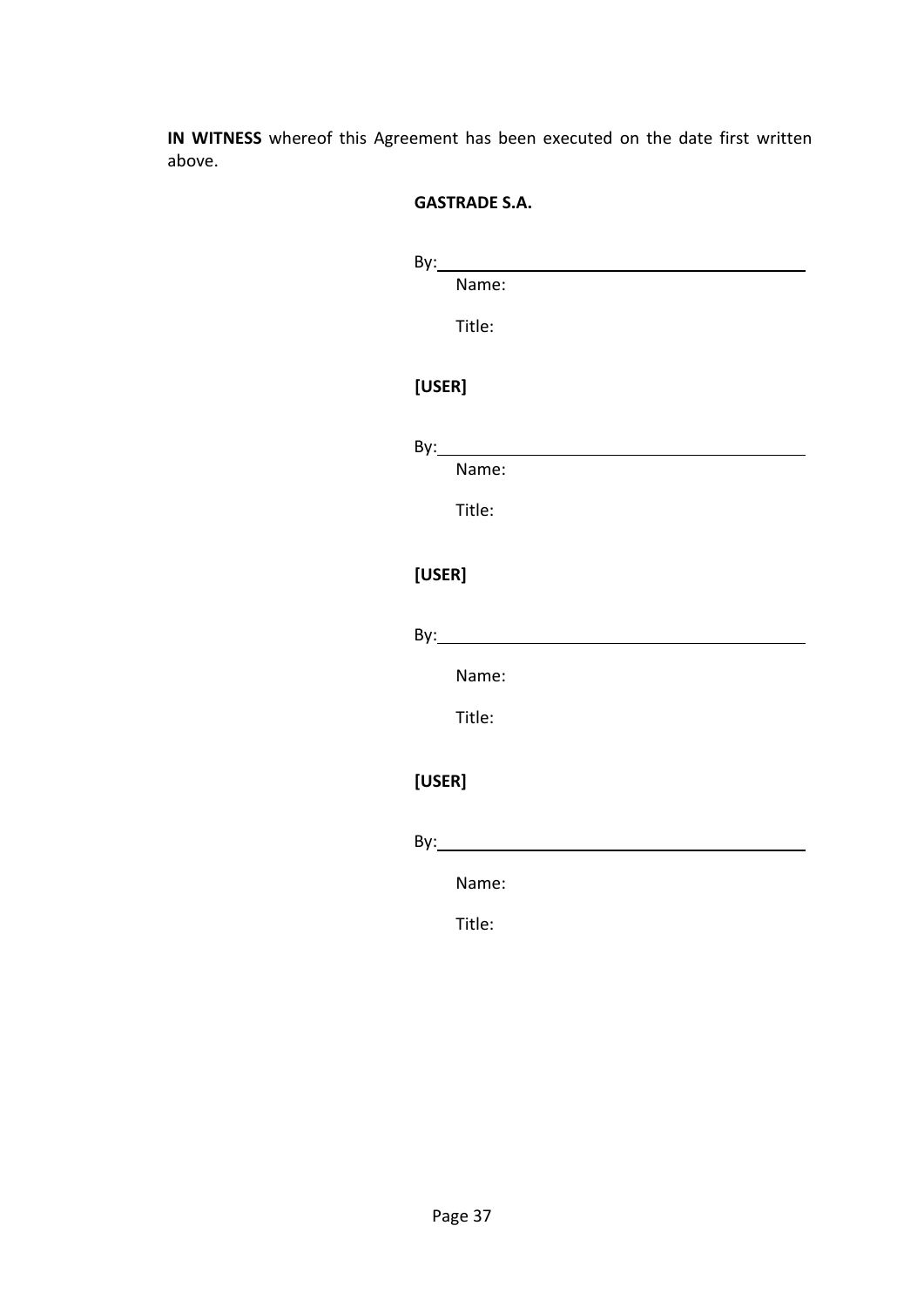**IN WITNESS** whereof this Agreement has been executed on the date first written above.

**GASTRADE S.A.**

By:\_\_\_\_\_\_\_\_\_\_\_\_\_\_\_\_\_\_\_\_\_\_\_\_\_\_\_\_\_\_\_\_\_\_\_\_\_\_\_\_

Name:

Title:

**[USER]**

By:\_\_\_\_\_\_\_\_\_\_\_\_\_\_\_\_\_\_\_\_\_\_\_\_\_\_\_\_\_\_\_\_\_\_\_\_\_\_\_\_

Name:

Title:

**[USER]**

By:\_\_\_\_\_\_\_\_\_\_\_\_\_\_\_\_\_\_\_\_\_\_\_\_\_\_\_\_\_\_\_\_\_\_\_\_\_\_\_\_

Name:

Title:

**[USER]**

By:\_\_\_\_\_\_\_\_\_\_\_\_\_\_\_\_\_\_\_\_\_\_\_\_\_\_\_\_\_\_\_\_\_\_\_\_\_\_\_\_

Name:

Title: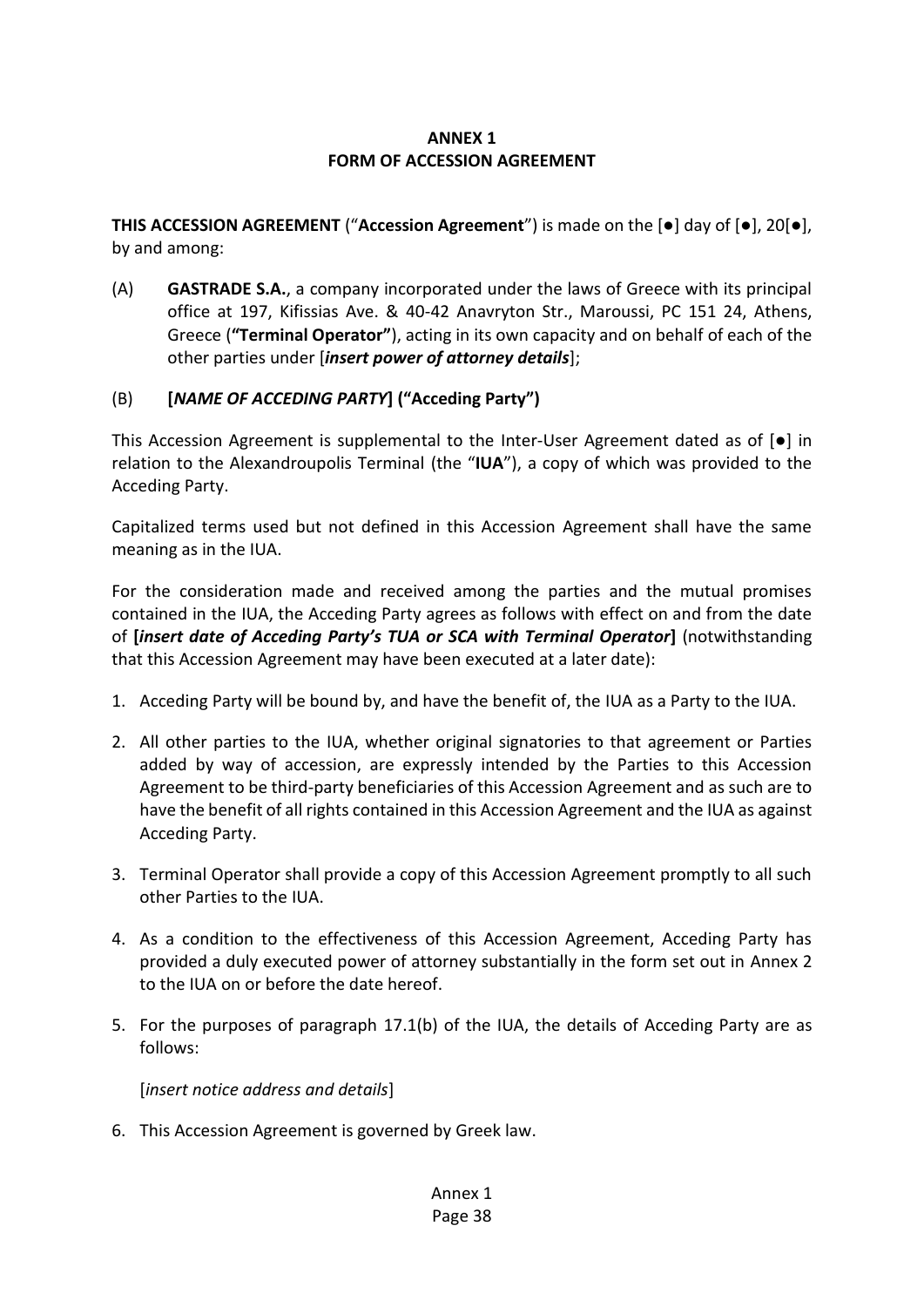**ANNEX 1**
**FORM OF ACCESSION AGREEMENT**

**THIS ACCESSION AGREEMENT** ("**Accession Agreement**") is made on the [●] day of [●], 20[●], by and among:

(A) **GASTRADE S.A.**, a company incorporated under the laws of Greece with its principal office at 197, Kifissias Ave. & 40-42 Anavryton Str., Maroussi, PC 151 24, Athens, Greece (**"Terminal Operator"**), acting in its own capacity and on behalf of each of the other parties under [***insert power of attorney details***];

(B) **[*NAME OF ACCEDING PARTY*] ("Acceding Party")**

This Accession Agreement is supplemental to the Inter-User Agreement dated as of [●] in relation to the Alexandroupolis Terminal (the "**IUA**"), a copy of which was provided to the Acceding Party.

Capitalized terms used but not defined in this Accession Agreement shall have the same meaning as in the IUA.

For the consideration made and received among the parties and the mutual promises contained in the IUA, the Acceding Party agrees as follows with effect on and from the date of **[*insert date of Acceding Party's TUA or SCA with Terminal Operator*]** (notwithstanding that this Accession Agreement may have been executed at a later date):

1. Acceding Party will be bound by, and have the benefit of, the IUA as a Party to the IUA.
2. All other parties to the IUA, whether original signatories to that agreement or Parties added by way of accession, are expressly intended by the Parties to this Accession Agreement to be third-party beneficiaries of this Accession Agreement and as such are to have the benefit of all rights contained in this Accession Agreement and the IUA as against Acceding Party.
3. Terminal Operator shall provide a copy of this Accession Agreement promptly to all such other Parties to the IUA.
4. As a condition to the effectiveness of this Accession Agreement, Acceding Party has provided a duly executed power of attorney substantially in the form set out in Annex 2 to the IUA on or before the date hereof.
5. For the purposes of paragraph 17.1(b) of the IUA, the details of Acceding Party are as follows:

   [*insert notice address and details*]

6. This Accession Agreement is governed by Greek law.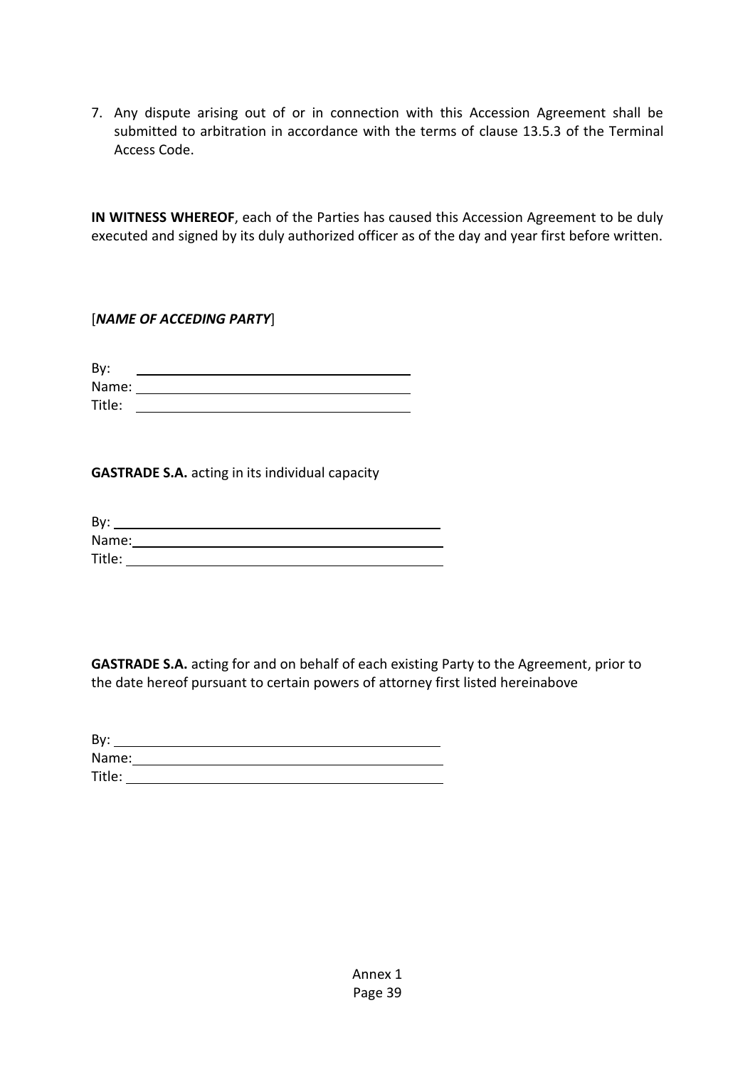7. Any dispute arising out of or in connection with this Accession Agreement shall be submitted to arbitration in accordance with the terms of clause 13.5.3 of the Terminal Access Code.

**IN WITNESS WHEREOF**, each of the Parties has caused this Accession Agreement to be duly executed and signed by its duly authorized officer as of the day and year first before written.

[***NAME OF ACCEDING PARTY***]

By: ______________________________

Name: ______________________________

Title: ______________________________

**GASTRADE S.A.** acting in its individual capacity

By: ______________________________

Name: ______________________________

Title: ______________________________

**GASTRADE S.A.** acting for and on behalf of each existing Party to the Agreement, prior to the date hereof pursuant to certain powers of attorney first listed hereinabove

By: ______________________________

Name: ______________________________

Title: ______________________________

Annex 1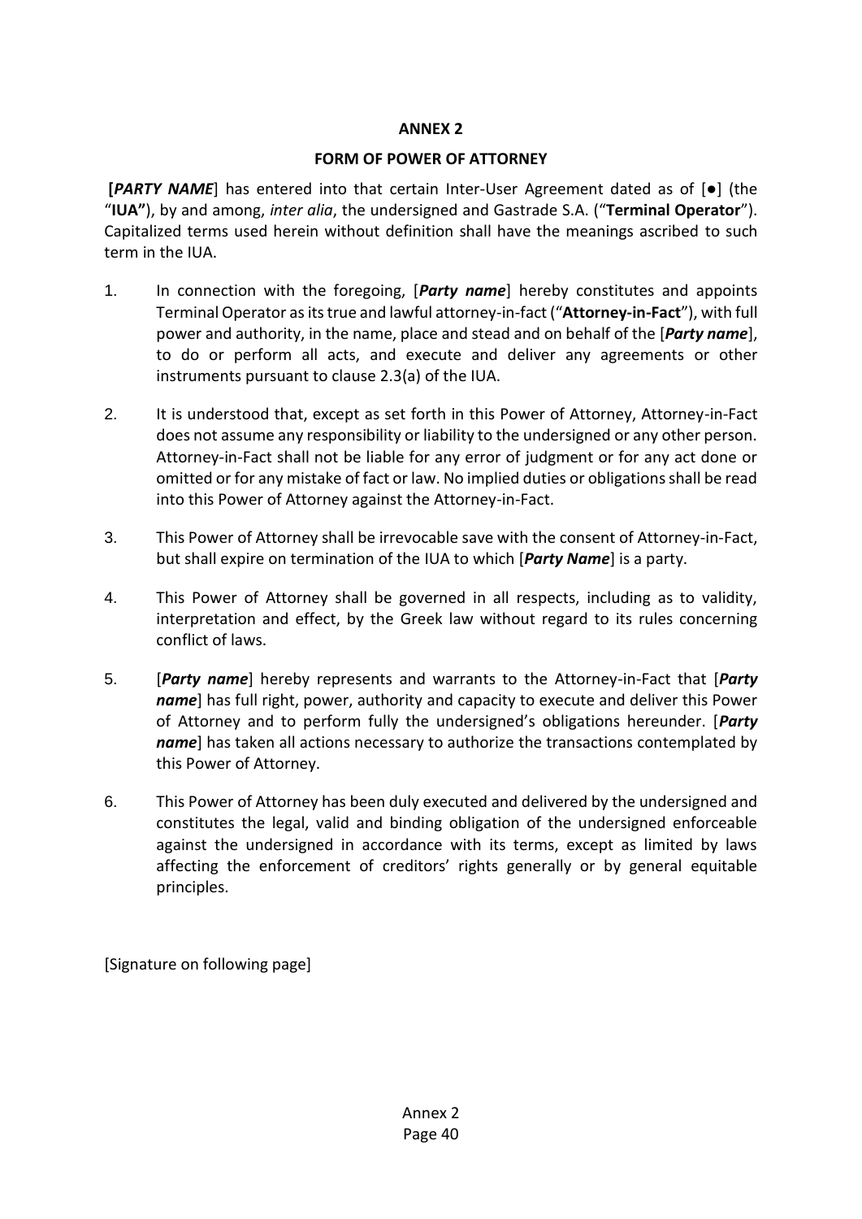## ANNEX 2

## FORM OF POWER OF ATTORNEY

**[*PARTY NAME*]** has entered into that certain Inter-User Agreement dated as of [●] (the "**IUA"**), by and among, *inter alia*, the undersigned and Gastrade S.A. ("**Terminal Operator**"). Capitalized terms used herein without definition shall have the meanings ascribed to such term in the IUA.

1. In connection with the foregoing, [***Party name***] hereby constitutes and appoints Terminal Operator as its true and lawful attorney-in-fact ("**Attorney-in-Fact**"), with full power and authority, in the name, place and stead and on behalf of the [***Party name***], to do or perform all acts, and execute and deliver any agreements or other instruments pursuant to clause 2.3(a) of the IUA.

2. It is understood that, except as set forth in this Power of Attorney, Attorney-in-Fact does not assume any responsibility or liability to the undersigned or any other person. Attorney-in-Fact shall not be liable for any error of judgment or for any act done or omitted or for any mistake of fact or law. No implied duties or obligations shall be read into this Power of Attorney against the Attorney-in-Fact.

3. This Power of Attorney shall be irrevocable save with the consent of Attorney-in-Fact, but shall expire on termination of the IUA to which [***Party Name***] is a party.

4. This Power of Attorney shall be governed in all respects, including as to validity, interpretation and effect, by the Greek law without regard to its rules concerning conflict of laws.

5. [***Party name***] hereby represents and warrants to the Attorney-in-Fact that [***Party name***] has full right, power, authority and capacity to execute and deliver this Power of Attorney and to perform fully the undersigned's obligations hereunder. [***Party name***] has taken all actions necessary to authorize the transactions contemplated by this Power of Attorney.

6. This Power of Attorney has been duly executed and delivered by the undersigned and constitutes the legal, valid and binding obligation of the undersigned enforceable against the undersigned in accordance with its terms, except as limited by laws affecting the enforcement of creditors' rights generally or by general equitable principles.

[Signature on following page]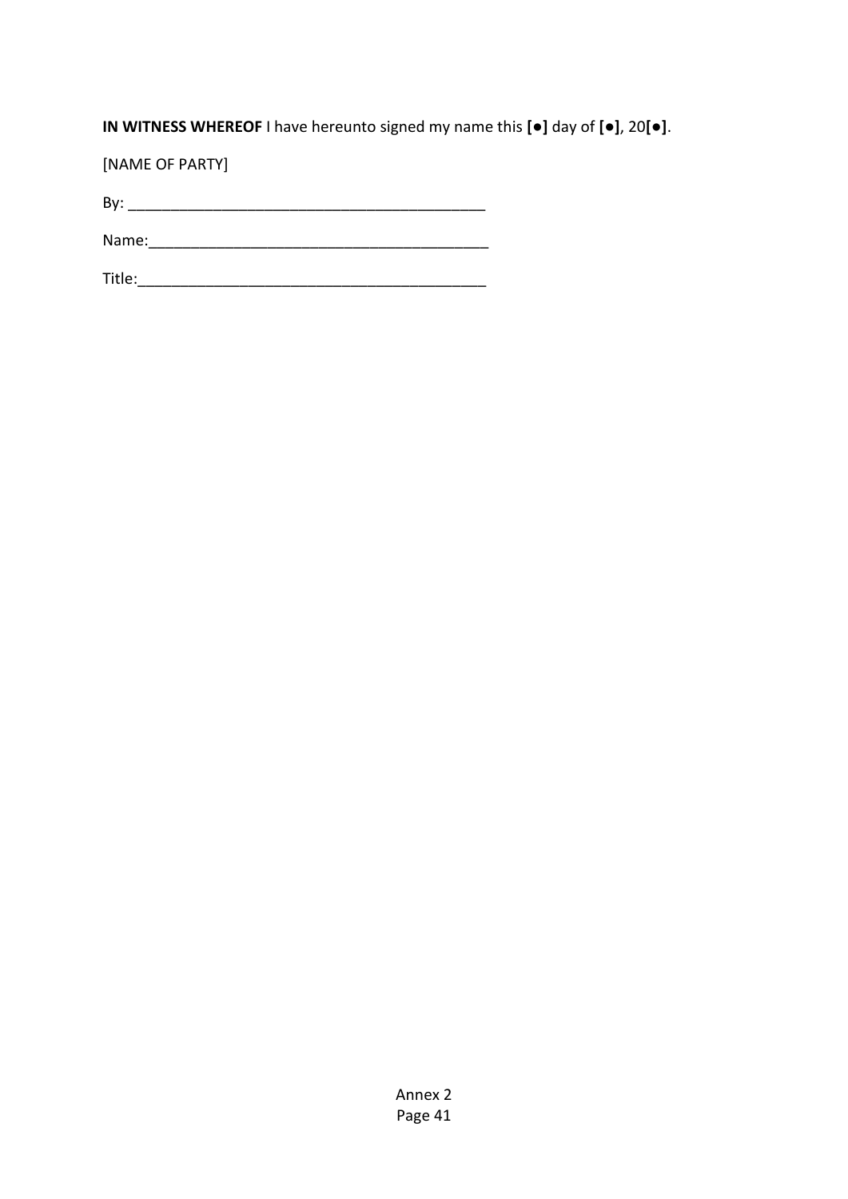**IN WITNESS WHEREOF** I have hereunto signed my name this **[●]** day of **[●]**, 20**[●]**.

[NAME OF PARTY]

By: ________________________________________

Name:______________________________________

Title:_______________________________________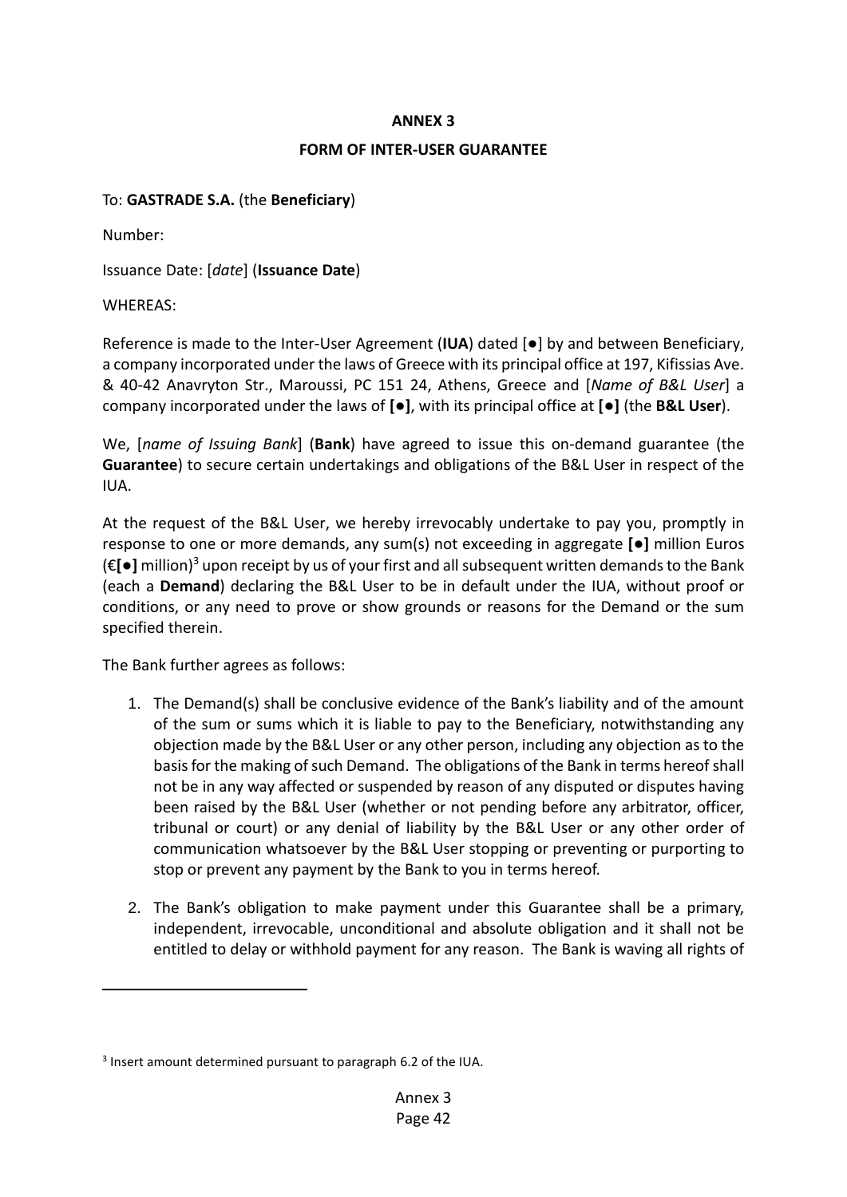# ANNEX 3

## FORM OF INTER-USER GUARANTEE

To: **GASTRADE S.A.** (the **Beneficiary**)

Number:

Issuance Date: [*date*] (**Issuance Date**)

WHEREAS:

Reference is made to the Inter-User Agreement (**IUA**) dated [●] by and between Beneficiary, a company incorporated under the laws of Greece with its principal office at 197, Kifissias Ave. & 40-42 Anavryton Str., Maroussi, PC 151 24, Athens, Greece and [*Name of B&L User*] a company incorporated under the laws of **[●]**, with its principal office at **[●]** (the **B&L User**).

We, [*name of Issuing Bank*] (**Bank**) have agreed to issue this on-demand guarantee (the **Guarantee**) to secure certain undertakings and obligations of the B&L User in respect of the IUA.

At the request of the B&L User, we hereby irrevocably undertake to pay you, promptly in response to one or more demands, any sum(s) not exceeding in aggregate **[●]** million Euros (€**[●]** million)[3] upon receipt by us of your first and all subsequent written demands to the Bank (each a **Demand**) declaring the B&L User to be in default under the IUA, without proof or conditions, or any need to prove or show grounds or reasons for the Demand or the sum specified therein.

The Bank further agrees as follows:

1. The Demand(s) shall be conclusive evidence of the Bank's liability and of the amount of the sum or sums which it is liable to pay to the Beneficiary, notwithstanding any objection made by the B&L User or any other person, including any objection as to the basis for the making of such Demand. The obligations of the Bank in terms hereof shall not be in any way affected or suspended by reason of any disputed or disputes having been raised by the B&L User (whether or not pending before any arbitrator, officer, tribunal or court) or any denial of liability by the B&L User or any other order of communication whatsoever by the B&L User stopping or preventing or purporting to stop or prevent any payment by the Bank to you in terms hereof.

2. The Bank's obligation to make payment under this Guarantee shall be a primary, independent, irrevocable, unconditional and absolute obligation and it shall not be entitled to delay or withhold payment for any reason. The Bank is waving all rights of

---

[3] Insert amount determined pursuant to paragraph 6.2 of the IUA.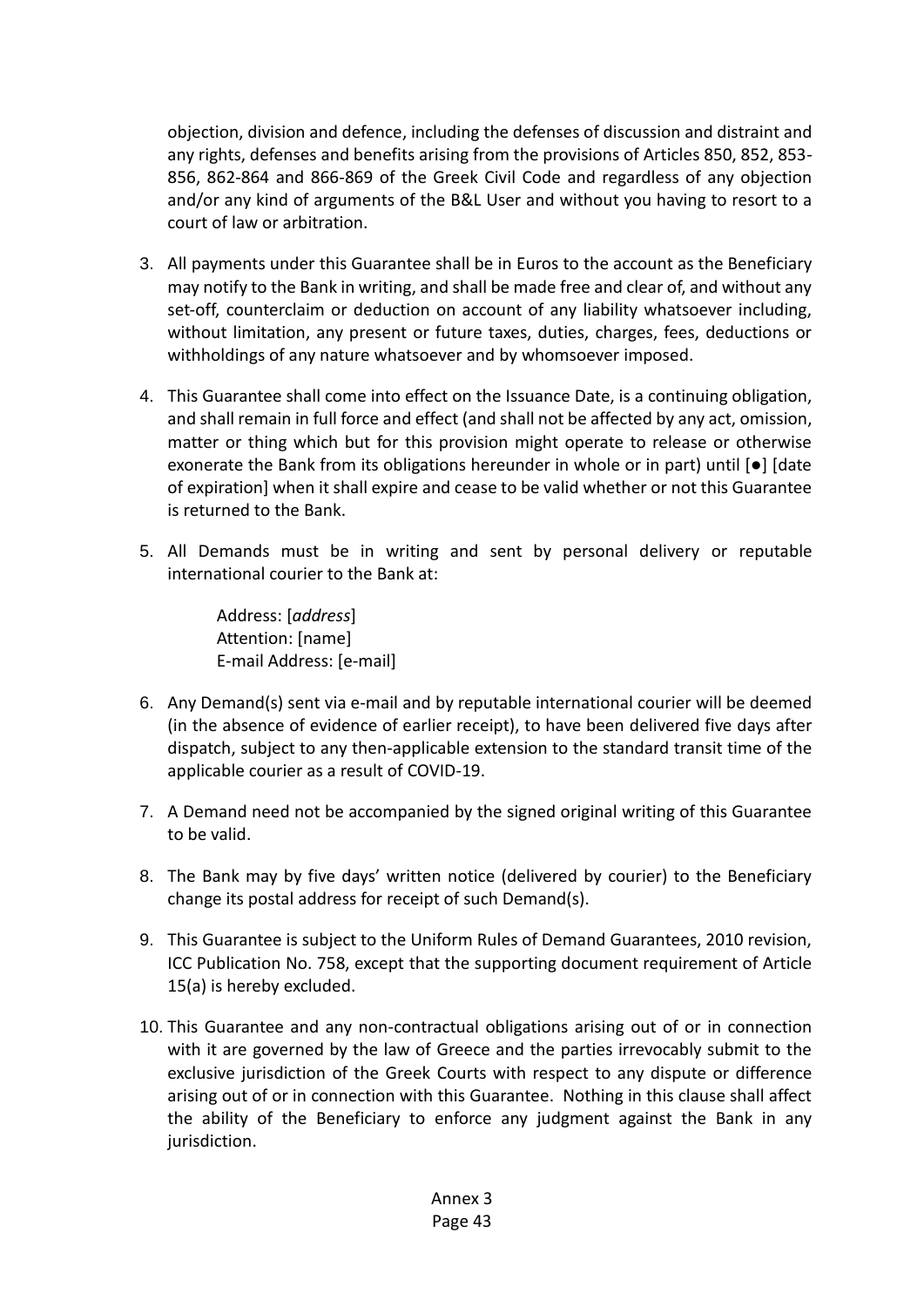objection, division and defence, including the defenses of discussion and distraint and any rights, defenses and benefits arising from the provisions of Articles 850, 852, 853-856, 862-864 and 866-869 of the Greek Civil Code and regardless of any objection and/or any kind of arguments of the B&L User and without you having to resort to a court of law or arbitration.

3. All payments under this Guarantee shall be in Euros to the account as the Beneficiary may notify to the Bank in writing, and shall be made free and clear of, and without any set-off, counterclaim or deduction on account of any liability whatsoever including, without limitation, any present or future taxes, duties, charges, fees, deductions or withholdings of any nature whatsoever and by whomsoever imposed.

4. This Guarantee shall come into effect on the Issuance Date, is a continuing obligation, and shall remain in full force and effect (and shall not be affected by any act, omission, matter or thing which but for this provision might operate to release or otherwise exonerate the Bank from its obligations hereunder in whole or in part) until [●] [date of expiration] when it shall expire and cease to be valid whether or not this Guarantee is returned to the Bank.

5. All Demands must be in writing and sent by personal delivery or reputable international courier to the Bank at:

   Address: [*address*]
   Attention: [name]
   E-mail Address: [e-mail]

6. Any Demand(s) sent via e-mail and by reputable international courier will be deemed (in the absence of evidence of earlier receipt), to have been delivered five days after dispatch, subject to any then-applicable extension to the standard transit time of the applicable courier as a result of COVID-19.

7. A Demand need not be accompanied by the signed original writing of this Guarantee to be valid.

8. The Bank may by five days' written notice (delivered by courier) to the Beneficiary change its postal address for receipt of such Demand(s).

9. This Guarantee is subject to the Uniform Rules of Demand Guarantees, 2010 revision, ICC Publication No. 758, except that the supporting document requirement of Article 15(a) is hereby excluded.

10. This Guarantee and any non-contractual obligations arising out of or in connection with it are governed by the law of Greece and the parties irrevocably submit to the exclusive jurisdiction of the Greek Courts with respect to any dispute or difference arising out of or in connection with this Guarantee. Nothing in this clause shall affect the ability of the Beneficiary to enforce any judgment against the Bank in any jurisdiction.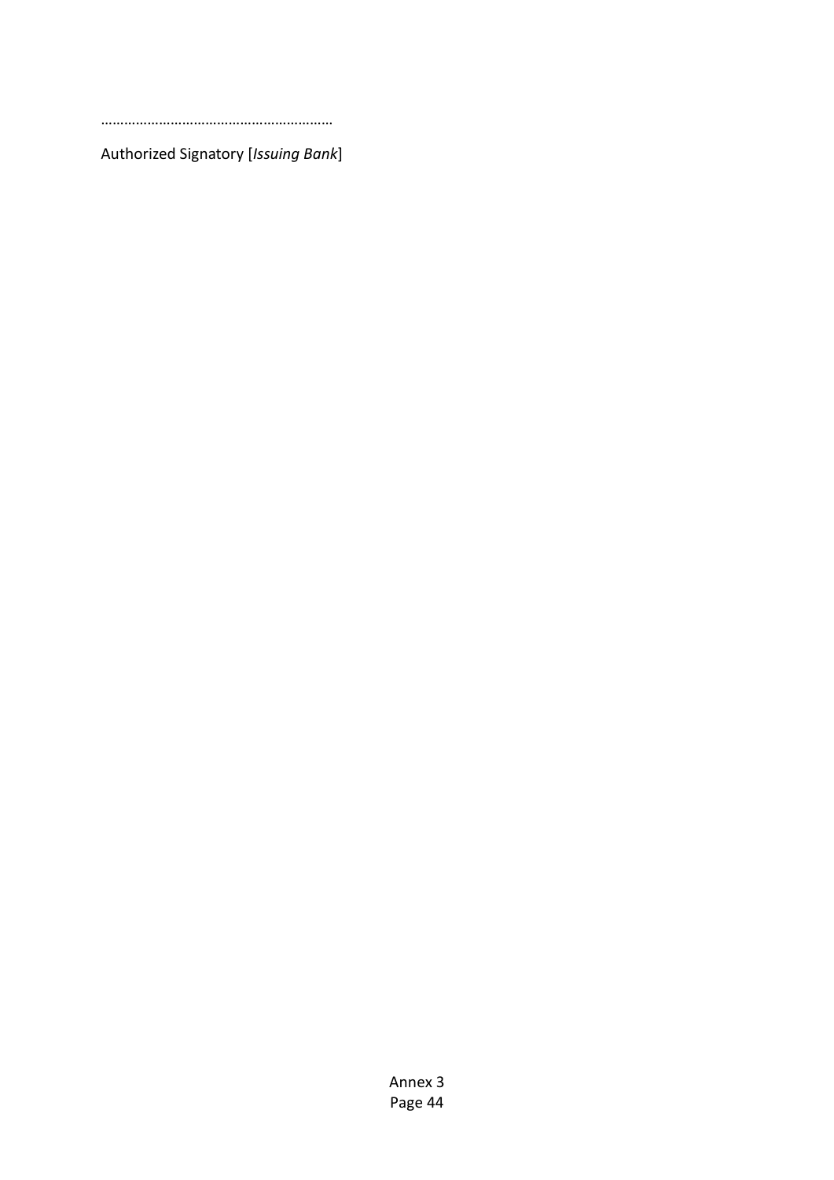……………………………………………………

Authorized Signatory [*Issuing Bank*]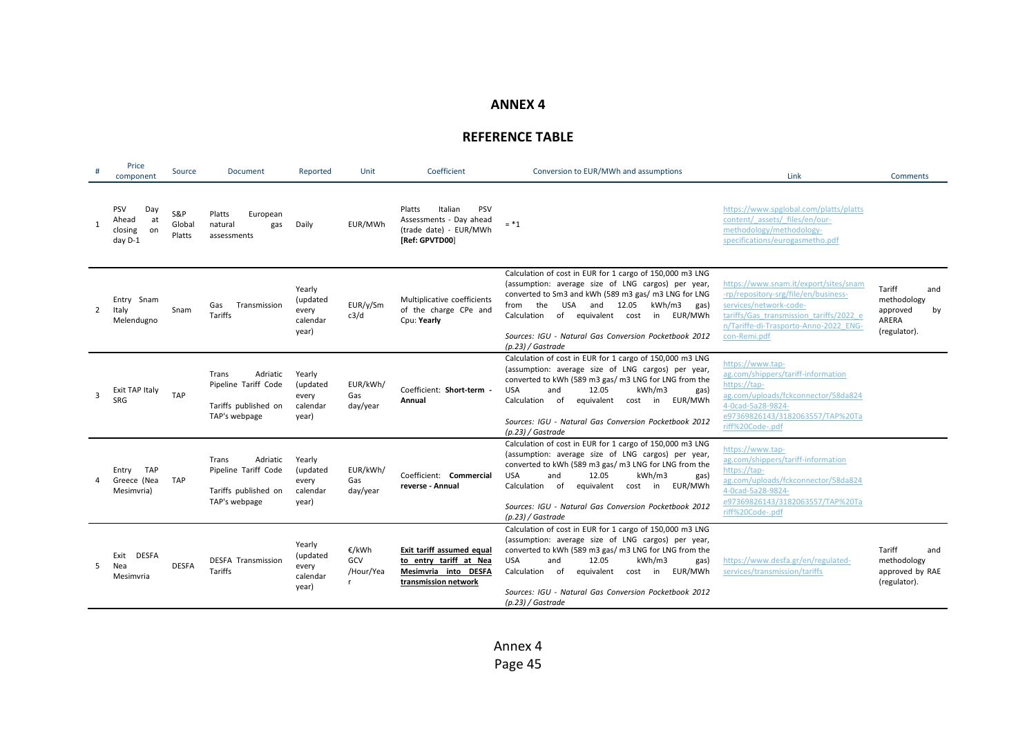# ANNEX 4

## REFERENCE TABLE

| # | Price component | Source | Document | Reported | Unit | Coefficient | Conversion to EUR/MWh and assumptions | Link | Comments |
|---|---|---|---|---|---|---|---|---|---|
| 1 | PSV Day Ahead at closing on day D-1 | S&P Global Platts | Platts European natural gas assessments | Daily | EUR/MWh | Platts Italian PSV Assessments - Day ahead (trade date) - EUR/MWh **[Ref: GPVTD00]** | = *1 | https://www.spglobal.com/platts/platts content/_assets/_files/en/our-methodology/methodology-specifications/eurogasmetho.pdf | |
| 2 | Entry Snam Italy Melendugno | Snam | Gas Transmission Tariffs | Yearly (updated every calendar year) | EUR/y/Sm c3/d | Multiplicative coefficients of the charge CPe and Cpu: **Yearly** | Calculation of cost in EUR for 1 cargo of 150,000 m3 LNG (assumption: average size of LNG cargos) per year, converted to Sm3 and kWh (589 m3 gas/ m3 LNG for LNG from the USA and 12.05 kWh/m3 gas) Calculation of equivalent cost in EUR/MWh<br>*Sources: IGU - Natural Gas Conversion Pocketbook 2012 (p.23) / Gastrade* | https://www.snam.it/export/sites/snam-rp/repository-srg/file/en/business-services/network-code-tariffs/Gas_transmission_tariffs/2022_en/Tariffe-di-Trasporto-Anno-2022_ENG-con-Remi.pdf | Tariff and methodology approved by ARERA (regulator). |
| 3 | Exit TAP Italy SRG | TAP | Trans Adriatic Pipeline Tariff Code<br>Tariffs published on TAP's webpage | Yearly (updated every calendar year) | EUR/kWh/ Gas day/year | Coefficient: **Short-term - Annual** | Calculation of cost in EUR for 1 cargo of 150,000 m3 LNG (assumption: average size of LNG cargos) per year, converted to kWh (589 m3 gas/ m3 LNG for LNG from the USA and 12.05 kWh/m3 gas) Calculation of equivalent cost in EUR/MWh<br>*Sources: IGU - Natural Gas Conversion Pocketbook 2012 (p.23) / Gastrade* | https://www.tap-ag.com/shippers/tariff-information<br>https://tap-ag.com/uploads/fckconnector/58da824 4-0cad-5a28-9824-e97369826143/3182063557/TAP%20Tariff%20Code-.pdf | |
| 4 | Entry TAP Greece (Nea Mesimvria) | TAP | Trans Adriatic Pipeline Tariff Code<br>Tariffs published on TAP's webpage | Yearly (updated every calendar year) | EUR/kWh/ Gas day/year | Coefficient: **Commercial reverse - Annual** | Calculation of cost in EUR for 1 cargo of 150,000 m3 LNG (assumption: average size of LNG cargos) per year, converted to kWh (589 m3 gas/ m3 LNG for LNG from the USA and 12.05 kWh/m3 gas) Calculation of equivalent cost in EUR/MWh<br>*Sources: IGU - Natural Gas Conversion Pocketbook 2012 (p.23) / Gastrade* | https://www.tap-ag.com/shippers/tariff-information<br>https://tap-ag.com/uploads/fckconnector/58da824 4-0cad-5a28-9824-e97369826143/3182063557/TAP%20Tariff%20Code-.pdf | |
| 5 | Exit DESFA Nea Mesimvria | DESFA | DESFA Transmission Tariffs | Yearly (updated every calendar year) | €/kWh GCV /Hour/Year | **Exit tariff assumed equal to entry tariff at Nea Mesimvria into DESFA transmission network** | Calculation of cost in EUR for 1 cargo of 150,000 m3 LNG (assumption: average size of LNG cargos) per year, converted to kWh (589 m3 gas/ m3 LNG for LNG from the USA and 12.05 kWh/m3 gas) Calculation of equivalent cost in EUR/MWh<br>*Sources: IGU - Natural Gas Conversion Pocketbook 2012 (p.23) / Gastrade* | https://www.desfa.gr/en/regulated-services/transmission/tariffs | Tariff and methodology approved by RAE (regulator). |

Annex 4